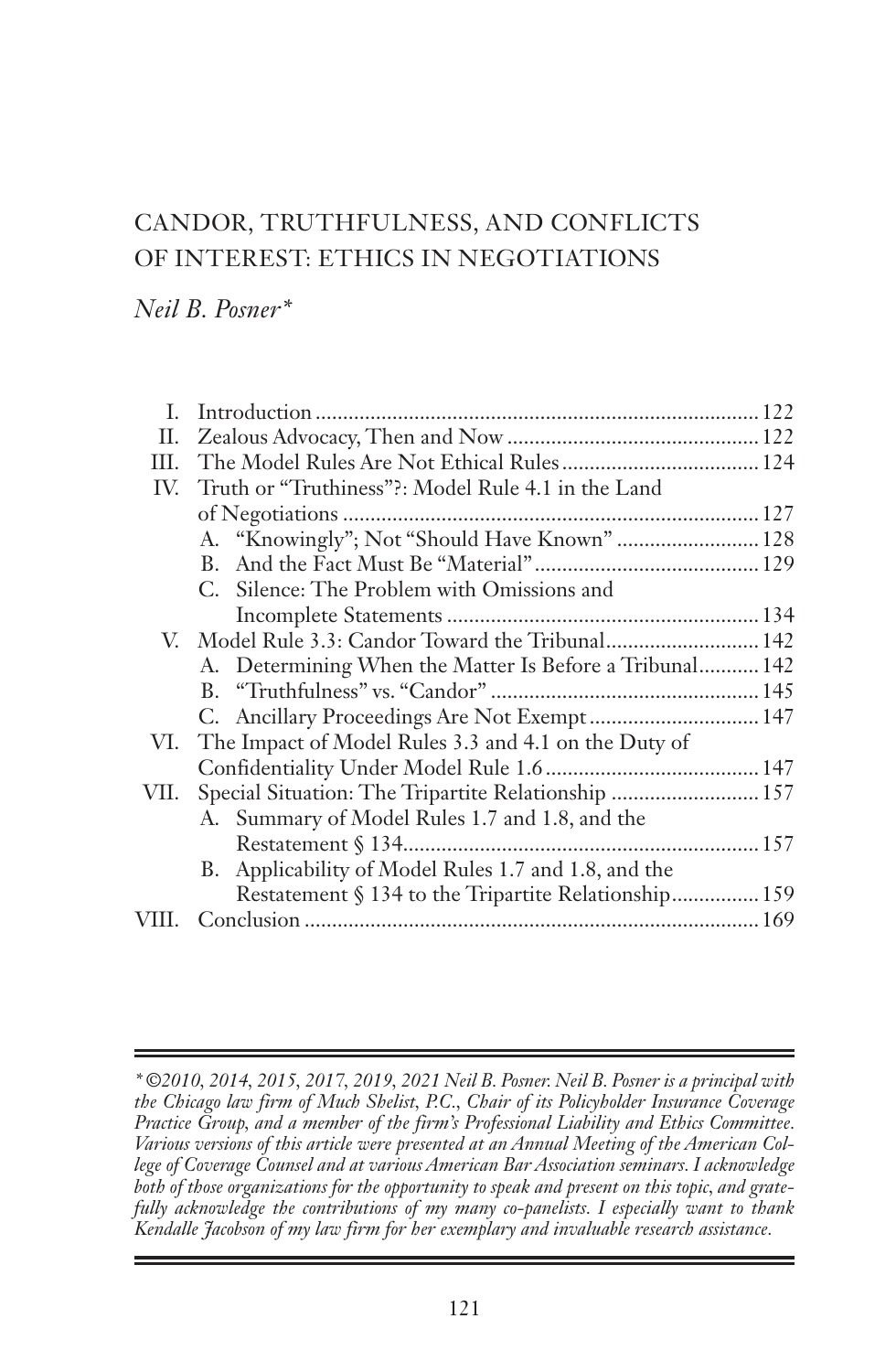# CANDOR, TRUTHFULNESS, AND CONFLICTS OF INTEREST: ETHICS IN NEGOTIATIONS

*Neil B. Posner\**

| | | |
|---|---|---|
| I. | Introduction | 122 |
| II. | Zealous Advocacy, Then and Now | 122 |
| III. | The Model Rules Are Not Ethical Rules | 124 |
| IV. | Truth or "Truthiness"?: Model Rule 4.1 in the Land of Negotiations | 127 |
| | A. "Knowingly"; Not "Should Have Known" | 128 |
| | B. And the Fact Must Be "Material" | 129 |
| | C. Silence: The Problem with Omissions and Incomplete Statements | 134 |
| V. | Model Rule 3.3: Candor Toward the Tribunal | 142 |
| | A. Determining When the Matter Is Before a Tribunal | 142 |
| | B. "Truthfulness" vs. "Candor" | 145 |
| | C. Ancillary Proceedings Are Not Exempt | 147 |
| VI. | The Impact of Model Rules 3.3 and 4.1 on the Duty of Confidentiality Under Model Rule 1.6 | 147 |
| VII. | Special Situation: The Tripartite Relationship | 157 |
| | A. Summary of Model Rules 1.7 and 1.8, and the Restatement § 134 | 157 |
| | B. Applicability of Model Rules 1.7 and 1.8, and the Restatement § 134 to the Tripartite Relationship | 159 |
| VIII. | Conclusion | 169 |

---

*\* ©2010, 2014, 2015, 2017, 2019, 2021 Neil B. Posner. Neil B. Posner is a principal with the Chicago law firm of Much Shelist, P.C., Chair of its Policyholder Insurance Coverage Practice Group, and a member of the firm's Professional Liability and Ethics Committee. Various versions of this article were presented at an Annual Meeting of the American College of Coverage Counsel and at various American Bar Association seminars. I acknowledge both of those organizations for the opportunity to speak and present on this topic, and gratefully acknowledge the contributions of my many co-panelists. I especially want to thank Kendalle Jacobson of my law firm for her exemplary and invaluable research assistance.*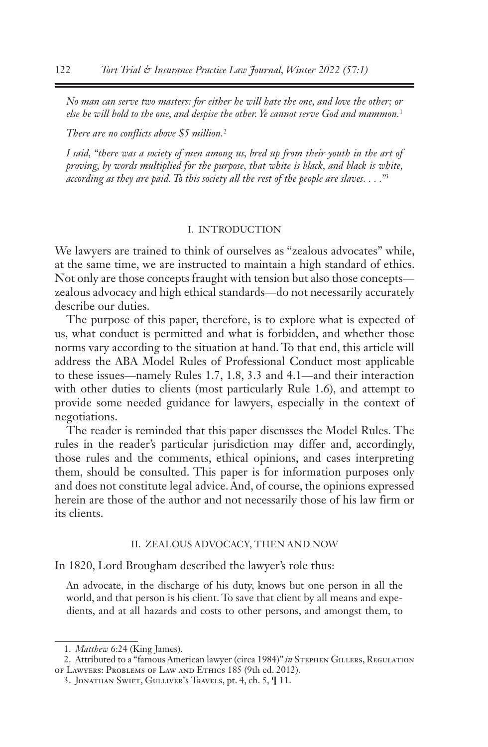*No man can serve two masters: for either he will hate the one, and love the other; or else he will hold to the one, and despise the other. Ye cannot serve God and mammon.*[1]

*There are no conflicts above $5 million.*[2]

*I said, "there was a society of men among us, bred up from their youth in the art of proving, by words multiplied for the purpose, that white is black, and black is white, according as they are paid. To this society all the rest of the people are slaves. . . ."*[3]

## I. INTRODUCTION

We lawyers are trained to think of ourselves as "zealous advocates" while, at the same time, we are instructed to maintain a high standard of ethics. Not only are those concepts fraught with tension but also those concepts—zealous advocacy and high ethical standards—do not necessarily accurately describe our duties.

The purpose of this paper, therefore, is to explore what is expected of us, what conduct is permitted and what is forbidden, and whether those norms vary according to the situation at hand. To that end, this article will address the ABA Model Rules of Professional Conduct most applicable to these issues—namely Rules 1.7, 1.8, 3.3 and 4.1—and their interaction with other duties to clients (most particularly Rule 1.6), and attempt to provide some needed guidance for lawyers, especially in the context of negotiations.

The reader is reminded that this paper discusses the Model Rules. The rules in the reader's particular jurisdiction may differ and, accordingly, those rules and the comments, ethical opinions, and cases interpreting them, should be consulted. This paper is for information purposes only and does not constitute legal advice. And, of course, the opinions expressed herein are those of the author and not necessarily those of his law firm or its clients.

## II. ZEALOUS ADVOCACY, THEN AND NOW

In 1820, Lord Brougham described the lawyer's role thus:

> An advocate, in the discharge of his duty, knows but one person in all the world, and that person is his client. To save that client by all means and expedients, and at all hazards and costs to other persons, and amongst them, to

---

1. *Matthew* 6:24 (King James).

2. Attributed to a "famous American lawyer (circa 1984)" *in* Stephen Gillers, Regulation of Lawyers: Problems of Law and Ethics 185 (9th ed. 2012).

3. Jonathan Swift, Gulliver's Travels, pt. 4, ch. 5, ¶ 11.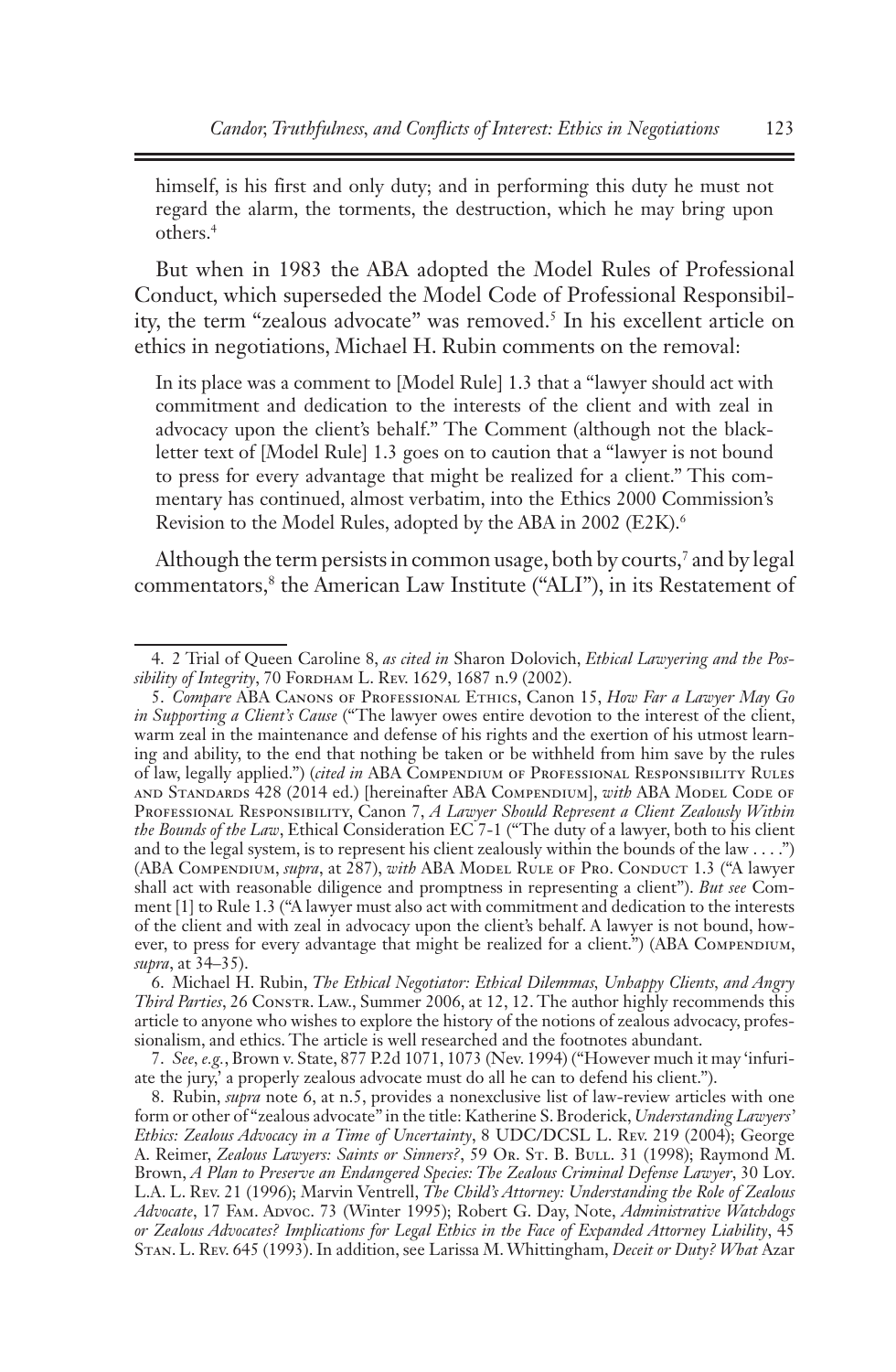> himself, is his first and only duty; and in performing this duty he must not regard the alarm, the torments, the destruction, which he may bring upon others.[4]

But when in 1983 the ABA adopted the Model Rules of Professional Conduct, which superseded the Model Code of Professional Responsibility, the term "zealous advocate" was removed.[5] In his excellent article on ethics in negotiations, Michael H. Rubin comments on the removal:

> In its place was a comment to [Model Rule] 1.3 that a "lawyer should act with commitment and dedication to the interests of the client and with zeal in advocacy upon the client's behalf." The Comment (although not the blackletter text of [Model Rule] 1.3 goes on to caution that a "lawyer is not bound to press for every advantage that might be realized for a client." This commentary has continued, almost verbatim, into the Ethics 2000 Commission's Revision to the Model Rules, adopted by the ABA in 2002 (E2K).[6]

Although the term persists in common usage, both by courts,[7] and by legal commentators,[8] the American Law Institute ("ALI"), in its Restatement of

---

4. 2 Trial of Queen Caroline 8, *as cited in* Sharon Dolovich, *Ethical Lawyering and the Possibility of Integrity*, 70 Fordham L. Rev. 1629, 1687 n.9 (2002).

5. *Compare* ABA Canons of Professional Ethics, Canon 15, *How Far a Lawyer May Go in Supporting a Client's Cause* ("The lawyer owes entire devotion to the interest of the client, warm zeal in the maintenance and defense of his rights and the exertion of his utmost learning and ability, to the end that nothing be taken or be withheld from him save by the rules of law, legally applied.") (*cited in* ABA Compendium of Professional Responsibility Rules and Standards 428 (2014 ed.) [hereinafter ABA Compendium], *with* ABA Model Code of Professional Responsibility, Canon 7, *A Lawyer Should Represent a Client Zealously Within the Bounds of the Law*, Ethical Consideration EC 7-1 ("The duty of a lawyer, both to his client and to the legal system, is to represent his client zealously within the bounds of the law . . . .") (ABA Compendium, *supra*, at 287), *with* ABA Model Rule of Pro. Conduct 1.3 ("A lawyer shall act with reasonable diligence and promptness in representing a client"). *But see* Comment [1] to Rule 1.3 ("A lawyer must also act with commitment and dedication to the interests of the client and with zeal in advocacy upon the client's behalf. A lawyer is not bound, however, to press for every advantage that might be realized for a client.") (ABA Compendium, *supra*, at 34–35).

6. Michael H. Rubin, *The Ethical Negotiator: Ethical Dilemmas, Unhappy Clients, and Angry Third Parties*, 26 Constr. Law., Summer 2006, at 12, 12. The author highly recommends this article to anyone who wishes to explore the history of the notions of zealous advocacy, professionalism, and ethics. The article is well researched and the footnotes abundant.

7. *See, e.g.*, Brown v. State, 877 P.2d 1071, 1073 (Nev. 1994) ("However much it may 'infuriate the jury,' a properly zealous advocate must do all he can to defend his client.").

8. Rubin, *supra* note 6, at n.5, provides a nonexclusive list of law-review articles with one form or other of "zealous advocate" in the title: Katherine S. Broderick, *Understanding Lawyers' Ethics: Zealous Advocacy in a Time of Uncertainty*, 8 UDC/DCSL L. Rev. 219 (2004); George A. Reimer, *Zealous Lawyers: Saints or Sinners?*, 59 Or. St. B. Bull. 31 (1998); Raymond M. Brown, *A Plan to Preserve an Endangered Species: The Zealous Criminal Defense Lawyer*, 30 Loy. L.A. L. Rev. 21 (1996); Marvin Ventrell, *The Child's Attorney: Understanding the Role of Zealous Advocate*, 17 Fam. Advoc. 73 (Winter 1995); Robert G. Day, Note, *Administrative Watchdogs or Zealous Advocates? Implications for Legal Ethics in the Face of Expanded Attorney Liability*, 45 Stan. L. Rev. 645 (1993). In addition, see Larissa M. Whittingham, *Deceit or Duty? What* Azar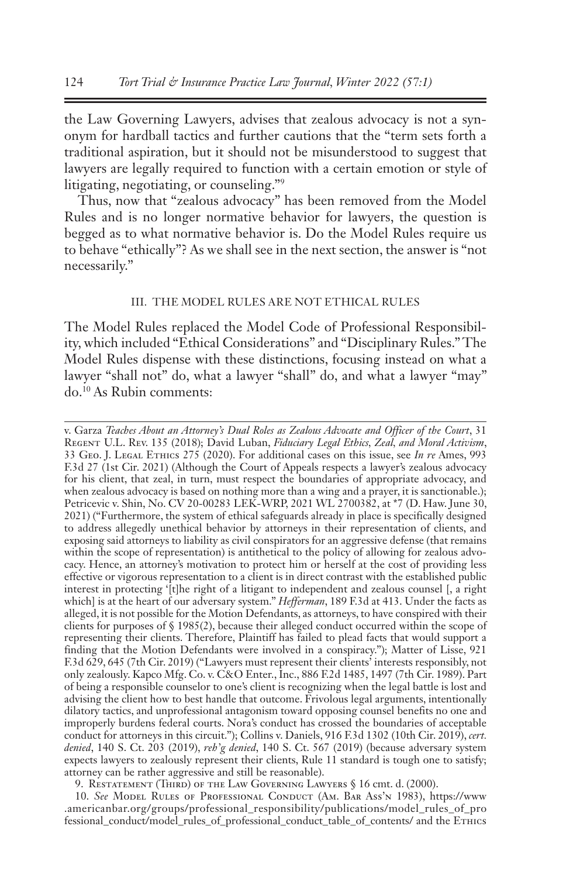the Law Governing Lawyers, advises that zealous advocacy is not a synonym for hardball tactics and further cautions that the "term sets forth a traditional aspiration, but it should not be misunderstood to suggest that lawyers are legally required to function with a certain emotion or style of litigating, negotiating, or counseling."[9]

Thus, now that "zealous advocacy" has been removed from the Model Rules and is no longer normative behavior for lawyers, the question is begged as to what normative behavior is. Do the Model Rules require us to behave "ethically"? As we shall see in the next section, the answer is "not necessarily."

## III. THE MODEL RULES ARE NOT ETHICAL RULES

The Model Rules replaced the Model Code of Professional Responsibility, which included "Ethical Considerations" and "Disciplinary Rules." The Model Rules dispense with these distinctions, focusing instead on what a lawyer "shall not" do, what a lawyer "shall" do, and what a lawyer "may" do.[10] As Rubin comments:

---

v. Garza *Teaches About an Attorney's Dual Roles as Zealous Advocate and Officer of the Court*, 31 Regent U.L. Rev. 135 (2018); David Luban, *Fiduciary Legal Ethics, Zeal, and Moral Activism*, 33 Geo. J. Legal Ethics 275 (2020). For additional cases on this issue, see *In re* Ames, 993 F.3d 27 (1st Cir. 2021) (Although the Court of Appeals respects a lawyer's zealous advocacy for his client, that zeal, in turn, must respect the boundaries of appropriate advocacy, and when zealous advocacy is based on nothing more than a wing and a prayer, it is sanctionable.); Petricevic v. Shin, No. CV 20-00283 LEK-WRP, 2021 WL 2700382, at *7 (D. Haw. June 30, 2021) ("Furthermore, the system of ethical safeguards already in place is specifically designed to address allegedly unethical behavior by attorneys in their representation of clients, and exposing said attorneys to liability as civil conspirators for an aggressive defense (that remains within the scope of representation) is antithetical to the policy of allowing for zealous advocacy. Hence, an attorney's motivation to protect him or herself at the cost of providing less effective or vigorous representation to a client is in direct contrast with the established public interest in protecting '[t]he right of a litigant to independent and zealous counsel [, a right which] is at the heart of our adversary system." *Hefferman*, 189 F.3d at 413. Under the facts as alleged, it is not possible for the Motion Defendants, as attorneys, to have conspired with their clients for purposes of § 1985(2), because their alleged conduct occurred within the scope of representing their clients. Therefore, Plaintiff has failed to plead facts that would support a finding that the Motion Defendants were involved in a conspiracy."); Matter of Lisse, 921 F.3d 629, 645 (7th Cir. 2019) ("Lawyers must represent their clients' interests responsibly, not only zealously. Kapco Mfg. Co. v. C&O Enter., Inc., 886 F.2d 1485, 1497 (7th Cir. 1989). Part of being a responsible counselor to one's client is recognizing when the legal battle is lost and advising the client how to best handle that outcome. Frivolous legal arguments, intentionally dilatory tactics, and unprofessional antagonism toward opposing counsel benefits no one and improperly burdens federal courts. Nora's conduct has crossed the boundaries of acceptable conduct for attorneys in this circuit."); Collins v. Daniels, 916 F.3d 1302 (10th Cir. 2019), *cert. denied*, 140 S. Ct. 203 (2019), *reh'g denied*, 140 S. Ct. 567 (2019) (because adversary system expects lawyers to zealously represent their clients, Rule 11 standard is tough one to satisfy; attorney can be rather aggressive and still be reasonable).

9. Restatement (Third) of the Law Governing Lawyers § 16 cmt. d. (2000).

10. *See* Model Rules of Professional Conduct (Am. Bar Ass'n 1983), https://www.americanbar.org/groups/professional_responsibility/publications/model_rules_of_professional_conduct/model_rules_of_professional_conduct_table_of_contents/ and the Ethics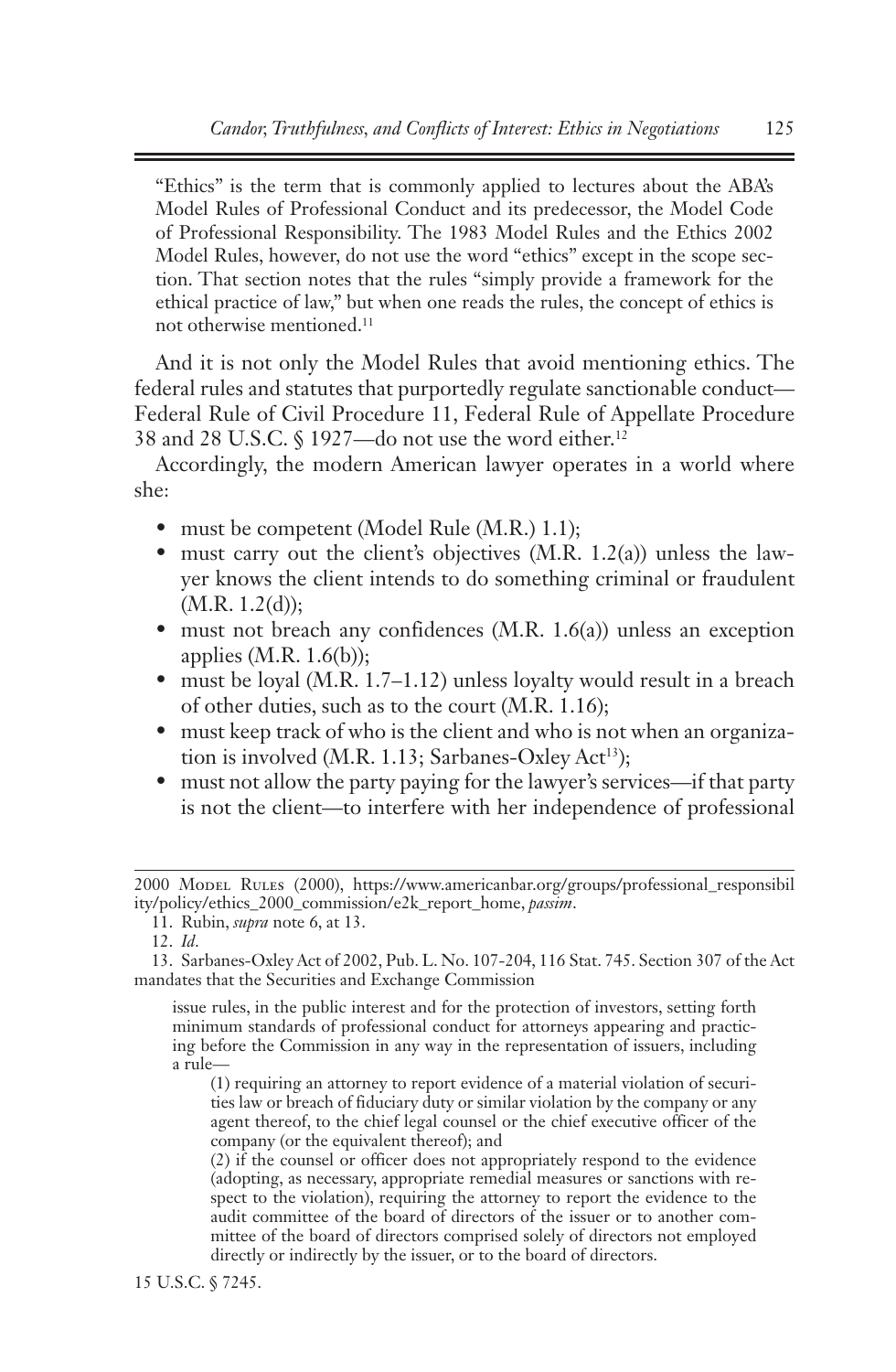"Ethics" is the term that is commonly applied to lectures about the ABA's Model Rules of Professional Conduct and its predecessor, the Model Code of Professional Responsibility. The 1983 Model Rules and the Ethics 2002 Model Rules, however, do not use the word "ethics" except in the scope section. That section notes that the rules "simply provide a framework for the ethical practice of law," but when one reads the rules, the concept of ethics is not otherwise mentioned.[11]

And it is not only the Model Rules that avoid mentioning ethics. The federal rules and statutes that purportedly regulate sanctionable conduct—Federal Rule of Civil Procedure 11, Federal Rule of Appellate Procedure 38 and 28 U.S.C. § 1927—do not use the word either.[12]

Accordingly, the modern American lawyer operates in a world where she:

- must be competent (Model Rule (M.R.) 1.1);
- must carry out the client's objectives (M.R. 1.2(a)) unless the lawyer knows the client intends to do something criminal or fraudulent (M.R. 1.2(d));
- must not breach any confidences (M.R. 1.6(a)) unless an exception applies (M.R. 1.6(b));
- must be loyal (M.R. 1.7–1.12) unless loyalty would result in a breach of other duties, such as to the court (M.R. 1.16);
- must keep track of who is the client and who is not when an organization is involved (M.R. 1.13; Sarbanes-Oxley Act[13]);
- must not allow the party paying for the lawyer's services—if that party is not the client—to interfere with her independence of professional

---

2000 Model Rules (2000), https://www.americanbar.org/groups/professional_responsibility/policy/ethics_2000_commission/e2k_report_home, *passim*.

11. Rubin, *supra* note 6, at 13.

12. *Id*.

13. Sarbanes-Oxley Act of 2002, Pub. L. No. 107-204, 116 Stat. 745. Section 307 of the Act mandates that the Securities and Exchange Commission

> issue rules, in the public interest and for the protection of investors, setting forth minimum standards of professional conduct for attorneys appearing and practicing before the Commission in any way in the representation of issuers, including a rule—
>
> (1) requiring an attorney to report evidence of a material violation of securities law or breach of fiduciary duty or similar violation by the company or any agent thereof, to the chief legal counsel or the chief executive officer of the company (or the equivalent thereof); and
>
> (2) if the counsel or officer does not appropriately respond to the evidence (adopting, as necessary, appropriate remedial measures or sanctions with respect to the violation), requiring the attorney to report the evidence to the audit committee of the board of directors of the issuer or to another committee of the board of directors comprised solely of directors not employed directly or indirectly by the issuer, or to the board of directors.

15 U.S.C. § 7245.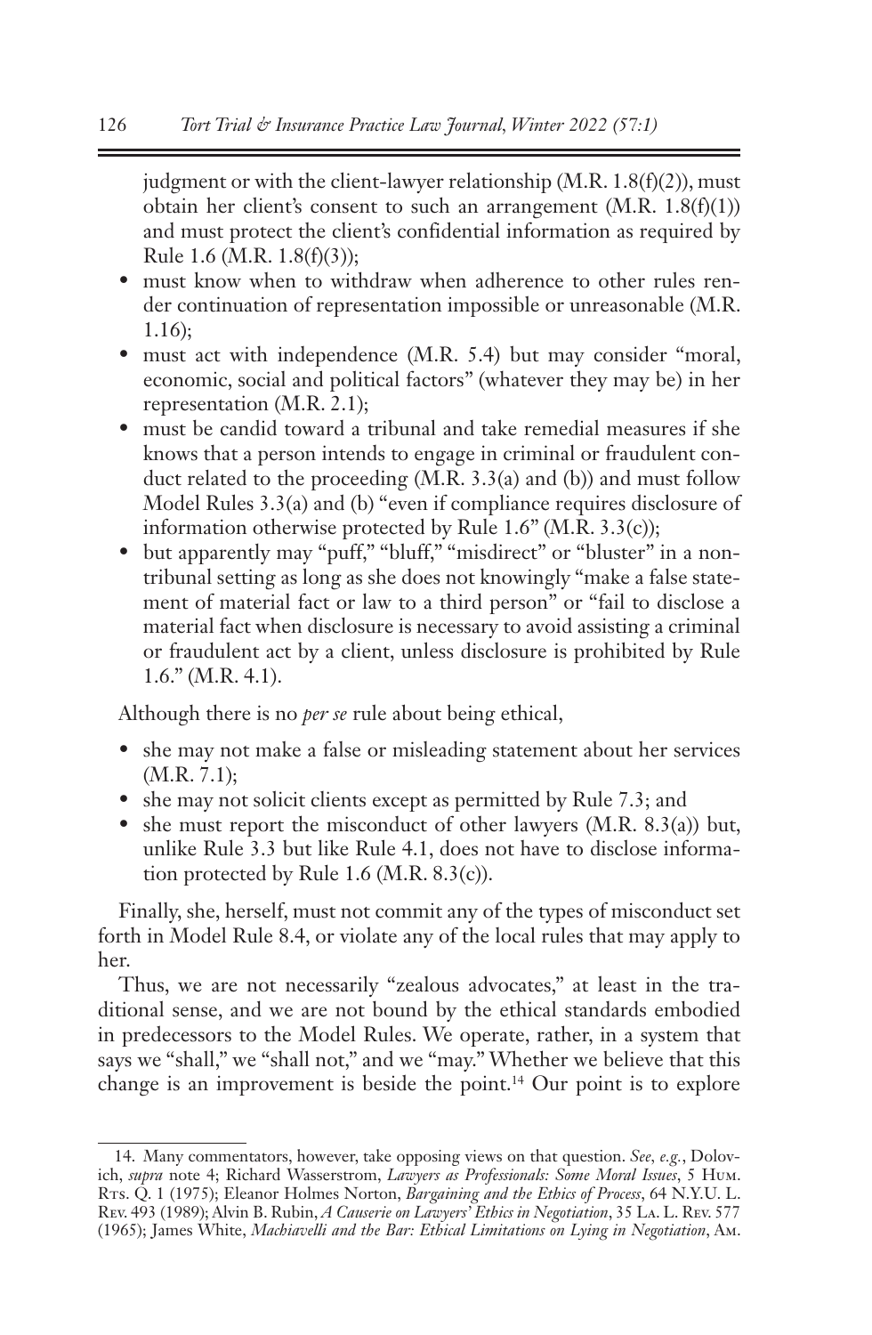judgment or with the client-lawyer relationship (M.R. 1.8(f)(2)), must obtain her client's consent to such an arrangement (M.R. 1.8(f)(1)) and must protect the client's confidential information as required by Rule 1.6 (M.R. 1.8(f)(3));

- must know when to withdraw when adherence to other rules render continuation of representation impossible or unreasonable (M.R. 1.16);
- must act with independence (M.R. 5.4) but may consider "moral, economic, social and political factors" (whatever they may be) in her representation (M.R. 2.1);
- must be candid toward a tribunal and take remedial measures if she knows that a person intends to engage in criminal or fraudulent conduct related to the proceeding (M.R. 3.3(a) and (b)) and must follow Model Rules 3.3(a) and (b) "even if compliance requires disclosure of information otherwise protected by Rule 1.6" (M.R. 3.3(c));
- but apparently may "puff," "bluff," "misdirect" or "bluster" in a non-tribunal setting as long as she does not knowingly "make a false statement of material fact or law to a third person" or "fail to disclose a material fact when disclosure is necessary to avoid assisting a criminal or fraudulent act by a client, unless disclosure is prohibited by Rule 1.6." (M.R. 4.1).

Although there is no *per se* rule about being ethical,

- she may not make a false or misleading statement about her services (M.R. 7.1);
- she may not solicit clients except as permitted by Rule 7.3; and
- she must report the misconduct of other lawyers (M.R. 8.3(a)) but, unlike Rule 3.3 but like Rule 4.1, does not have to disclose information protected by Rule 1.6 (M.R. 8.3(c)).

Finally, she, herself, must not commit any of the types of misconduct set forth in Model Rule 8.4, or violate any of the local rules that may apply to her.

Thus, we are not necessarily "zealous advocates," at least in the traditional sense, and we are not bound by the ethical standards embodied in predecessors to the Model Rules. We operate, rather, in a system that says we "shall," we "shall not," and we "may." Whether we believe that this change is an improvement is beside the point.[14] Our point is to explore

---

14. Many commentators, however, take opposing views on that question. *See, e.g.*, Dolovich, *supra* note 4; Richard Wasserstrom, *Lawyers as Professionals: Some Moral Issues*, 5 Hum. Rts. Q. 1 (1975); Eleanor Holmes Norton, *Bargaining and the Ethics of Process*, 64 N.Y.U. L. Rev. 493 (1989); Alvin B. Rubin, *A Causerie on Lawyers' Ethics in Negotiation*, 35 La. L. Rev. 577 (1965); James White, *Machiavelli and the Bar: Ethical Limitations on Lying in Negotiation*, Am.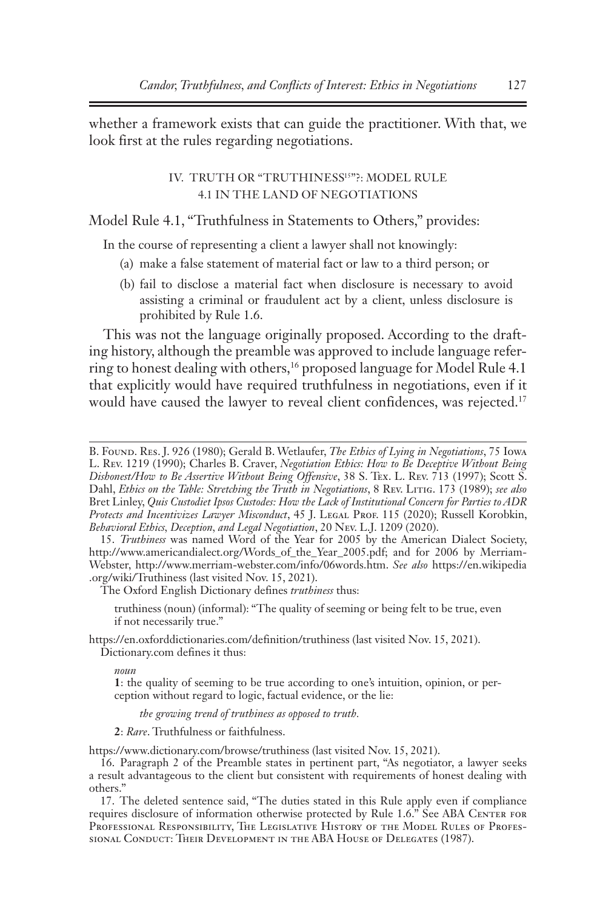whether a framework exists that can guide the practitioner. With that, we look first at the rules regarding negotiations.

## IV. TRUTH OR "TRUTHINESS[15]"?: MODEL RULE 4.1 IN THE LAND OF NEGOTIATIONS

Model Rule 4.1, "Truthfulness in Statements to Others," provides:

> In the course of representing a client a lawyer shall not knowingly:
>
> (a) make a false statement of material fact or law to a third person; or
>
> (b) fail to disclose a material fact when disclosure is necessary to avoid assisting a criminal or fraudulent act by a client, unless disclosure is prohibited by Rule 1.6.

This was not the language originally proposed. According to the drafting history, although the preamble was approved to include language referring to honest dealing with others,[16] proposed language for Model Rule 4.1 that explicitly would have required truthfulness in negotiations, even if it would have caused the lawyer to reveal client confidences, was rejected.[17]

---

B. Found. Res. J. 926 (1980); Gerald B. Wetlaufer, *The Ethics of Lying in Negotiations*, 75 Iowa L. Rev. 1219 (1990); Charles B. Craver, *Negotiation Ethics: How to Be Deceptive Without Being Dishonest/How to Be Assertive Without Being Offensive*, 38 S. Tex. L. Rev. 713 (1997); Scott S. Dahl, *Ethics on the Table: Stretching the Truth in Negotiations*, 8 Rev. Litig. 173 (1989); *see also* Bret Linley, *Quis Custodiet Ipsos Custodes: How the Lack of Institutional Concern for Parties to ADR Protects and Incentivizes Lawyer Misconduct*, 45 J. Legal Prof. 115 (2020); Russell Korobkin, *Behavioral Ethics, Deception, and Legal Negotiation*, 20 Nev. L.J. 1209 (2020).

15. *Truthiness* was named Word of the Year for 2005 by the American Dialect Society, http://www.americandialect.org/Words_of_the_Year_2005.pdf; and for 2006 by Merriam-Webster, http://www.merriam-webster.com/info/06words.htm. *See also* https://en.wikipedia.org/wiki/Truthiness (last visited Nov. 15, 2021).

The Oxford English Dictionary defines *truthiness* thus:

> truthiness (noun) (informal): "The quality of seeming or being felt to be true, even if not necessarily true."

https://en.oxforddictionaries.com/definition/truthiness (last visited Nov. 15, 2021).

Dictionary.com defines it thus:

> *noun*
>
> **1**: the quality of seeming to be true according to one's intuition, opinion, or perception without regard to logic, factual evidence, or the lie:
>
> *the growing trend of truthiness as opposed to truth.*
>
> **2**: *Rare*. Truthfulness or faithfulness.

https://www.dictionary.com/browse/truthiness (last visited Nov. 15, 2021).

16. Paragraph 2 of the Preamble states in pertinent part, "As negotiator, a lawyer seeks a result advantageous to the client but consistent with requirements of honest dealing with others."

17. The deleted sentence said, "The duties stated in this Rule apply even if compliance requires disclosure of information otherwise protected by Rule 1.6." See ABA Center for Professional Responsibility, The Legislative History of the Model Rules of Professional Conduct: Their Development in the ABA House of Delegates (1987).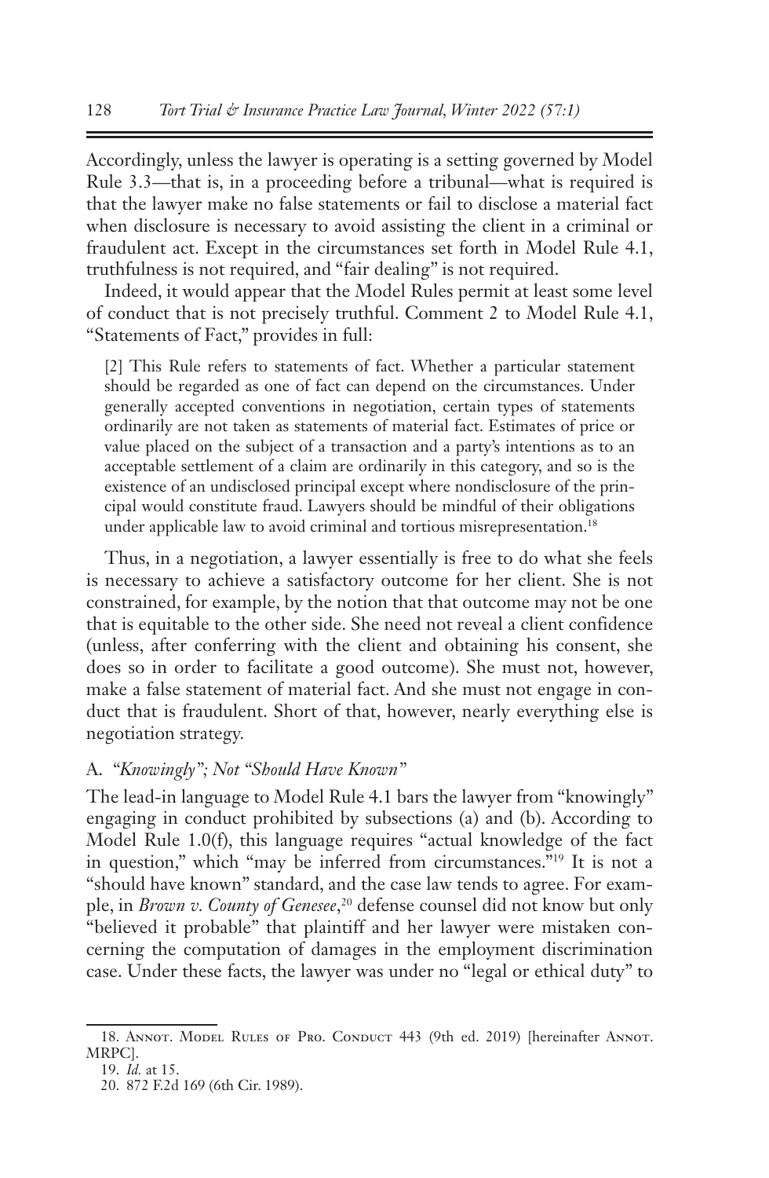Accordingly, unless the lawyer is operating is a setting governed by Model Rule 3.3—that is, in a proceeding before a tribunal—what is required is that the lawyer make no false statements or fail to disclose a material fact when disclosure is necessary to avoid assisting the client in a criminal or fraudulent act. Except in the circumstances set forth in Model Rule 4.1, truthfulness is not required, and "fair dealing" is not required.

Indeed, it would appear that the Model Rules permit at least some level of conduct that is not precisely truthful. Comment 2 to Model Rule 4.1, "Statements of Fact," provides in full:

> [2] This Rule refers to statements of fact. Whether a particular statement should be regarded as one of fact can depend on the circumstances. Under generally accepted conventions in negotiation, certain types of statements ordinarily are not taken as statements of material fact. Estimates of price or value placed on the subject of a transaction and a party's intentions as to an acceptable settlement of a claim are ordinarily in this category, and so is the existence of an undisclosed principal except where nondisclosure of the principal would constitute fraud. Lawyers should be mindful of their obligations under applicable law to avoid criminal and tortious misrepresentation.[18]

Thus, in a negotiation, a lawyer essentially is free to do what she feels is necessary to achieve a satisfactory outcome for her client. She is not constrained, for example, by the notion that that outcome may not be one that is equitable to the other side. She need not reveal a client confidence (unless, after conferring with the client and obtaining his consent, she does so in order to facilitate a good outcome). She must not, however, make a false statement of material fact. And she must not engage in conduct that is fraudulent. Short of that, however, nearly everything else is negotiation strategy.

### A. "*Knowingly*"; *Not* "*Should Have Known*"

The lead-in language to Model Rule 4.1 bars the lawyer from "knowingly" engaging in conduct prohibited by subsections (a) and (b). According to Model Rule 1.0(f), this language requires "actual knowledge of the fact in question," which "may be inferred from circumstances."[19] It is not a "should have known" standard, and the case law tends to agree. For example, in *Brown v. County of Genesee*,[20] defense counsel did not know but only "believed it probable" that plaintiff and her lawyer were mistaken concerning the computation of damages in the employment discrimination case. Under these facts, the lawyer was under no "legal or ethical duty" to

---

18. Annot. Model Rules of Pro. Conduct 443 (9th ed. 2019) [hereinafter Annot. MRPC].

19. *Id.* at 15.

20. 872 F.2d 169 (6th Cir. 1989).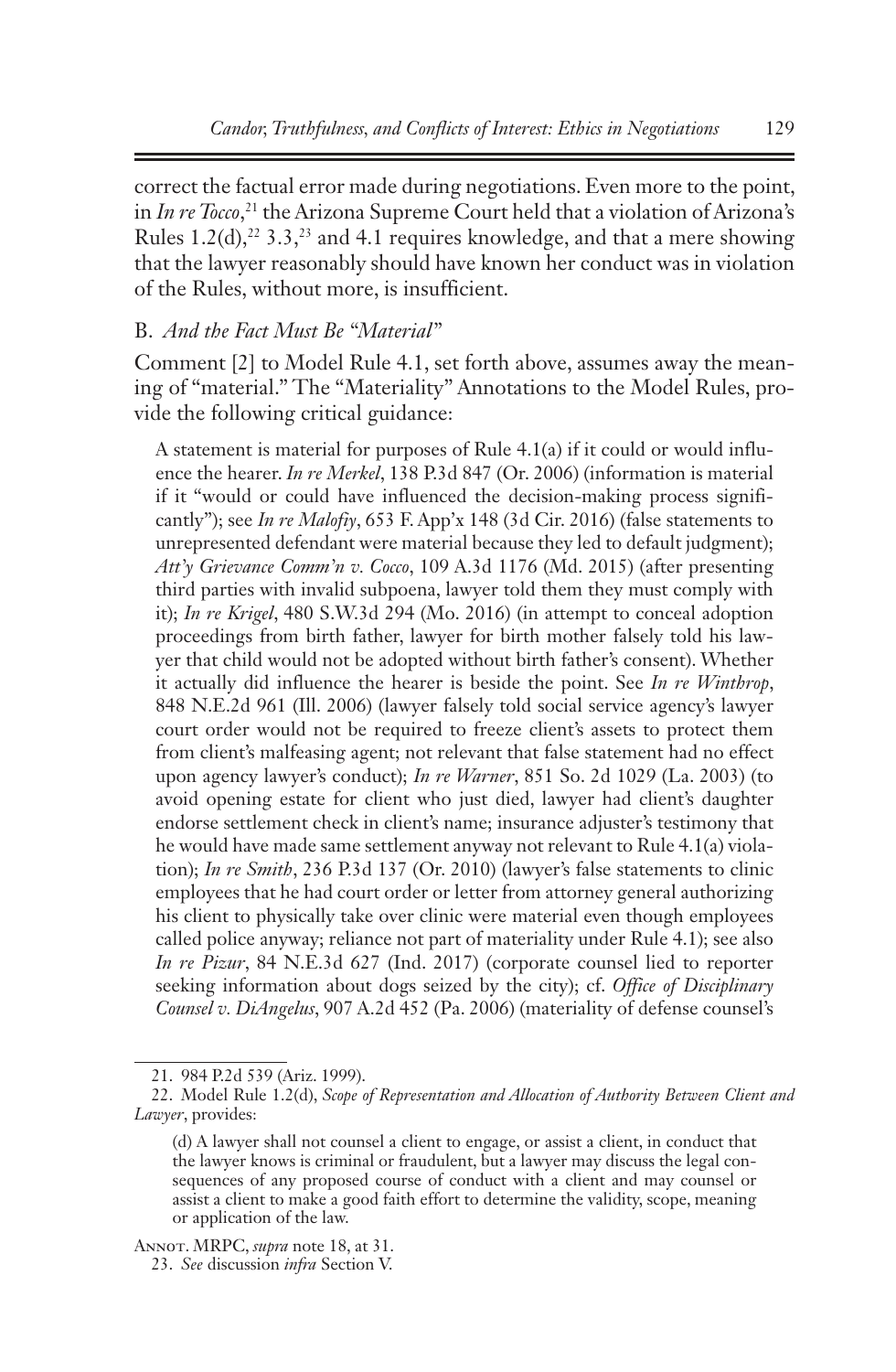correct the factual error made during negotiations. Even more to the point, in *In re Tocco*,[21] the Arizona Supreme Court held that a violation of Arizona's Rules 1.2(d),[22] 3.3,[23] and 4.1 requires knowledge, and that a mere showing that the lawyer reasonably should have known her conduct was in violation of the Rules, without more, is insufficient.

### B. *And the Fact Must Be "Material"*

Comment [2] to Model Rule 4.1, set forth above, assumes away the meaning of "material." The "Materiality" Annotations to the Model Rules, provide the following critical guidance:

> A statement is material for purposes of Rule 4.1(a) if it could or would influence the hearer. *In re Merkel*, 138 P.3d 847 (Or. 2006) (information is material if it "would or could have influenced the decision-making process significantly"); see *In re Malofiy*, 653 F. App'x 148 (3d Cir. 2016) (false statements to unrepresented defendant were material because they led to default judgment); *Att'y Grievance Comm'n v. Cocco*, 109 A.3d 1176 (Md. 2015) (after presenting third parties with invalid subpoena, lawyer told them they must comply with it); *In re Krigel*, 480 S.W.3d 294 (Mo. 2016) (in attempt to conceal adoption proceedings from birth father, lawyer for birth mother falsely told his lawyer that child would not be adopted without birth father's consent). Whether it actually did influence the hearer is beside the point. See *In re Winthrop*, 848 N.E.2d 961 (Ill. 2006) (lawyer falsely told social service agency's lawyer court order would not be required to freeze client's assets to protect them from client's malfeasing agent; not relevant that false statement had no effect upon agency lawyer's conduct); *In re Warner*, 851 So. 2d 1029 (La. 2003) (to avoid opening estate for client who just died, lawyer had client's daughter endorse settlement check in client's name; insurance adjuster's testimony that he would have made same settlement anyway not relevant to Rule 4.1(a) violation); *In re Smith*, 236 P.3d 137 (Or. 2010) (lawyer's false statements to clinic employees that he had court order or letter from attorney general authorizing his client to physically take over clinic were material even though employees called police anyway; reliance not part of materiality under Rule 4.1); see also *In re Pizur*, 84 N.E.3d 627 (Ind. 2017) (corporate counsel lied to reporter seeking information about dogs seized by the city); cf. *Office of Disciplinary Counsel v. DiAngelus*, 907 A.2d 452 (Pa. 2006) (materiality of defense counsel's

---

21. 984 P.2d 539 (Ariz. 1999).

22. Model Rule 1.2(d), *Scope of Representation and Allocation of Authority Between Client and Lawyer*, provides:

> (d) A lawyer shall not counsel a client to engage, or assist a client, in conduct that the lawyer knows is criminal or fraudulent, but a lawyer may discuss the legal consequences of any proposed course of conduct with a client and may counsel or assist a client to make a good faith effort to determine the validity, scope, meaning or application of the law.

Annot. MRPC, *supra* note 18, at 31.

23. *See* discussion *infra* Section V.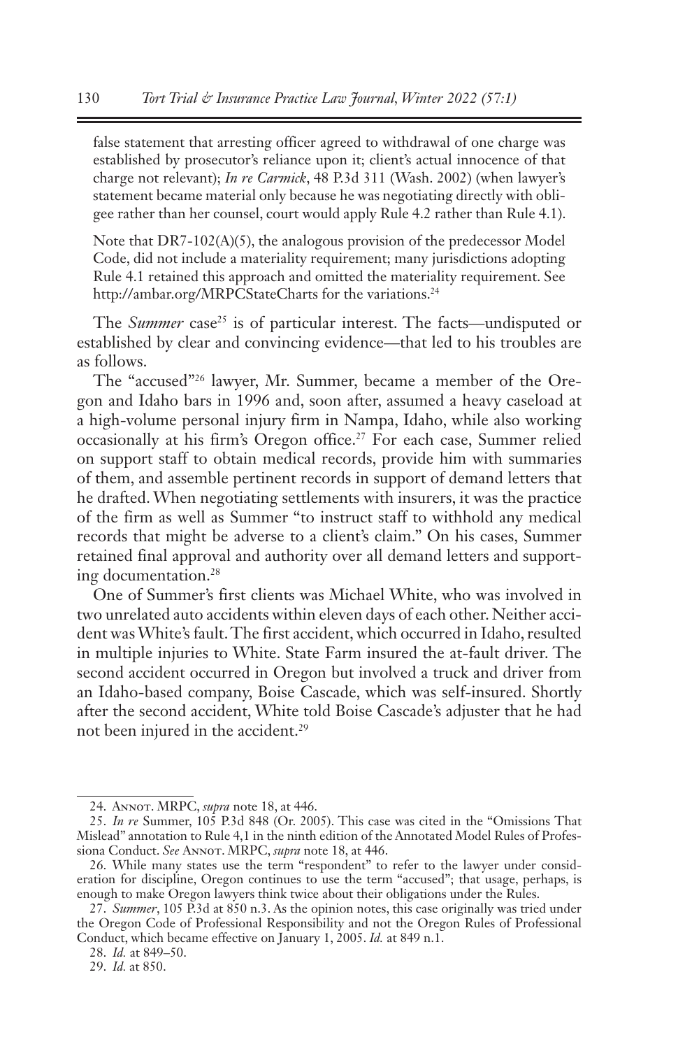false statement that arresting officer agreed to withdrawal of one charge was established by prosecutor's reliance upon it; client's actual innocence of that charge not relevant); *In re Carmick*, 48 P.3d 311 (Wash. 2002) (when lawyer's statement became material only because he was negotiating directly with obligee rather than her counsel, court would apply Rule 4.2 rather than Rule 4.1).

Note that DR7-102(A)(5), the analogous provision of the predecessor Model Code, did not include a materiality requirement; many jurisdictions adopting Rule 4.1 retained this approach and omitted the materiality requirement. See http://ambar.org/MRPCStateCharts for the variations.[24]

The *Summer* case[25] is of particular interest. The facts—undisputed or established by clear and convincing evidence—that led to his troubles are as follows.

The "accused"[26] lawyer, Mr. Summer, became a member of the Oregon and Idaho bars in 1996 and, soon after, assumed a heavy caseload at a high-volume personal injury firm in Nampa, Idaho, while also working occasionally at his firm's Oregon office.[27] For each case, Summer relied on support staff to obtain medical records, provide him with summaries of them, and assemble pertinent records in support of demand letters that he drafted. When negotiating settlements with insurers, it was the practice of the firm as well as Summer "to instruct staff to withhold any medical records that might be adverse to a client's claim." On his cases, Summer retained final approval and authority over all demand letters and supporting documentation.[28]

One of Summer's first clients was Michael White, who was involved in two unrelated auto accidents within eleven days of each other. Neither accident was White's fault. The first accident, which occurred in Idaho, resulted in multiple injuries to White. State Farm insured the at-fault driver. The second accident occurred in Oregon but involved a truck and driver from an Idaho-based company, Boise Cascade, which was self-insured. Shortly after the second accident, White told Boise Cascade's adjuster that he had not been injured in the accident.[29]

---

24. Annot. MRPC, *supra* note 18, at 446.

25. *In re* Summer, 105 P.3d 848 (Or. 2005). This case was cited in the "Omissions That Mislead" annotation to Rule 4,1 in the ninth edition of the Annotated Model Rules of Professiona Conduct. *See* Annot. MRPC, *supra* note 18, at 446.

26. While many states use the term "respondent" to refer to the lawyer under consideration for discipline, Oregon continues to use the term "accused"; that usage, perhaps, is enough to make Oregon lawyers think twice about their obligations under the Rules.

27. *Summer*, 105 P.3d at 850 n.3. As the opinion notes, this case originally was tried under the Oregon Code of Professional Responsibility and not the Oregon Rules of Professional Conduct, which became effective on January 1, 2005. *Id.* at 849 n.1.

28. *Id.* at 849–50.

29. *Id.* at 850.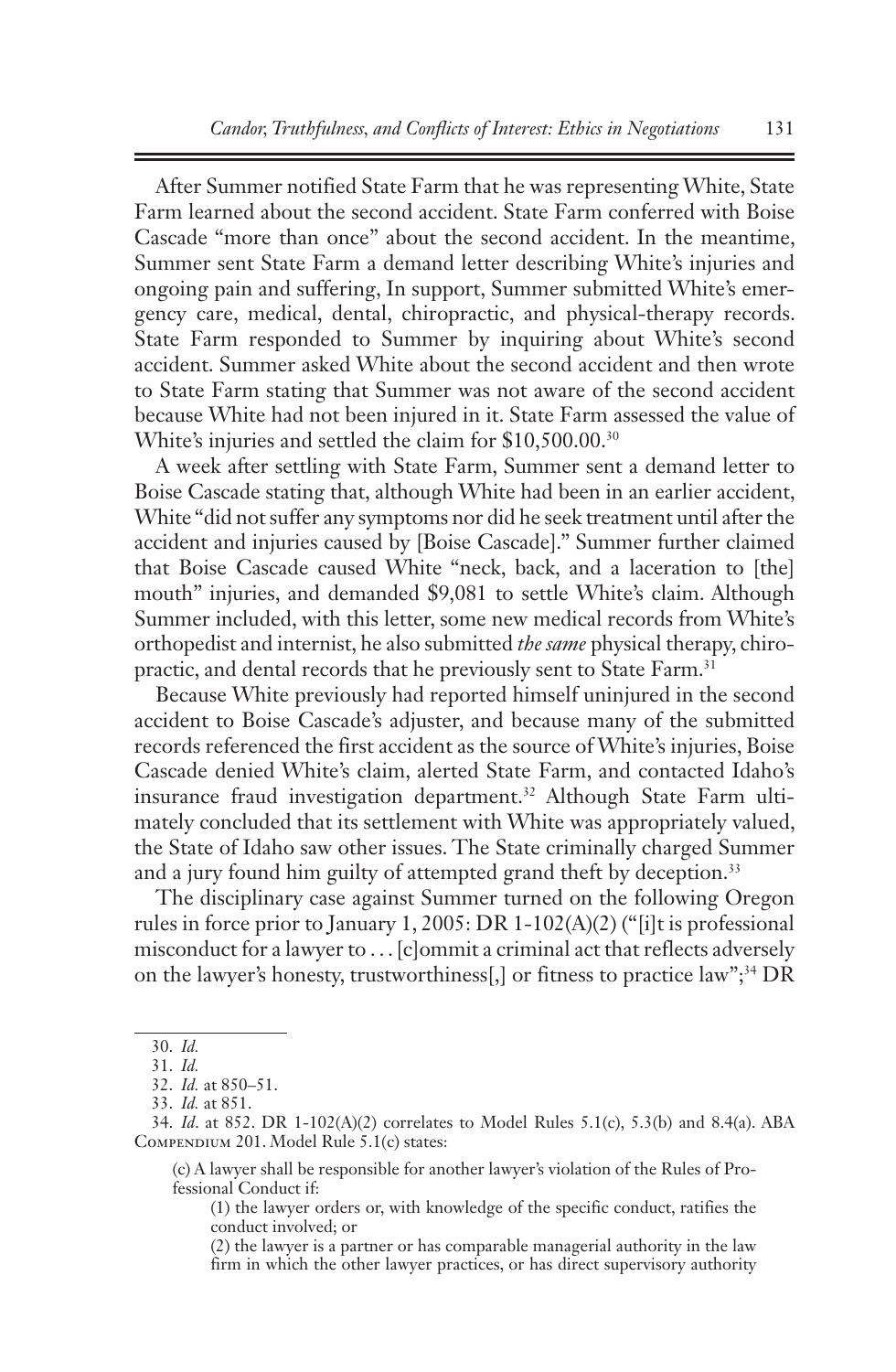After Summer notified State Farm that he was representing White, State Farm learned about the second accident. State Farm conferred with Boise Cascade "more than once" about the second accident. In the meantime, Summer sent State Farm a demand letter describing White's injuries and ongoing pain and suffering, In support, Summer submitted White's emergency care, medical, dental, chiropractic, and physical-therapy records. State Farm responded to Summer by inquiring about White's second accident. Summer asked White about the second accident and then wrote to State Farm stating that Summer was not aware of the second accident because White had not been injured in it. State Farm assessed the value of White's injuries and settled the claim for $10,500.00.[30]

A week after settling with State Farm, Summer sent a demand letter to Boise Cascade stating that, although White had been in an earlier accident, White "did not suffer any symptoms nor did he seek treatment until after the accident and injuries caused by [Boise Cascade]." Summer further claimed that Boise Cascade caused White "neck, back, and a laceration to [the] mouth" injuries, and demanded $9,081 to settle White's claim. Although Summer included, with this letter, some new medical records from White's orthopedist and internist, he also submitted *the same* physical therapy, chiropractic, and dental records that he previously sent to State Farm.[31]

Because White previously had reported himself uninjured in the second accident to Boise Cascade's adjuster, and because many of the submitted records referenced the first accident as the source of White's injuries, Boise Cascade denied White's claim, alerted State Farm, and contacted Idaho's insurance fraud investigation department.[32] Although State Farm ultimately concluded that its settlement with White was appropriately valued, the State of Idaho saw other issues. The State criminally charged Summer and a jury found him guilty of attempted grand theft by deception.[33]

The disciplinary case against Summer turned on the following Oregon rules in force prior to January 1, 2005: DR 1-102(A)(2) ("[i]t is professional misconduct for a lawyer to . . . [c]ommit a criminal act that reflects adversely on the lawyer's honesty, trustworthiness[,] or fitness to practice law";[34] DR

---

30. *Id.*

31. *Id.*

32. *Id.* at 850–51.

33. *Id.* at 851.

34. *Id*. at 852. DR 1-102(A)(2) correlates to Model Rules 5.1(c), 5.3(b) and 8.4(a). ABA Compendium 201. Model Rule 5.1(c) states:

> (c) A lawyer shall be responsible for another lawyer's violation of the Rules of Professional Conduct if:
>
> (1) the lawyer orders or, with knowledge of the specific conduct, ratifies the conduct involved; or
>
> (2) the lawyer is a partner or has comparable managerial authority in the law firm in which the other lawyer practices, or has direct supervisory authority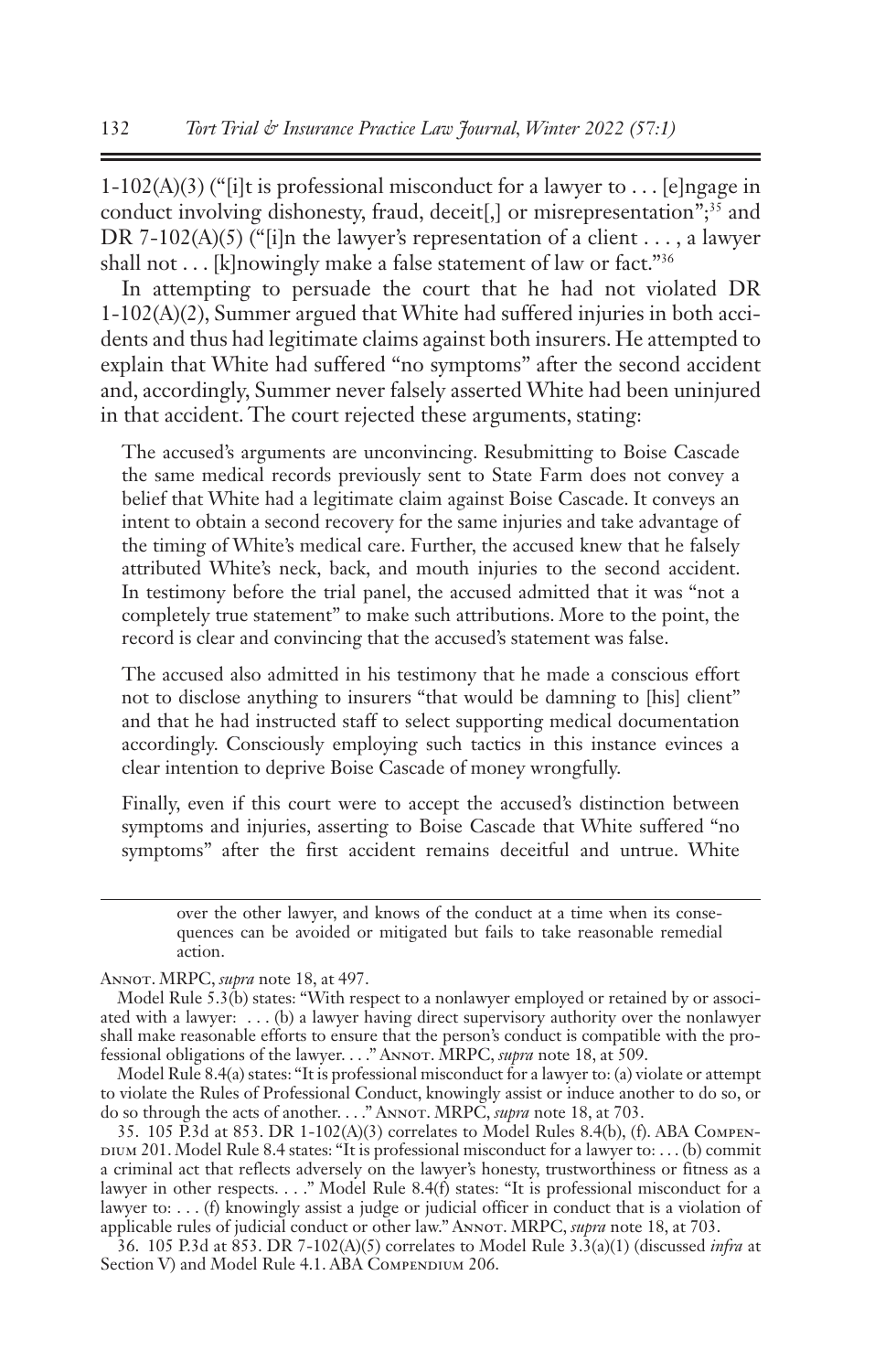1-102(A)(3) ("[i]t is professional misconduct for a lawyer to . . . [e]ngage in conduct involving dishonesty, fraud, deceit[,] or misrepresentation";[35] and DR 7-102(A)(5) ("[i]n the lawyer's representation of a client . . . , a lawyer shall not . . . [k]nowingly make a false statement of law or fact."[36]

In attempting to persuade the court that he had not violated DR 1-102(A)(2), Summer argued that White had suffered injuries in both accidents and thus had legitimate claims against both insurers. He attempted to explain that White had suffered "no symptoms" after the second accident and, accordingly, Summer never falsely asserted White had been uninjured in that accident. The court rejected these arguments, stating:

> The accused's arguments are unconvincing. Resubmitting to Boise Cascade the same medical records previously sent to State Farm does not convey a belief that White had a legitimate claim against Boise Cascade. It conveys an intent to obtain a second recovery for the same injuries and take advantage of the timing of White's medical care. Further, the accused knew that he falsely attributed White's neck, back, and mouth injuries to the second accident. In testimony before the trial panel, the accused admitted that it was "not a completely true statement" to make such attributions. More to the point, the record is clear and convincing that the accused's statement was false.
>
> The accused also admitted in his testimony that he made a conscious effort not to disclose anything to insurers "that would be damning to [his] client" and that he had instructed staff to select supporting medical documentation accordingly. Consciously employing such tactics in this instance evinces a clear intention to deprive Boise Cascade of money wrongfully.
>
> Finally, even if this court were to accept the accused's distinction between symptoms and injuries, asserting to Boise Cascade that White suffered "no symptoms" after the first accident remains deceitful and untrue. White

---

> over the other lawyer, and knows of the conduct at a time when its consequences can be avoided or mitigated but fails to take reasonable remedial action.

ANNOT. MRPC, *supra* note 18, at 497.

Model Rule 5.3(b) states: "With respect to a nonlawyer employed or retained by or associated with a lawyer: . . . (b) a lawyer having direct supervisory authority over the nonlawyer shall make reasonable efforts to ensure that the person's conduct is compatible with the professional obligations of the lawyer. . . ." ANNOT. MRPC, *supra* note 18, at 509.

Model Rule 8.4(a) states: "It is professional misconduct for a lawyer to: (a) violate or attempt to violate the Rules of Professional Conduct, knowingly assist or induce another to do so, or do so through the acts of another. . . ." ANNOT. MRPC, *supra* note 18, at 703.

35. 105 P.3d at 853. DR 1-102(A)(3) correlates to Model Rules 8.4(b), (f). ABA COMPENDIUM 201. Model Rule 8.4 states: "It is professional misconduct for a lawyer to: . . . (b) commit a criminal act that reflects adversely on the lawyer's honesty, trustworthiness or fitness as a lawyer in other respects. . . ." Model Rule 8.4(f) states: "It is professional misconduct for a lawyer to: . . . (f) knowingly assist a judge or judicial officer in conduct that is a violation of applicable rules of judicial conduct or other law." ANNOT. MRPC, *supra* note 18, at 703.

36. 105 P.3d at 853. DR 7-102(A)(5) correlates to Model Rule 3.3(a)(1) (discussed *infra* at Section V) and Model Rule 4.1. ABA COMPENDIUM 206.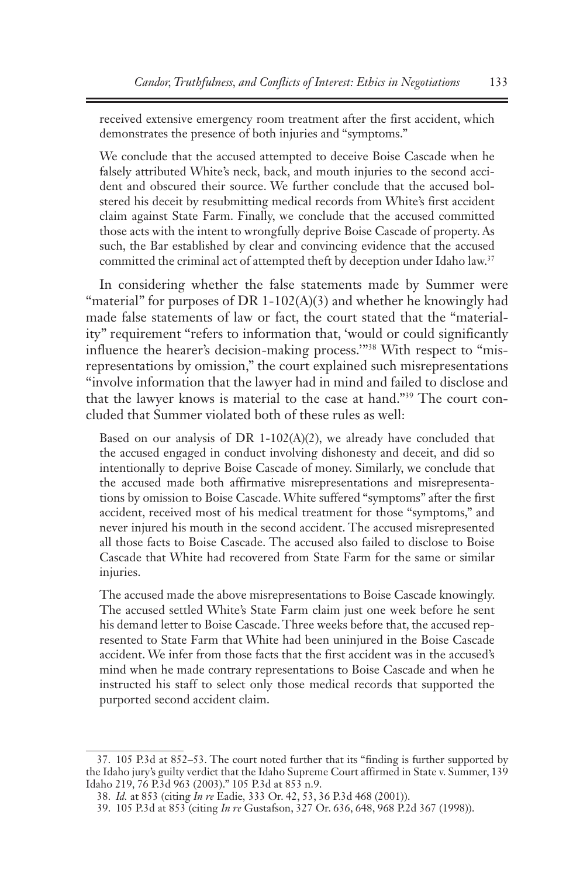> received extensive emergency room treatment after the first accident, which demonstrates the presence of both injuries and "symptoms."
>
> We conclude that the accused attempted to deceive Boise Cascade when he falsely attributed White's neck, back, and mouth injuries to the second accident and obscured their source. We further conclude that the accused bolstered his deceit by resubmitting medical records from White's first accident claim against State Farm. Finally, we conclude that the accused committed those acts with the intent to wrongfully deprive Boise Cascade of property. As such, the Bar established by clear and convincing evidence that the accused committed the criminal act of attempted theft by deception under Idaho law.[37]

In considering whether the false statements made by Summer were "material" for purposes of DR 1-102(A)(3) and whether he knowingly had made false statements of law or fact, the court stated that the "materiality" requirement "refers to information that, 'would or could significantly influence the hearer's decision-making process.'"[38] With respect to "misrepresentations by omission," the court explained such misrepresentations "involve information that the lawyer had in mind and failed to disclose and that the lawyer knows is material to the case at hand."[39] The court concluded that Summer violated both of these rules as well:

> Based on our analysis of DR 1-102(A)(2), we already have concluded that the accused engaged in conduct involving dishonesty and deceit, and did so intentionally to deprive Boise Cascade of money. Similarly, we conclude that the accused made both affirmative misrepresentations and misrepresentations by omission to Boise Cascade. White suffered "symptoms" after the first accident, received most of his medical treatment for those "symptoms," and never injured his mouth in the second accident. The accused misrepresented all those facts to Boise Cascade. The accused also failed to disclose to Boise Cascade that White had recovered from State Farm for the same or similar injuries.
>
> The accused made the above misrepresentations to Boise Cascade knowingly. The accused settled White's State Farm claim just one week before he sent his demand letter to Boise Cascade. Three weeks before that, the accused represented to State Farm that White had been uninjured in the Boise Cascade accident. We infer from those facts that the first accident was in the accused's mind when he made contrary representations to Boise Cascade and when he instructed his staff to select only those medical records that supported the purported second accident claim.

---

37. 105 P.3d at 852–53. The court noted further that its "finding is further supported by the Idaho jury's guilty verdict that the Idaho Supreme Court affirmed in State v. Summer, 139 Idaho 219, 76 P.3d 963 (2003)." 105 P.3d at 853 n.9.

38. *Id.* at 853 (citing *In re* Eadie, 333 Or. 42, 53, 36 P.3d 468 (2001)).

39. 105 P.3d at 853 (citing *In re* Gustafson, 327 Or. 636, 648, 968 P.2d 367 (1998)).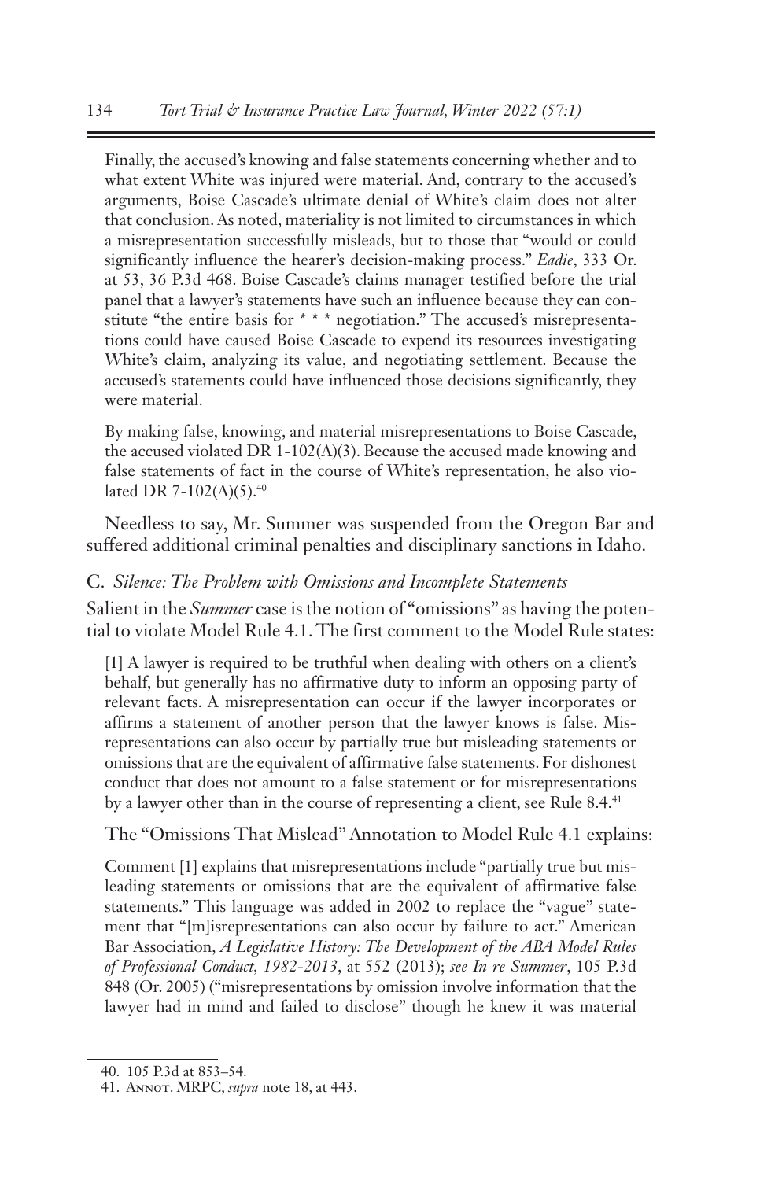> Finally, the accused's knowing and false statements concerning whether and to what extent White was injured were material. And, contrary to the accused's arguments, Boise Cascade's ultimate denial of White's claim does not alter that conclusion. As noted, materiality is not limited to circumstances in which a misrepresentation successfully misleads, but to those that "would or could significantly influence the hearer's decision-making process." *Eadie*, 333 Or. at 53, 36 P.3d 468. Boise Cascade's claims manager testified before the trial panel that a lawyer's statements have such an influence because they can constitute "the entire basis for * * * negotiation." The accused's misrepresentations could have caused Boise Cascade to expend its resources investigating White's claim, analyzing its value, and negotiating settlement. Because the accused's statements could have influenced those decisions significantly, they were material.
>
> By making false, knowing, and material misrepresentations to Boise Cascade, the accused violated DR 1-102(A)(3). Because the accused made knowing and false statements of fact in the course of White's representation, he also violated DR 7-102(A)(5).[40]

Needless to say, Mr. Summer was suspended from the Oregon Bar and suffered additional criminal penalties and disciplinary sanctions in Idaho.

### C. *Silence: The Problem with Omissions and Incomplete Statements*

Salient in the *Summer* case is the notion of "omissions" as having the potential to violate Model Rule 4.1. The first comment to the Model Rule states:

> [1] A lawyer is required to be truthful when dealing with others on a client's behalf, but generally has no affirmative duty to inform an opposing party of relevant facts. A misrepresentation can occur if the lawyer incorporates or affirms a statement of another person that the lawyer knows is false. Misrepresentations can also occur by partially true but misleading statements or omissions that are the equivalent of affirmative false statements. For dishonest conduct that does not amount to a false statement or for misrepresentations by a lawyer other than in the course of representing a client, see Rule 8.4.[41]

The "Omissions That Mislead" Annotation to Model Rule 4.1 explains:

> Comment [1] explains that misrepresentations include "partially true but misleading statements or omissions that are the equivalent of affirmative false statements." This language was added in 2002 to replace the "vague" statement that "[m]isrepresentations can also occur by failure to act." American Bar Association, *A Legislative History: The Development of the ABA Model Rules of Professional Conduct, 1982-2013*, at 552 (2013); *see In re Summer*, 105 P.3d 848 (Or. 2005) ("misrepresentations by omission involve information that the lawyer had in mind and failed to disclose" though he knew it was material

---

40. 105 P.3d at 853–54.

41. Annot. MRPC, *supra* note 18, at 443.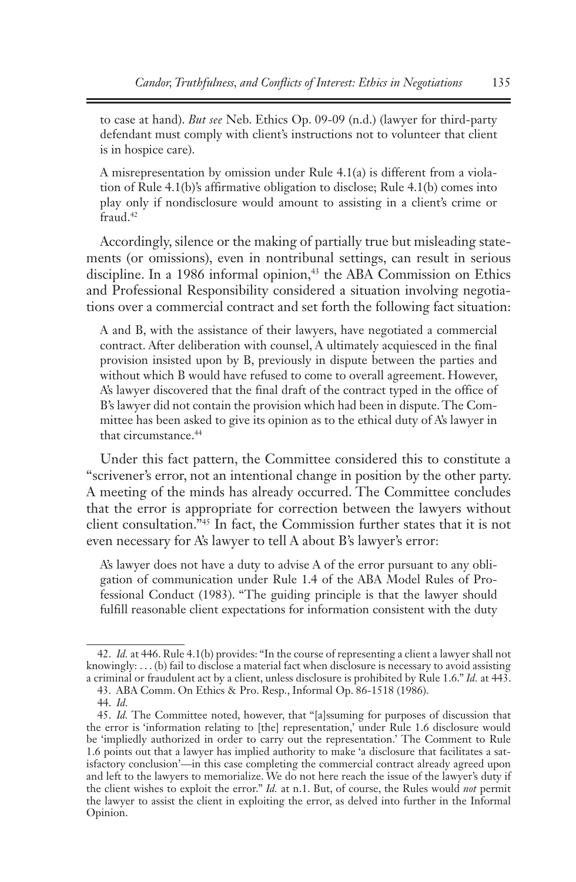to case at hand). *But see* Neb. Ethics Op. 09-09 (n.d.) (lawyer for third-party defendant must comply with client's instructions not to volunteer that client is in hospice care).

> A misrepresentation by omission under Rule 4.1(a) is different from a violation of Rule 4.1(b)'s affirmative obligation to disclose; Rule 4.1(b) comes into play only if nondisclosure would amount to assisting in a client's crime or fraud.[42]

Accordingly, silence or the making of partially true but misleading statements (or omissions), even in nontribunal settings, can result in serious discipline. In a 1986 informal opinion,[43] the ABA Commission on Ethics and Professional Responsibility considered a situation involving negotiations over a commercial contract and set forth the following fact situation:

> A and B, with the assistance of their lawyers, have negotiated a commercial contract. After deliberation with counsel, A ultimately acquiesced in the final provision insisted upon by B, previously in dispute between the parties and without which B would have refused to come to overall agreement. However, A's lawyer discovered that the final draft of the contract typed in the office of B's lawyer did not contain the provision which had been in dispute. The Committee has been asked to give its opinion as to the ethical duty of A's lawyer in that circumstance.[44]

Under this fact pattern, the Committee considered this to constitute a "scrivener's error, not an intentional change in position by the other party. A meeting of the minds has already occurred. The Committee concludes that the error is appropriate for correction between the lawyers without client consultation."[45] In fact, the Commission further states that it is not even necessary for A's lawyer to tell A about B's lawyer's error:

> A's lawyer does not have a duty to advise A of the error pursuant to any obligation of communication under Rule 1.4 of the ABA Model Rules of Professional Conduct (1983). "The guiding principle is that the lawyer should fulfill reasonable client expectations for information consistent with the duty

---

42. *Id.* at 446. Rule 4.1(b) provides: "In the course of representing a client a lawyer shall not knowingly: . . . (b) fail to disclose a material fact when disclosure is necessary to avoid assisting a criminal or fraudulent act by a client, unless disclosure is prohibited by Rule 1.6." *Id.* at 443.

43. ABA Comm. On Ethics & Pro. Resp., Informal Op. 86-1518 (1986).

44. *Id.*

45. *Id.* The Committee noted, however, that "[a]ssuming for purposes of discussion that the error is 'information relating to [the] representation,' under Rule 1.6 disclosure would be 'impliedly authorized in order to carry out the representation.' The Comment to Rule 1.6 points out that a lawyer has implied authority to make 'a disclosure that facilitates a satisfactory conclusion'—in this case completing the commercial contract already agreed upon and left to the lawyers to memorialize. We do not here reach the issue of the lawyer's duty if the client wishes to exploit the error." *Id.* at n.1. But, of course, the Rules would *not* permit the lawyer to assist the client in exploiting the error, as delved into further in the Informal Opinion.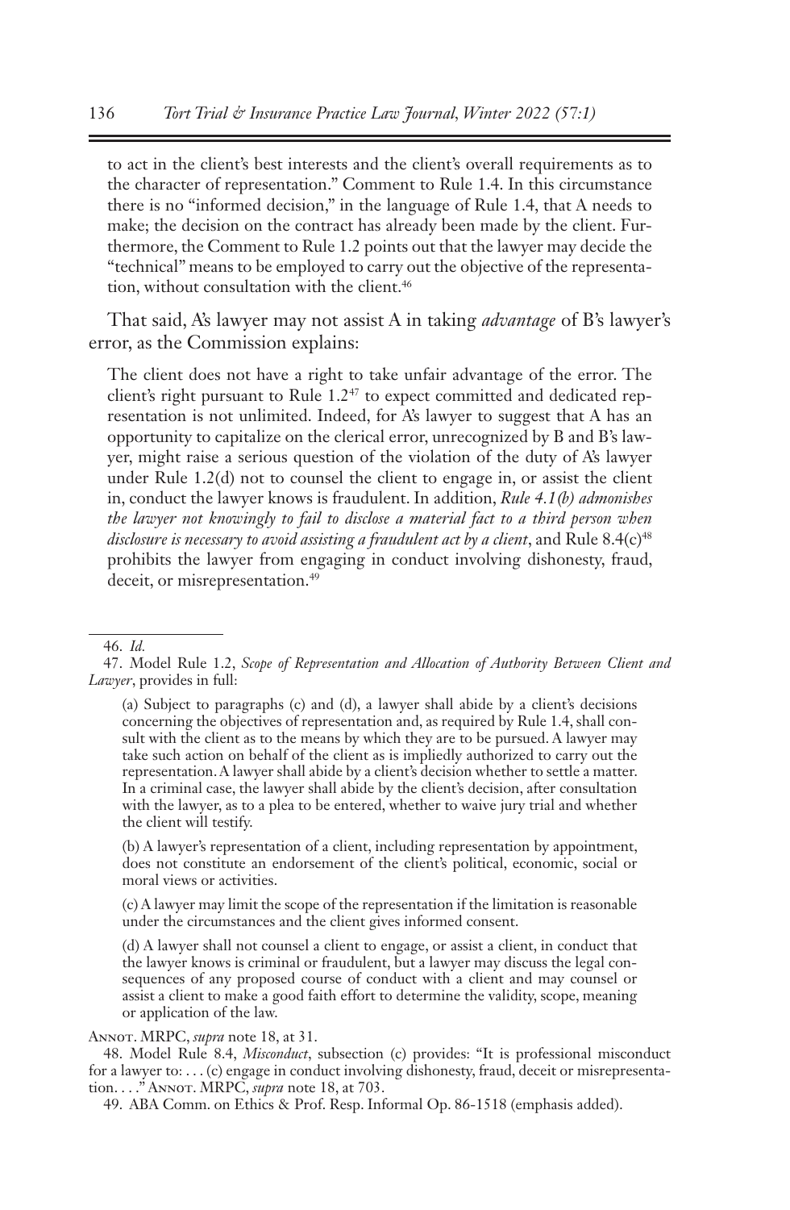to act in the client's best interests and the client's overall requirements as to the character of representation." Comment to Rule 1.4. In this circumstance there is no "informed decision," in the language of Rule 1.4, that A needs to make; the decision on the contract has already been made by the client. Furthermore, the Comment to Rule 1.2 points out that the lawyer may decide the "technical" means to be employed to carry out the objective of the representation, without consultation with the client.[46]

That said, A's lawyer may not assist A in taking *advantage* of B's lawyer's error, as the Commission explains:

> The client does not have a right to take unfair advantage of the error. The client's right pursuant to Rule 1.2[47] to expect committed and dedicated representation is not unlimited. Indeed, for A's lawyer to suggest that A has an opportunity to capitalize on the clerical error, unrecognized by B and B's lawyer, might raise a serious question of the violation of the duty of A's lawyer under Rule 1.2(d) not to counsel the client to engage in, or assist the client in, conduct the lawyer knows is fraudulent. In addition, *Rule 4.1(b) admonishes the lawyer not knowingly to fail to disclose a material fact to a third person when disclosure is necessary to avoid assisting a fraudulent act by a client*, and Rule 8.4(c)[48] prohibits the lawyer from engaging in conduct involving dishonesty, fraud, deceit, or misrepresentation.[49]

---

46. *Id.*

47. Model Rule 1.2, *Scope of Representation and Allocation of Authority Between Client and Lawyer*, provides in full:

> (a) Subject to paragraphs (c) and (d), a lawyer shall abide by a client's decisions concerning the objectives of representation and, as required by Rule 1.4, shall consult with the client as to the means by which they are to be pursued. A lawyer may take such action on behalf of the client as is impliedly authorized to carry out the representation. A lawyer shall abide by a client's decision whether to settle a matter. In a criminal case, the lawyer shall abide by the client's decision, after consultation with the lawyer, as to a plea to be entered, whether to waive jury trial and whether the client will testify.
>
> (b) A lawyer's representation of a client, including representation by appointment, does not constitute an endorsement of the client's political, economic, social or moral views or activities.
>
> (c) A lawyer may limit the scope of the representation if the limitation is reasonable under the circumstances and the client gives informed consent.
>
> (d) A lawyer shall not counsel a client to engage, or assist a client, in conduct that the lawyer knows is criminal or fraudulent, but a lawyer may discuss the legal consequences of any proposed course of conduct with a client and may counsel or assist a client to make a good faith effort to determine the validity, scope, meaning or application of the law.

ANNOT. MRPC, *supra* note 18, at 31.

48. Model Rule 8.4, *Misconduct*, subsection (c) provides: "It is professional misconduct for a lawyer to: . . . (c) engage in conduct involving dishonesty, fraud, deceit or misrepresentation. . . ." ANNOT. MRPC, *supra* note 18, at 703.

49. ABA Comm. on Ethics & Prof. Resp. Informal Op. 86-1518 (emphasis added).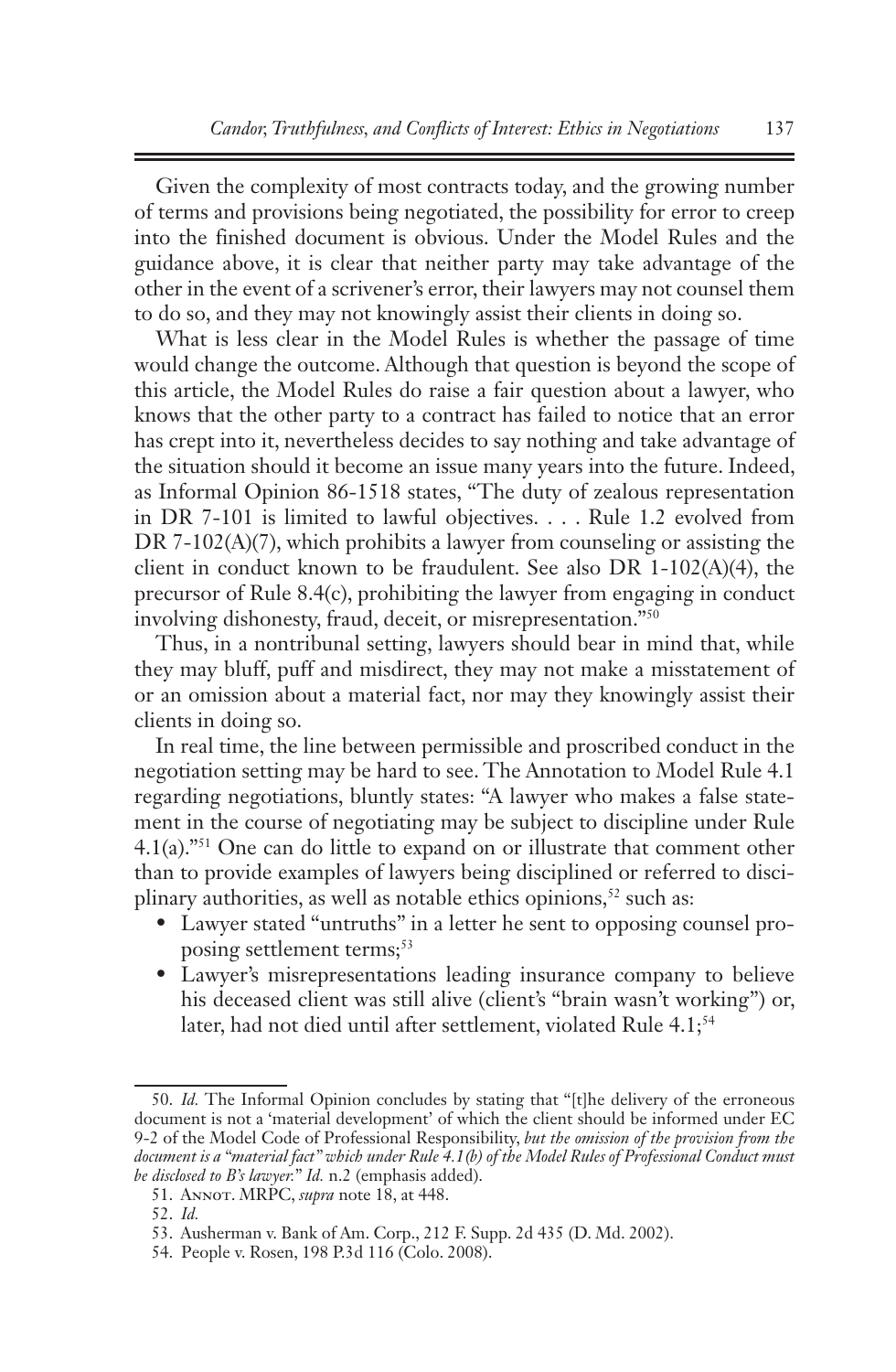Given the complexity of most contracts today, and the growing number of terms and provisions being negotiated, the possibility for error to creep into the finished document is obvious. Under the Model Rules and the guidance above, it is clear that neither party may take advantage of the other in the event of a scrivener's error, their lawyers may not counsel them to do so, and they may not knowingly assist their clients in doing so.

What is less clear in the Model Rules is whether the passage of time would change the outcome. Although that question is beyond the scope of this article, the Model Rules do raise a fair question about a lawyer, who knows that the other party to a contract has failed to notice that an error has crept into it, nevertheless decides to say nothing and take advantage of the situation should it become an issue many years into the future. Indeed, as Informal Opinion 86-1518 states, "The duty of zealous representation in DR 7-101 is limited to lawful objectives. . . . Rule 1.2 evolved from DR 7-102(A)(7), which prohibits a lawyer from counseling or assisting the client in conduct known to be fraudulent. See also DR 1-102(A)(4), the precursor of Rule 8.4(c), prohibiting the lawyer from engaging in conduct involving dishonesty, fraud, deceit, or misrepresentation."[50]

Thus, in a nontribunal setting, lawyers should bear in mind that, while they may bluff, puff and misdirect, they may not make a misstatement of or an omission about a material fact, nor may they knowingly assist their clients in doing so.

In real time, the line between permissible and proscribed conduct in the negotiation setting may be hard to see. The Annotation to Model Rule 4.1 regarding negotiations, bluntly states: "A lawyer who makes a false statement in the course of negotiating may be subject to discipline under Rule 4.1(a)."[51] One can do little to expand on or illustrate that comment other than to provide examples of lawyers being disciplined or referred to disciplinary authorities, as well as notable ethics opinions,[52] such as:

- Lawyer stated "untruths" in a letter he sent to opposing counsel proposing settlement terms;[53]
- Lawyer's misrepresentations leading insurance company to believe his deceased client was still alive (client's "brain wasn't working") or, later, had not died until after settlement, violated Rule 4.1;[54]

---

50. *Id.* The Informal Opinion concludes by stating that "[t]he delivery of the erroneous document is not a 'material development' of which the client should be informed under EC 9-2 of the Model Code of Professional Responsibility, *but the omission of the provision from the document is a "material fact" which under Rule 4.1(b) of the Model Rules of Professional Conduct must be disclosed to B's lawyer.*" *Id.* n.2 (emphasis added).

51. Annot. MRPC, *supra* note 18, at 448.

52. *Id.*

53. Ausherman v. Bank of Am. Corp., 212 F. Supp. 2d 435 (D. Md. 2002).

54. People v. Rosen, 198 P.3d 116 (Colo. 2008).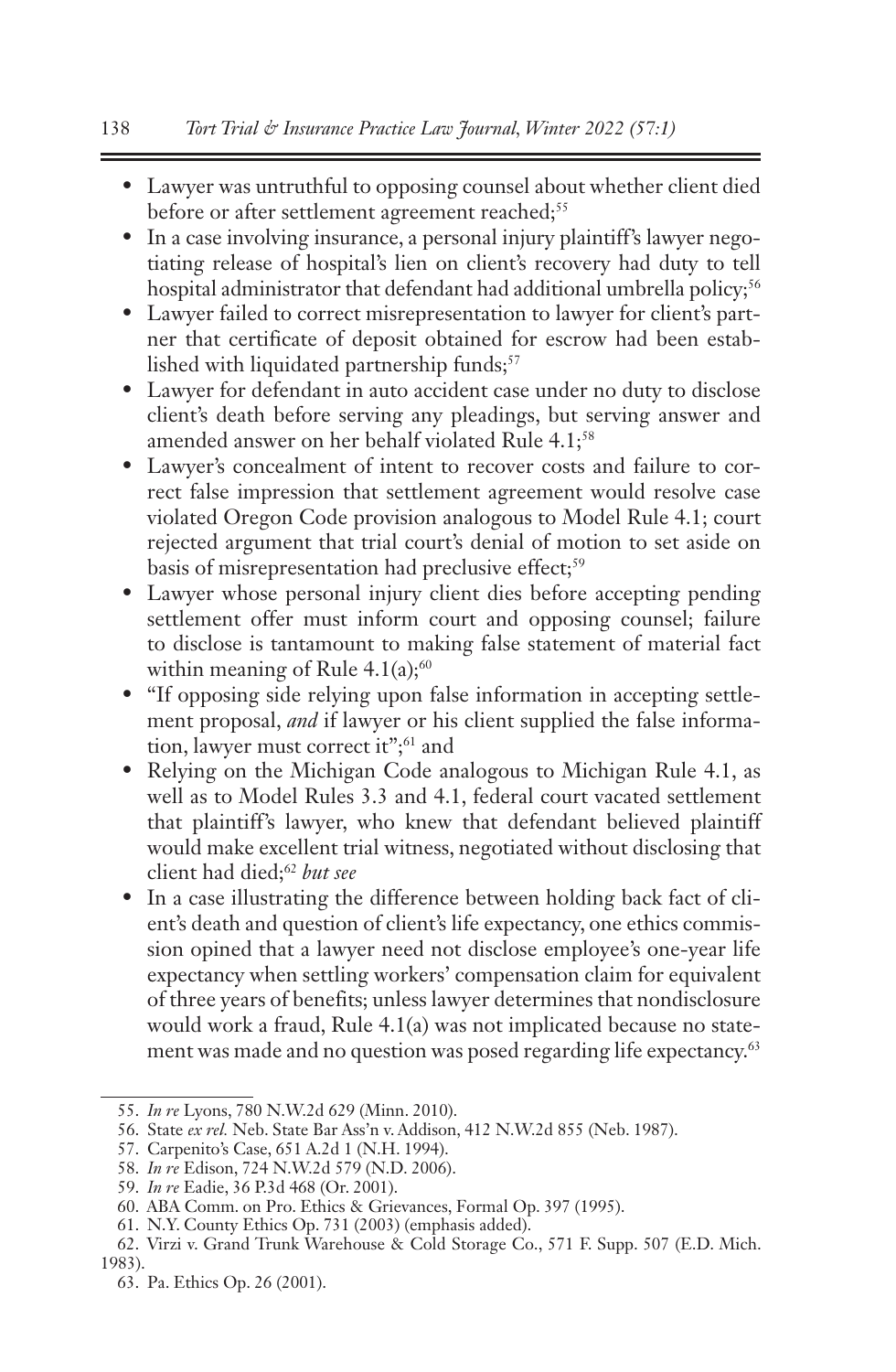- Lawyer was untruthful to opposing counsel about whether client died before or after settlement agreement reached;[55]
- In a case involving insurance, a personal injury plaintiff's lawyer negotiating release of hospital's lien on client's recovery had duty to tell hospital administrator that defendant had additional umbrella policy;[56]
- Lawyer failed to correct misrepresentation to lawyer for client's partner that certificate of deposit obtained for escrow had been established with liquidated partnership funds;[57]
- Lawyer for defendant in auto accident case under no duty to disclose client's death before serving any pleadings, but serving answer and amended answer on her behalf violated Rule 4.1;[58]
- Lawyer's concealment of intent to recover costs and failure to correct false impression that settlement agreement would resolve case violated Oregon Code provision analogous to Model Rule 4.1; court rejected argument that trial court's denial of motion to set aside on basis of misrepresentation had preclusive effect;[59]
- Lawyer whose personal injury client dies before accepting pending settlement offer must inform court and opposing counsel; failure to disclose is tantamount to making false statement of material fact within meaning of Rule 4.1(a);[60]
- "If opposing side relying upon false information in accepting settlement proposal, *and* if lawyer or his client supplied the false information, lawyer must correct it";[61] and
- Relying on the Michigan Code analogous to Michigan Rule 4.1, as well as to Model Rules 3.3 and 4.1, federal court vacated settlement that plaintiff's lawyer, who knew that defendant believed plaintiff would make excellent trial witness, negotiated without disclosing that client had died;[62] *but see*
- In a case illustrating the difference between holding back fact of client's death and question of client's life expectancy, one ethics commission opined that a lawyer need not disclose employee's one-year life expectancy when settling workers' compensation claim for equivalent of three years of benefits; unless lawyer determines that nondisclosure would work a fraud, Rule 4.1(a) was not implicated because no statement was made and no question was posed regarding life expectancy.[63]

---

55. *In re* Lyons, 780 N.W.2d 629 (Minn. 2010).
56. State *ex rel.* Neb. State Bar Ass'n v. Addison, 412 N.W.2d 855 (Neb. 1987).
57. Carpenito's Case, 651 A.2d 1 (N.H. 1994).
58. *In re* Edison, 724 N.W.2d 579 (N.D. 2006).
59. *In re* Eadie, 36 P.3d 468 (Or. 2001).
60. ABA Comm. on Pro. Ethics & Grievances, Formal Op. 397 (1995).
61. N.Y. County Ethics Op. 731 (2003) (emphasis added).
62. Virzi v. Grand Trunk Warehouse & Cold Storage Co., 571 F. Supp. 507 (E.D. Mich. 1983).
63. Pa. Ethics Op. 26 (2001).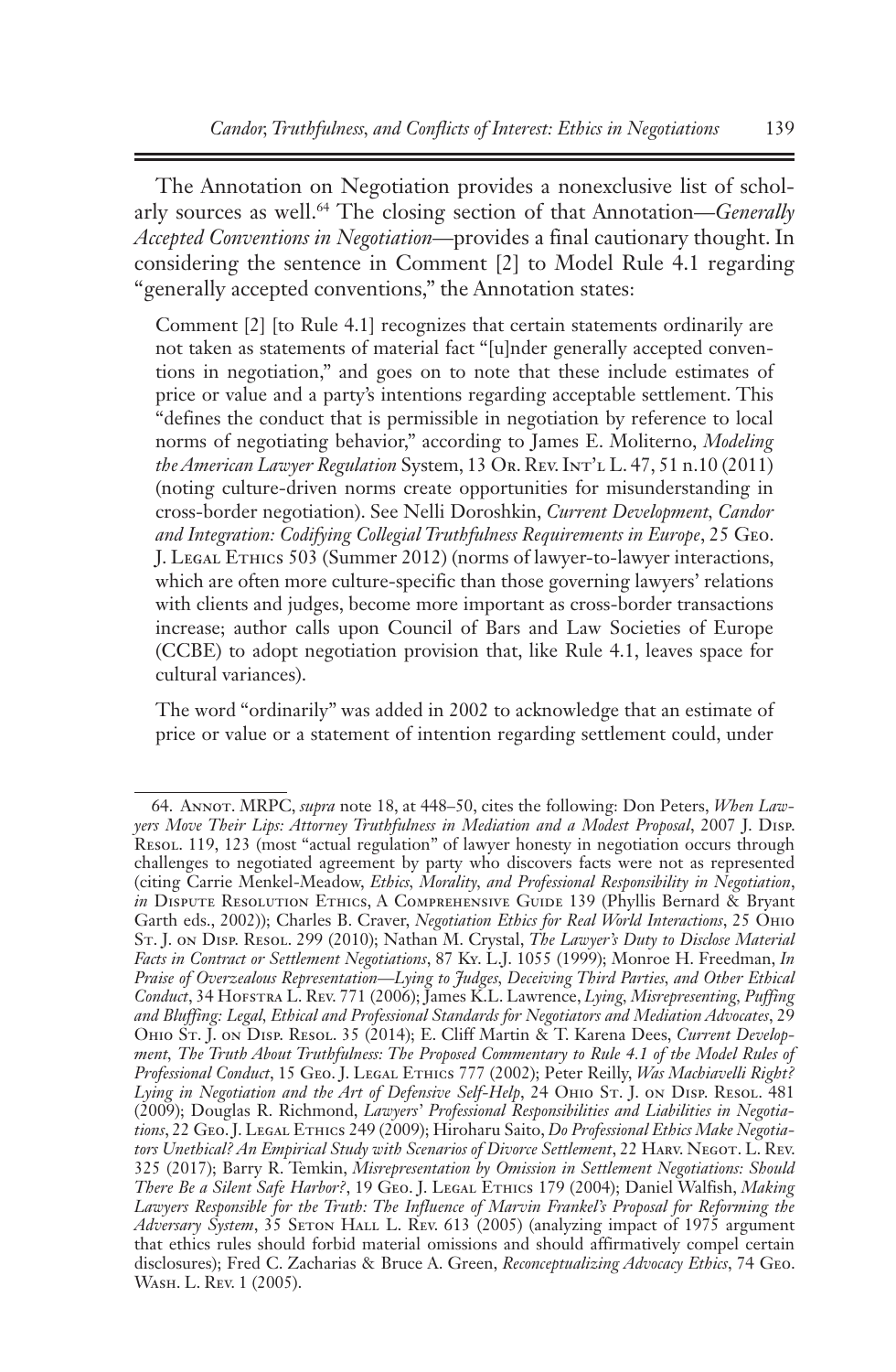The Annotation on Negotiation provides a nonexclusive list of scholarly sources as well.[64] The closing section of that Annotation—*Generally Accepted Conventions in Negotiation*—provides a final cautionary thought. In considering the sentence in Comment [2] to Model Rule 4.1 regarding "generally accepted conventions," the Annotation states:

> Comment [2] [to Rule 4.1] recognizes that certain statements ordinarily are not taken as statements of material fact "[u]nder generally accepted conventions in negotiation," and goes on to note that these include estimates of price or value and a party's intentions regarding acceptable settlement. This "defines the conduct that is permissible in negotiation by reference to local norms of negotiating behavior," according to James E. Moliterno, *Modeling the American Lawyer Regulation* System, 13 Or. Rev. Int'l L. 47, 51 n.10 (2011) (noting culture-driven norms create opportunities for misunderstanding in cross-border negotiation). See Nelli Doroshkin, *Current Development, Candor and Integration: Codifying Collegial Truthfulness Requirements in Europe*, 25 Geo. J. Legal Ethics 503 (Summer 2012) (norms of lawyer-to-lawyer interactions, which are often more culture-specific than those governing lawyers' relations with clients and judges, become more important as cross-border transactions increase; author calls upon Council of Bars and Law Societies of Europe (CCBE) to adopt negotiation provision that, like Rule 4.1, leaves space for cultural variances).
>
> The word "ordinarily" was added in 2002 to acknowledge that an estimate of price or value or a statement of intention regarding settlement could, under

---

64. Annot. MRPC, *supra* note 18, at 448–50, cites the following: Don Peters, *When Lawyers Move Their Lips: Attorney Truthfulness in Mediation and a Modest Proposal*, 2007 J. Disp. Resol. 119, 123 (most "actual regulation" of lawyer honesty in negotiation occurs through challenges to negotiated agreement by party who discovers facts were not as represented (citing Carrie Menkel-Meadow, *Ethics, Morality, and Professional Responsibility in Negotiation*, *in* Dispute Resolution Ethics, A Comprehensive Guide 139 (Phyllis Bernard & Bryant Garth eds., 2002)); Charles B. Craver, *Negotiation Ethics for Real World Interactions*, 25 Ohio St. J. on Disp. Resol. 299 (2010); Nathan M. Crystal, *The Lawyer's Duty to Disclose Material Facts in Contract or Settlement Negotiations*, 87 Ky. L.J. 1055 (1999); Monroe H. Freedman, *In Praise of Overzealous Representation—Lying to Judges, Deceiving Third Parties, and Other Ethical Conduct*, 34 Hofstra L. Rev. 771 (2006); James K.L. Lawrence, *Lying, Misrepresenting, Puffing and Bluffing: Legal, Ethical and Professional Standards for Negotiators and Mediation Advocates*, 29 Ohio St. J. on Disp. Resol. 35 (2014); E. Cliff Martin & T. Karena Dees, *Current Development, The Truth About Truthfulness: The Proposed Commentary to Rule 4.1 of the Model Rules of Professional Conduct*, 15 Geo. J. Legal Ethics 777 (2002); Peter Reilly, *Was Machiavelli Right? Lying in Negotiation and the Art of Defensive Self-Help*, 24 Ohio St. J. on Disp. Resol. 481 (2009); Douglas R. Richmond, *Lawyers' Professional Responsibilities and Liabilities in Negotiations*, 22 Geo. J. Legal Ethics 249 (2009); Hiroharu Saito, *Do Professional Ethics Make Negotiators Unethical? An Empirical Study with Scenarios of Divorce Settlement*, 22 Harv. Negot. L. Rev. 325 (2017); Barry R. Temkin, *Misrepresentation by Omission in Settlement Negotiations: Should There Be a Silent Safe Harbor?*, 19 Geo. J. Legal Ethics 179 (2004); Daniel Walfish, *Making Lawyers Responsible for the Truth: The Influence of Marvin Frankel's Proposal for Reforming the Adversary System*, 35 Seton Hall L. Rev. 613 (2005) (analyzing impact of 1975 argument that ethics rules should forbid material omissions and should affirmatively compel certain disclosures); Fred C. Zacharias & Bruce A. Green, *Reconceptualizing Advocacy Ethics*, 74 Geo. Wash. L. Rev. 1 (2005).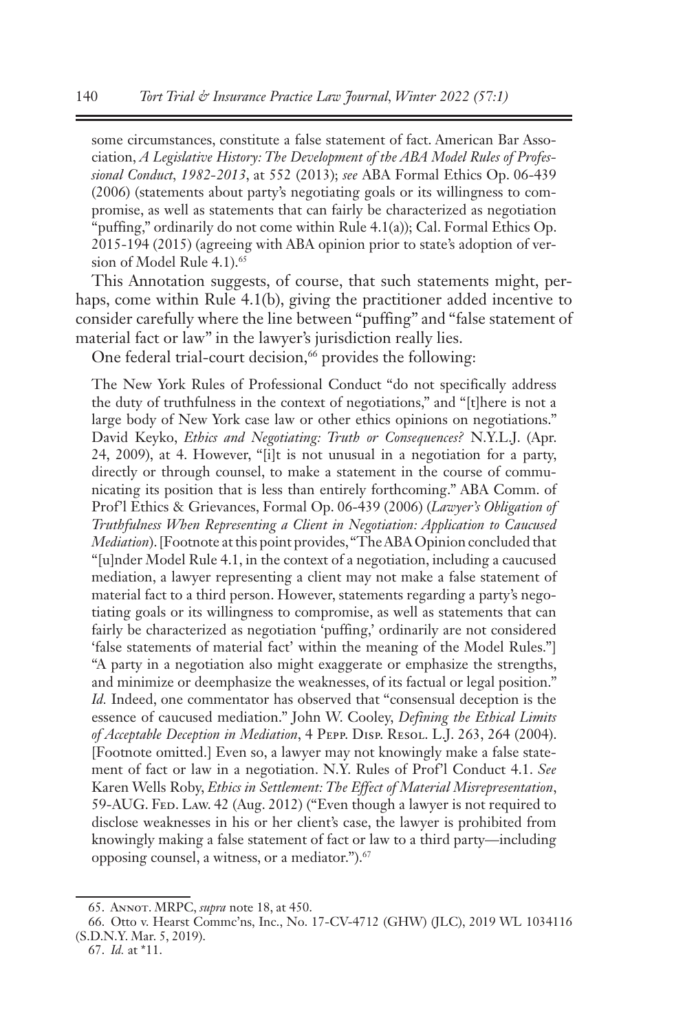some circumstances, constitute a false statement of fact. American Bar Association, *A Legislative History: The Development of the ABA Model Rules of Professional Conduct, 1982-2013*, at 552 (2013); *see* ABA Formal Ethics Op. 06-439 (2006) (statements about party's negotiating goals or its willingness to compromise, as well as statements that can fairly be characterized as negotiation "puffing," ordinarily do not come within Rule 4.1(a)); Cal. Formal Ethics Op. 2015-194 (2015) (agreeing with ABA opinion prior to state's adoption of version of Model Rule 4.1).[65]

This Annotation suggests, of course, that such statements might, perhaps, come within Rule 4.1(b), giving the practitioner added incentive to consider carefully where the line between "puffing" and "false statement of material fact or law" in the lawyer's jurisdiction really lies.

One federal trial-court decision,[66] provides the following:

> The New York Rules of Professional Conduct "do not specifically address the duty of truthfulness in the context of negotiations," and "[t]here is not a large body of New York case law or other ethics opinions on negotiations." David Keyko, *Ethics and Negotiating: Truth or Consequences?* N.Y.L.J. (Apr. 24, 2009), at 4. However, "[i]t is not unusual in a negotiation for a party, directly or through counsel, to make a statement in the course of communicating its position that is less than entirely forthcoming." ABA Comm. of Prof'l Ethics & Grievances, Formal Op. 06-439 (2006) (*Lawyer's Obligation of Truthfulness When Representing a Client in Negotiation: Application to Caucused Mediation*). [Footnote at this point provides, "The ABA Opinion concluded that "[u]nder Model Rule 4.1, in the context of a negotiation, including a caucused mediation, a lawyer representing a client may not make a false statement of material fact to a third person. However, statements regarding a party's negotiating goals or its willingness to compromise, as well as statements that can fairly be characterized as negotiation 'puffing,' ordinarily are not considered 'false statements of material fact' within the meaning of the Model Rules."] "A party in a negotiation also might exaggerate or emphasize the strengths, and minimize or deemphasize the weaknesses, of its factual or legal position." *Id.* Indeed, one commentator has observed that "consensual deception is the essence of caucused mediation." John W. Cooley, *Defining the Ethical Limits of Acceptable Deception in Mediation*, 4 Pepp. Disp. Resol. L.J. 263, 264 (2004). [Footnote omitted.] Even so, a lawyer may not knowingly make a false statement of fact or law in a negotiation. N.Y. Rules of Prof'l Conduct 4.1. *See* Karen Wells Roby, *Ethics in Settlement: The Effect of Material Misrepresentation*, 59-AUG. Fed. Law. 42 (Aug. 2012) ("Even though a lawyer is not required to disclose weaknesses in his or her client's case, the lawyer is prohibited from knowingly making a false statement of fact or law to a third party—including opposing counsel, a witness, or a mediator.").[67]

---

65. Annot. MRPC, *supra* note 18, at 450.

66. Otto v. Hearst Commc'ns, Inc., No. 17-CV-4712 (GHW) (JLC), 2019 WL 1034116 (S.D.N.Y. Mar. 5, 2019).

67. *Id.* at *11.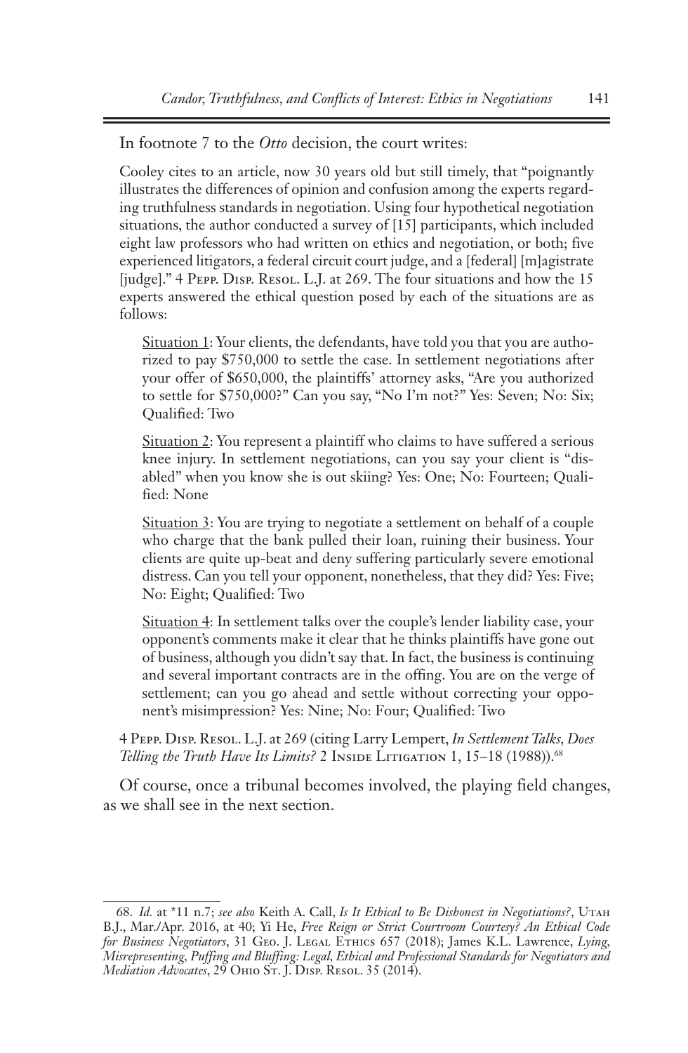In footnote 7 to the *Otto* decision, the court writes:

> Cooley cites to an article, now 30 years old but still timely, that "poignantly illustrates the differences of opinion and confusion among the experts regarding truthfulness standards in negotiation. Using four hypothetical negotiation situations, the author conducted a survey of [15] participants, which included eight law professors who had written on ethics and negotiation, or both; five experienced litigators, a federal circuit court judge, and a [federal] [m]agistrate [judge]." 4 Pepp. Disp. Resol. L.J. at 269. The four situations and how the 15 experts answered the ethical question posed by each of the situations are as follows:
>
> Situation 1: Your clients, the defendants, have told you that you are authorized to pay $750,000 to settle the case. In settlement negotiations after your offer of $650,000, the plaintiffs' attorney asks, "Are you authorized to settle for $750,000?" Can you say, "No I'm not?" Yes: Seven; No: Six; Qualified: Two
>
> Situation 2: You represent a plaintiff who claims to have suffered a serious knee injury. In settlement negotiations, can you say your client is "disabled" when you know she is out skiing? Yes: One; No: Fourteen; Qualified: None
>
> Situation 3: You are trying to negotiate a settlement on behalf of a couple who charge that the bank pulled their loan, ruining their business. Your clients are quite up-beat and deny suffering particularly severe emotional distress. Can you tell your opponent, nonetheless, that they did? Yes: Five; No: Eight; Qualified: Two
>
> Situation 4: In settlement talks over the couple's lender liability case, your opponent's comments make it clear that he thinks plaintiffs have gone out of business, although you didn't say that. In fact, the business is continuing and several important contracts are in the offing. You are on the verge of settlement; can you go ahead and settle without correcting your opponent's misimpression? Yes: Nine; No: Four; Qualified: Two
>
> 4 Pepp. Disp. Resol. L.J. at 269 (citing Larry Lempert, *In Settlement Talks, Does Telling the Truth Have Its Limits?* 2 Inside Litigation 1, 15–18 (1988)).[68]

Of course, once a tribunal becomes involved, the playing field changes, as we shall see in the next section.

---

68. *Id.* at *11 n.7; *see also* Keith A. Call, *Is It Ethical to Be Dishonest in Negotiations?*, Utah B.J., Mar./Apr. 2016, at 40; Yi He, *Free Reign or Strict Courtroom Courtesy? An Ethical Code for Business Negotiators*, 31 Geo. J. Legal Ethics 657 (2018); James K.L. Lawrence, *Lying, Misrepresenting, Puffing and Bluffing: Legal, Ethical and Professional Standards for Negotiators and Mediation Advocates*, 29 Ohio St. J. Disp. Resol. 35 (2014).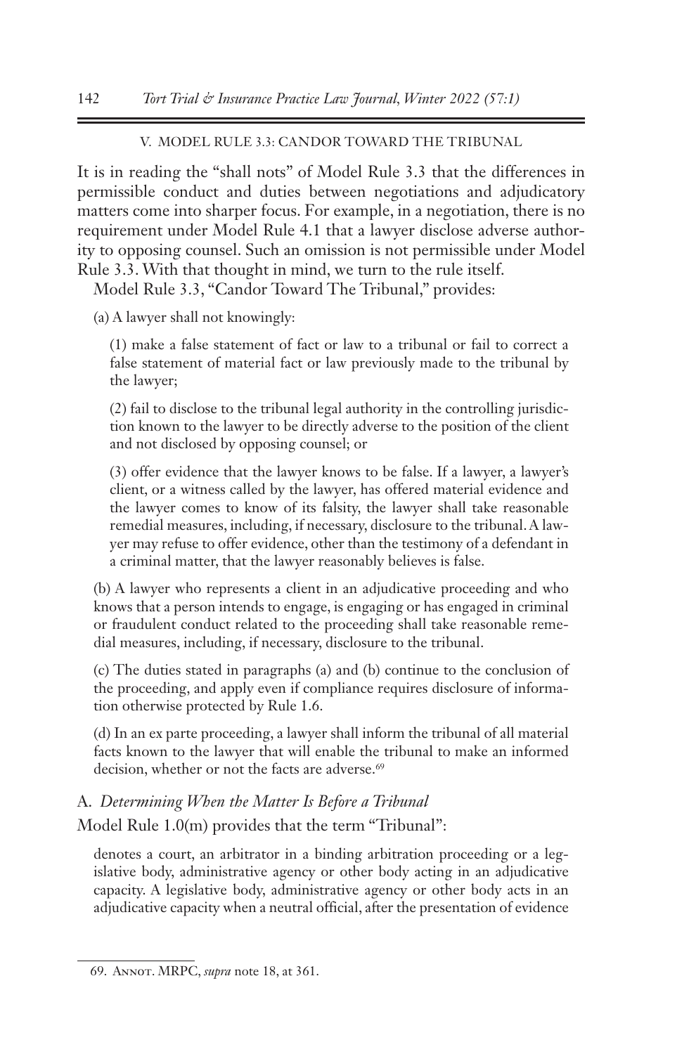## V. MODEL RULE 3.3: CANDOR TOWARD THE TRIBUNAL

It is in reading the "shall nots" of Model Rule 3.3 that the differences in permissible conduct and duties between negotiations and adjudicatory matters come into sharper focus. For example, in a negotiation, there is no requirement under Model Rule 4.1 that a lawyer disclose adverse authority to opposing counsel. Such an omission is not permissible under Model Rule 3.3. With that thought in mind, we turn to the rule itself.

Model Rule 3.3, "Candor Toward The Tribunal," provides:

> (a) A lawyer shall not knowingly:
>
> (1) make a false statement of fact or law to a tribunal or fail to correct a false statement of material fact or law previously made to the tribunal by the lawyer;
>
> (2) fail to disclose to the tribunal legal authority in the controlling jurisdiction known to the lawyer to be directly adverse to the position of the client and not disclosed by opposing counsel; or
>
> (3) offer evidence that the lawyer knows to be false. If a lawyer, a lawyer's client, or a witness called by the lawyer, has offered material evidence and the lawyer comes to know of its falsity, the lawyer shall take reasonable remedial measures, including, if necessary, disclosure to the tribunal. A lawyer may refuse to offer evidence, other than the testimony of a defendant in a criminal matter, that the lawyer reasonably believes is false.
>
> (b) A lawyer who represents a client in an adjudicative proceeding and who knows that a person intends to engage, is engaging or has engaged in criminal or fraudulent conduct related to the proceeding shall take reasonable remedial measures, including, if necessary, disclosure to the tribunal.
>
> (c) The duties stated in paragraphs (a) and (b) continue to the conclusion of the proceeding, and apply even if compliance requires disclosure of information otherwise protected by Rule 1.6.
>
> (d) In an ex parte proceeding, a lawyer shall inform the tribunal of all material facts known to the lawyer that will enable the tribunal to make an informed decision, whether or not the facts are adverse.[69]

### A. *Determining When the Matter Is Before a Tribunal*

Model Rule 1.0(m) provides that the term "Tribunal":

> denotes a court, an arbitrator in a binding arbitration proceeding or a legislative body, administrative agency or other body acting in an adjudicative capacity. A legislative body, administrative agency or other body acts in an adjudicative capacity when a neutral official, after the presentation of evidence

---

69. Annot. MRPC, *supra* note 18, at 361.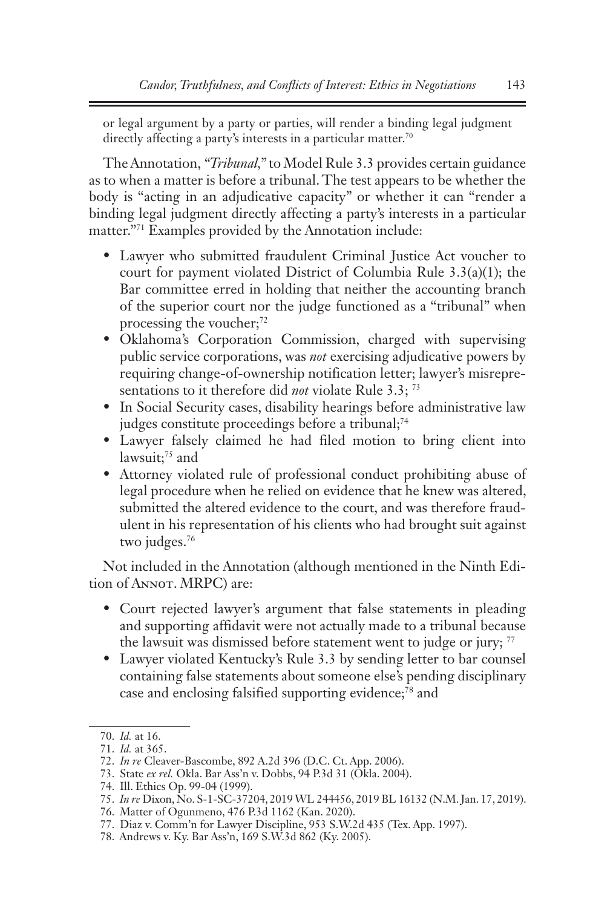or legal argument by a party or parties, will render a binding legal judgment directly affecting a party's interests in a particular matter.[70]

The Annotation, "*Tribunal*," to Model Rule 3.3 provides certain guidance as to when a matter is before a tribunal. The test appears to be whether the body is "acting in an adjudicative capacity" or whether it can "render a binding legal judgment directly affecting a party's interests in a particular matter."[71] Examples provided by the Annotation include:

- Lawyer who submitted fraudulent Criminal Justice Act voucher to court for payment violated District of Columbia Rule 3.3(a)(1); the Bar committee erred in holding that neither the accounting branch of the superior court nor the judge functioned as a "tribunal" when processing the voucher;[72]
- Oklahoma's Corporation Commission, charged with supervising public service corporations, was *not* exercising adjudicative powers by requiring change-of-ownership notification letter; lawyer's misrepresentations to it therefore did *not* violate Rule 3.3; [73]
- In Social Security cases, disability hearings before administrative law judges constitute proceedings before a tribunal;[74]
- Lawyer falsely claimed he had filed motion to bring client into lawsuit;[75] and
- Attorney violated rule of professional conduct prohibiting abuse of legal procedure when he relied on evidence that he knew was altered, submitted the altered evidence to the court, and was therefore fraudulent in his representation of his clients who had brought suit against two judges.[76]

Not included in the Annotation (although mentioned in the Ninth Edition of Annot. MRPC) are:

- Court rejected lawyer's argument that false statements in pleading and supporting affidavit were not actually made to a tribunal because the lawsuit was dismissed before statement went to judge or jury; [77]
- Lawyer violated Kentucky's Rule 3.3 by sending letter to bar counsel containing false statements about someone else's pending disciplinary case and enclosing falsified supporting evidence;[78] and

70. *Id.* at 16.

71. *Id.* at 365.

72. *In re* Cleaver-Bascombe, 892 A.2d 396 (D.C. Ct. App. 2006).

73. State *ex rel.* Okla. Bar Ass'n v. Dobbs, 94 P.3d 31 (Okla. 2004).

74. Ill. Ethics Op. 99-04 (1999).

75. *In re* Dixon, No. S-1-SC-37204, 2019 WL 244456, 2019 BL 16132 (N.M. Jan. 17, 2019).

76. Matter of Ogunmeno, 476 P.3d 1162 (Kan. 2020).

77. Diaz v. Comm'n for Lawyer Discipline, 953 S.W.2d 435 (Tex. App. 1997).

78. Andrews v. Ky. Bar Ass'n, 169 S.W.3d 862 (Ky. 2005).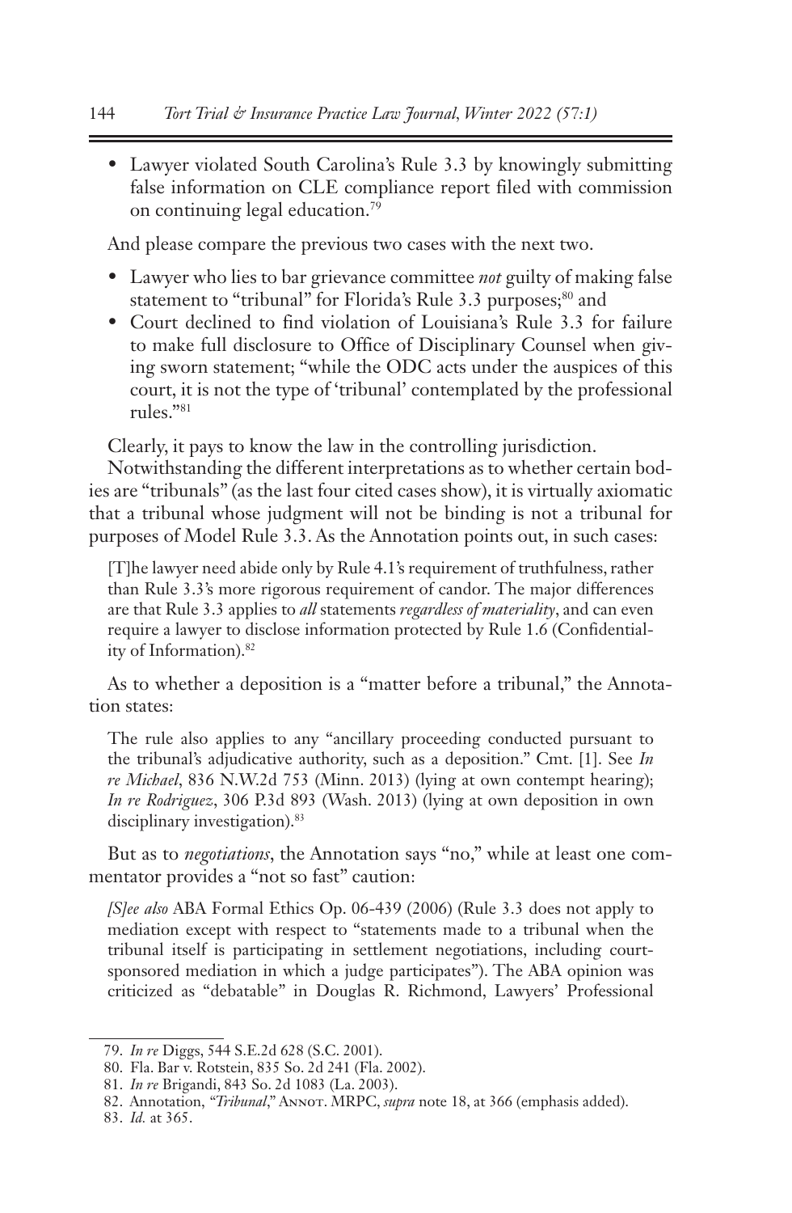- Lawyer violated South Carolina's Rule 3.3 by knowingly submitting false information on CLE compliance report filed with commission on continuing legal education.[79]

And please compare the previous two cases with the next two.

- Lawyer who lies to bar grievance committee *not* guilty of making false statement to "tribunal" for Florida's Rule 3.3 purposes;[80] and
- Court declined to find violation of Louisiana's Rule 3.3 for failure to make full disclosure to Office of Disciplinary Counsel when giving sworn statement; "while the ODC acts under the auspices of this court, it is not the type of 'tribunal' contemplated by the professional rules."[81]

Clearly, it pays to know the law in the controlling jurisdiction.

Notwithstanding the different interpretations as to whether certain bodies are "tribunals" (as the last four cited cases show), it is virtually axiomatic that a tribunal whose judgment will not be binding is not a tribunal for purposes of Model Rule 3.3. As the Annotation points out, in such cases:

> [T]he lawyer need abide only by Rule 4.1's requirement of truthfulness, rather than Rule 3.3's more rigorous requirement of candor. The major differences are that Rule 3.3 applies to *all* statements *regardless of materiality*, and can even require a lawyer to disclose information protected by Rule 1.6 (Confidentiality of Information).[82]

As to whether a deposition is a "matter before a tribunal," the Annotation states:

> The rule also applies to any "ancillary proceeding conducted pursuant to the tribunal's adjudicative authority, such as a deposition." Cmt. [1]. See *In re Michael*, 836 N.W.2d 753 (Minn. 2013) (lying at own contempt hearing); *In re Rodriguez*, 306 P.3d 893 (Wash. 2013) (lying at own deposition in own disciplinary investigation).[83]

But as to *negotiations*, the Annotation says "no," while at least one commentator provides a "not so fast" caution:

> *[S]ee also* ABA Formal Ethics Op. 06-439 (2006) (Rule 3.3 does not apply to mediation except with respect to "statements made to a tribunal when the tribunal itself is participating in settlement negotiations, including court-sponsored mediation in which a judge participates"). The ABA opinion was criticized as "debatable" in Douglas R. Richmond, Lawyers' Professional

---

79. *In re* Diggs, 544 S.E.2d 628 (S.C. 2001).

80. Fla. Bar v. Rotstein, 835 So. 2d 241 (Fla. 2002).

81. *In re* Brigandi, 843 So. 2d 1083 (La. 2003).

82. Annotation, "*Tribunal*," Annot. MRPC, *supra* note 18, at 366 (emphasis added).

83. *Id.* at 365.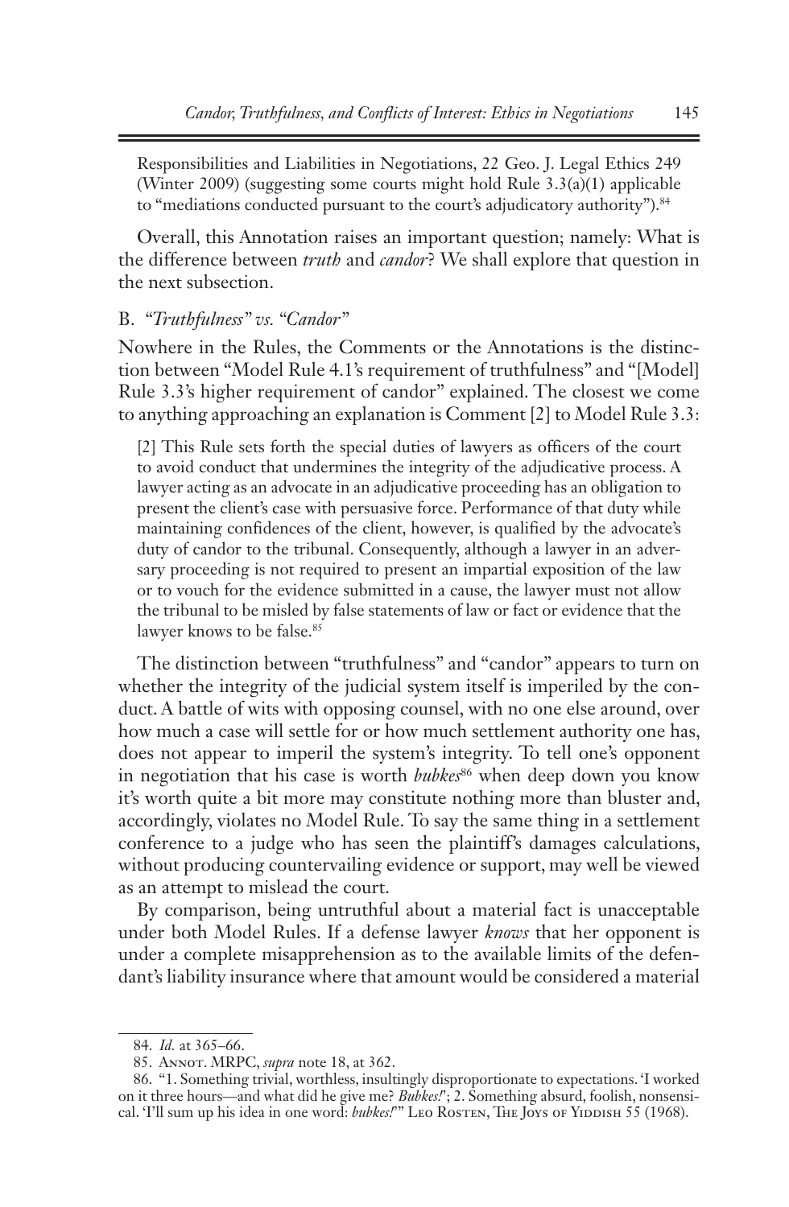Responsibilities and Liabilities in Negotiations, 22 Geo. J. Legal Ethics 249 (Winter 2009) (suggesting some courts might hold Rule 3.3(a)(1) applicable to "mediations conducted pursuant to the court's adjudicatory authority").[84]

Overall, this Annotation raises an important question; namely: What is the difference between *truth* and *candor*? We shall explore that question in the next subsection.

## B. *"Truthfulness" vs. "Candor"*

Nowhere in the Rules, the Comments or the Annotations is the distinction between "Model Rule 4.1's requirement of truthfulness" and "[Model] Rule 3.3's higher requirement of candor" explained. The closest we come to anything approaching an explanation is Comment [2] to Model Rule 3.3:

> [2] This Rule sets forth the special duties of lawyers as officers of the court to avoid conduct that undermines the integrity of the adjudicative process. A lawyer acting as an advocate in an adjudicative proceeding has an obligation to present the client's case with persuasive force. Performance of that duty while maintaining confidences of the client, however, is qualified by the advocate's duty of candor to the tribunal. Consequently, although a lawyer in an adversary proceeding is not required to present an impartial exposition of the law or to vouch for the evidence submitted in a cause, the lawyer must not allow the tribunal to be misled by false statements of law or fact or evidence that the lawyer knows to be false.[85]

The distinction between "truthfulness" and "candor" appears to turn on whether the integrity of the judicial system itself is imperiled by the conduct. A battle of wits with opposing counsel, with no one else around, over how much a case will settle for or how much settlement authority one has, does not appear to imperil the system's integrity. To tell one's opponent in negotiation that his case is worth *bubkes*[86] when deep down you know it's worth quite a bit more may constitute nothing more than bluster and, accordingly, violates no Model Rule. To say the same thing in a settlement conference to a judge who has seen the plaintiff's damages calculations, without producing countervailing evidence or support, may well be viewed as an attempt to mislead the court.

By comparison, being untruthful about a material fact is unacceptable under both Model Rules. If a defense lawyer *knows* that her opponent is under a complete misapprehension as to the available limits of the defendant's liability insurance where that amount would be considered a material

---

84. *Id.* at 365–66.

85. Annot. MRPC, *supra* note 18, at 362.

86. "1. Something trivial, worthless, insultingly disproportionate to expectations. 'I worked on it three hours—and what did he give me? *Bubkes!*'; 2. Something absurd, foolish, nonsensical. 'I'll sum up his idea in one word: *bubkes!*'" Leo Rosten, The Joys of Yiddish 55 (1968).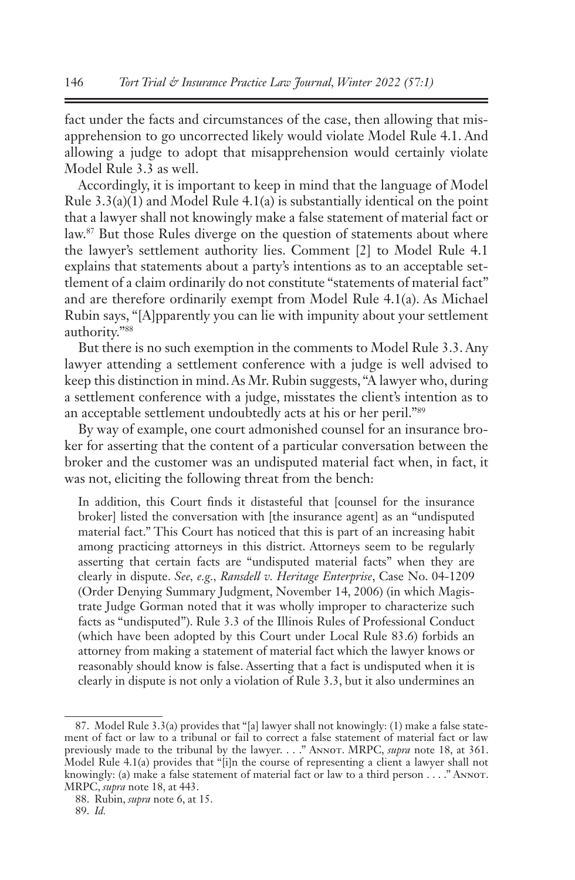fact under the facts and circumstances of the case, then allowing that misapprehension to go uncorrected likely would violate Model Rule 4.1. And allowing a judge to adopt that misapprehension would certainly violate Model Rule 3.3 as well.

Accordingly, it is important to keep in mind that the language of Model Rule 3.3(a)(1) and Model Rule 4.1(a) is substantially identical on the point that a lawyer shall not knowingly make a false statement of material fact or law.[87] But those Rules diverge on the question of statements about where the lawyer's settlement authority lies. Comment [2] to Model Rule 4.1 explains that statements about a party's intentions as to an acceptable settlement of a claim ordinarily do not constitute "statements of material fact" and are therefore ordinarily exempt from Model Rule 4.1(a). As Michael Rubin says, "[A]pparently you can lie with impunity about your settlement authority."[88]

But there is no such exemption in the comments to Model Rule 3.3. Any lawyer attending a settlement conference with a judge is well advised to keep this distinction in mind. As Mr. Rubin suggests, "A lawyer who, during a settlement conference with a judge, misstates the client's intention as to an acceptable settlement undoubtedly acts at his or her peril."[89]

By way of example, one court admonished counsel for an insurance broker for asserting that the content of a particular conversation between the broker and the customer was an undisputed material fact when, in fact, it was not, eliciting the following threat from the bench:

> In addition, this Court finds it distasteful that [counsel for the insurance broker] listed the conversation with [the insurance agent] as an "undisputed material fact." This Court has noticed that this is part of an increasing habit among practicing attorneys in this district. Attorneys seem to be regularly asserting that certain facts are "undisputed material facts" when they are clearly in dispute. *See, e.g.*, *Ransdell v. Heritage Enterprise*, Case No. 04-1209 (Order Denying Summary Judgment, November 14, 2006) (in which Magistrate Judge Gorman noted that it was wholly improper to characterize such facts as "undisputed"). Rule 3.3 of the Illinois Rules of Professional Conduct (which have been adopted by this Court under Local Rule 83.6) forbids an attorney from making a statement of material fact which the lawyer knows or reasonably should know is false. Asserting that a fact is undisputed when it is clearly in dispute is not only a violation of Rule 3.3, but it also undermines an

---

87. Model Rule 3.3(a) provides that "[a] lawyer shall not knowingly: (1) make a false statement of fact or law to a tribunal or fail to correct a false statement of material fact or law previously made to the tribunal by the lawyer. . . ." Annot. MRPC, *supra* note 18, at 361. Model Rule 4.1(a) provides that "[i]n the course of representing a client a lawyer shall not knowingly: (a) make a false statement of material fact or law to a third person . . . ." Annot. MRPC, *supra* note 18, at 443.

88. Rubin, *supra* note 6, at 15.

89. *Id.*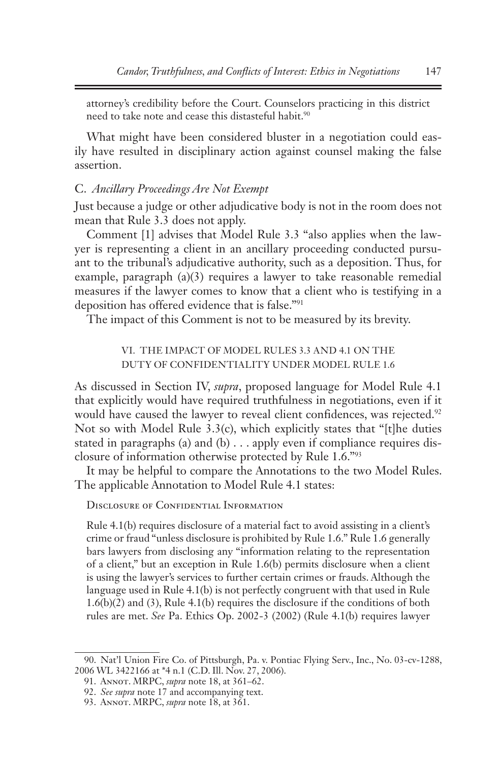> attorney's credibility before the Court. Counselors practicing in this district need to take note and cease this distasteful habit.[90]

What might have been considered bluster in a negotiation could easily have resulted in disciplinary action against counsel making the false assertion.

### C. *Ancillary Proceedings Are Not Exempt*

Just because a judge or other adjudicative body is not in the room does not mean that Rule 3.3 does not apply.

Comment [1] advises that Model Rule 3.3 "also applies when the lawyer is representing a client in an ancillary proceeding conducted pursuant to the tribunal's adjudicative authority, such as a deposition. Thus, for example, paragraph (a)(3) requires a lawyer to take reasonable remedial measures if the lawyer comes to know that a client who is testifying in a deposition has offered evidence that is false."[91]

The impact of this Comment is not to be measured by its brevity.

## VI. THE IMPACT OF MODEL RULES 3.3 AND 4.1 ON THE DUTY OF CONFIDENTIALITY UNDER MODEL RULE 1.6

As discussed in Section IV, *supra*, proposed language for Model Rule 4.1 that explicitly would have required truthfulness in negotiations, even if it would have caused the lawyer to reveal client confidences, was rejected.[92] Not so with Model Rule 3.3(c), which explicitly states that "[t]he duties stated in paragraphs (a) and (b) . . . apply even if compliance requires disclosure of information otherwise protected by Rule 1.6."[93]

It may be helpful to compare the Annotations to the two Model Rules. The applicable Annotation to Model Rule 4.1 states:

> DISCLOSURE OF CONFIDENTIAL INFORMATION
>
> Rule 4.1(b) requires disclosure of a material fact to avoid assisting in a client's crime or fraud "unless disclosure is prohibited by Rule 1.6." Rule 1.6 generally bars lawyers from disclosing any "information relating to the representation of a client," but an exception in Rule 1.6(b) permits disclosure when a client is using the lawyer's services to further certain crimes or frauds. Although the language used in Rule 4.1(b) is not perfectly congruent with that used in Rule 1.6(b)(2) and (3), Rule 4.1(b) requires the disclosure if the conditions of both rules are met. *See* Pa. Ethics Op. 2002-3 (2002) (Rule 4.1(b) requires lawyer

---

90. Nat'l Union Fire Co. of Pittsburgh, Pa. v. Pontiac Flying Serv., Inc., No. 03-cv-1288, 2006 WL 3422166 at *4 n.1 (C.D. Ill. Nov. 27, 2006).

91. ANNOT. MRPC, *supra* note 18, at 361–62.

92. *See supra* note 17 and accompanying text.

93. ANNOT. MRPC, *supra* note 18, at 361.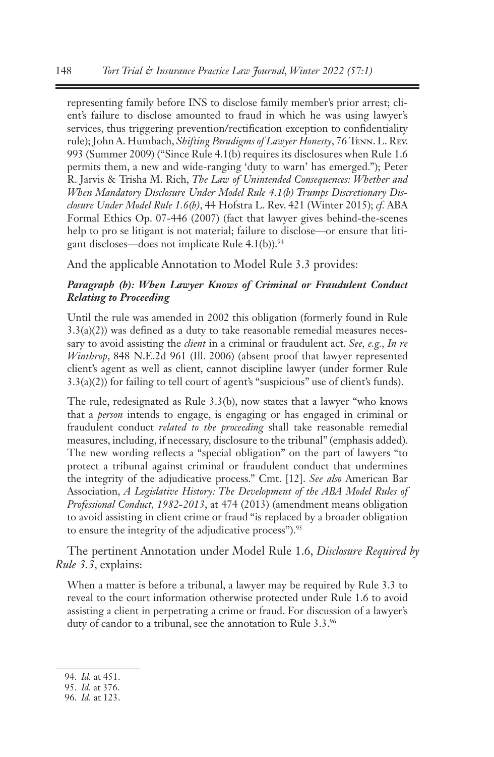representing family before INS to disclose family member's prior arrest; client's failure to disclose amounted to fraud in which he was using lawyer's services, thus triggering prevention/rectification exception to confidentiality rule); John A. Humbach, *Shifting Paradigms of Lawyer Honesty*, 76 Tenn. L. Rev. 993 (Summer 2009) ("Since Rule 4.1(b) requires its disclosures when Rule 1.6 permits them, a new and wide-ranging 'duty to warn' has emerged."); Peter R. Jarvis & Trisha M. Rich, *The Law of Unintended Consequences: Whether and When Mandatory Disclosure Under Model Rule 4.1(b) Trumps Discretionary Disclosure Under Model Rule 1.6(b)*, 44 Hofstra L. Rev. 421 (Winter 2015); *cf.* ABA Formal Ethics Op. 07-446 (2007) (fact that lawyer gives behind-the-scenes help to pro se litigant is not material; failure to disclose—or ensure that litigant discloses—does not implicate Rule 4.1(b)).[94]

And the applicable Annotation to Model Rule 3.3 provides:

> ***Paragraph (b): When Lawyer Knows of Criminal or Fraudulent Conduct Relating to Proceeding***
>
> Until the rule was amended in 2002 this obligation (formerly found in Rule 3.3(a)(2)) was defined as a duty to take reasonable remedial measures necessary to avoid assisting the *client* in a criminal or fraudulent act. *See, e.g.*, *In re Winthrop*, 848 N.E.2d 961 (Ill. 2006) (absent proof that lawyer represented client's agent as well as client, cannot discipline lawyer (under former Rule 3.3(a)(2)) for failing to tell court of agent's "suspicious" use of client's funds).
>
> The rule, redesignated as Rule 3.3(b), now states that a lawyer "who knows that a *person* intends to engage, is engaging or has engaged in criminal or fraudulent conduct *related to the proceeding* shall take reasonable remedial measures, including, if necessary, disclosure to the tribunal" (emphasis added). The new wording reflects a "special obligation" on the part of lawyers "to protect a tribunal against criminal or fraudulent conduct that undermines the integrity of the adjudicative process." Cmt. [12]. *See also* American Bar Association, *A Legislative History: The Development of the ABA Model Rules of Professional Conduct, 1982-2013*, at 474 (2013) (amendment means obligation to avoid assisting in client crime or fraud "is replaced by a broader obligation to ensure the integrity of the adjudicative process").[95]

The pertinent Annotation under Model Rule 1.6, *Disclosure Required by Rule 3.3*, explains:

> When a matter is before a tribunal, a lawyer may be required by Rule 3.3 to reveal to the court information otherwise protected under Rule 1.6 to avoid assisting a client in perpetrating a crime or fraud. For discussion of a lawyer's duty of candor to a tribunal, see the annotation to Rule 3.3.[96]

---

94. *Id.* at 451.

95. *Id.* at 376.

96. *Id.* at 123.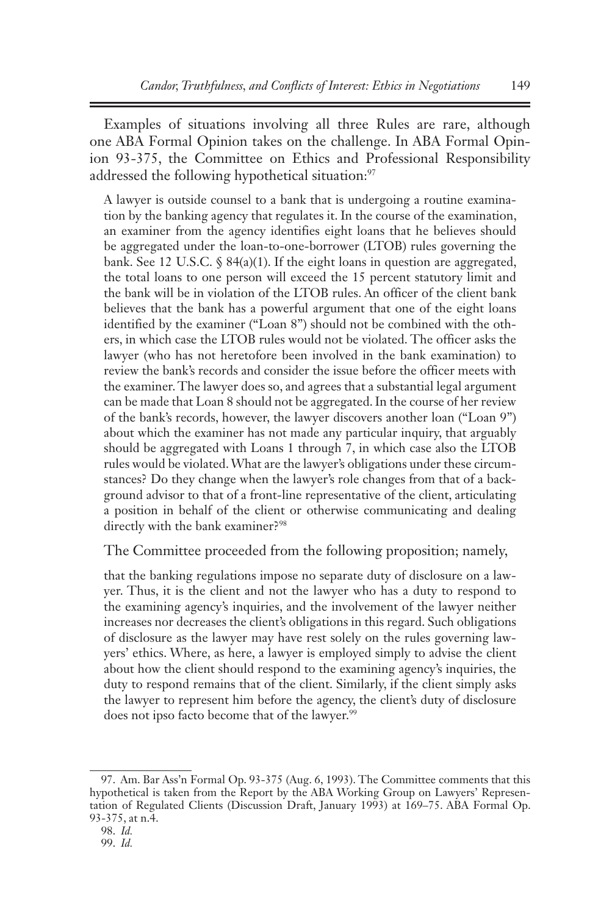Examples of situations involving all three Rules are rare, although one ABA Formal Opinion takes on the challenge. In ABA Formal Opinion 93-375, the Committee on Ethics and Professional Responsibility addressed the following hypothetical situation:[97]

> A lawyer is outside counsel to a bank that is undergoing a routine examination by the banking agency that regulates it. In the course of the examination, an examiner from the agency identifies eight loans that he believes should be aggregated under the loan-to-one-borrower (LTOB) rules governing the bank. See 12 U.S.C. § 84(a)(1). If the eight loans in question are aggregated, the total loans to one person will exceed the 15 percent statutory limit and the bank will be in violation of the LTOB rules. An officer of the client bank believes that the bank has a powerful argument that one of the eight loans identified by the examiner ("Loan 8") should not be combined with the others, in which case the LTOB rules would not be violated. The officer asks the lawyer (who has not heretofore been involved in the bank examination) to review the bank's records and consider the issue before the officer meets with the examiner. The lawyer does so, and agrees that a substantial legal argument can be made that Loan 8 should not be aggregated. In the course of her review of the bank's records, however, the lawyer discovers another loan ("Loan 9") about which the examiner has not made any particular inquiry, that arguably should be aggregated with Loans 1 through 7, in which case also the LTOB rules would be violated. What are the lawyer's obligations under these circumstances? Do they change when the lawyer's role changes from that of a background advisor to that of a front-line representative of the client, articulating a position in behalf of the client or otherwise communicating and dealing directly with the bank examiner?[98]

The Committee proceeded from the following proposition; namely,

> that the banking regulations impose no separate duty of disclosure on a lawyer. Thus, it is the client and not the lawyer who has a duty to respond to the examining agency's inquiries, and the involvement of the lawyer neither increases nor decreases the client's obligations in this regard. Such obligations of disclosure as the lawyer may have rest solely on the rules governing lawyers' ethics. Where, as here, a lawyer is employed simply to advise the client about how the client should respond to the examining agency's inquiries, the duty to respond remains that of the client. Similarly, if the client simply asks the lawyer to represent him before the agency, the client's duty of disclosure does not ipso facto become that of the lawyer.[99]

---

97. Am. Bar Ass'n Formal Op. 93-375 (Aug. 6, 1993). The Committee comments that this hypothetical is taken from the Report by the ABA Working Group on Lawyers' Representation of Regulated Clients (Discussion Draft, January 1993) at 169–75. ABA Formal Op. 93-375, at n.4.

98. *Id.*

99. *Id.*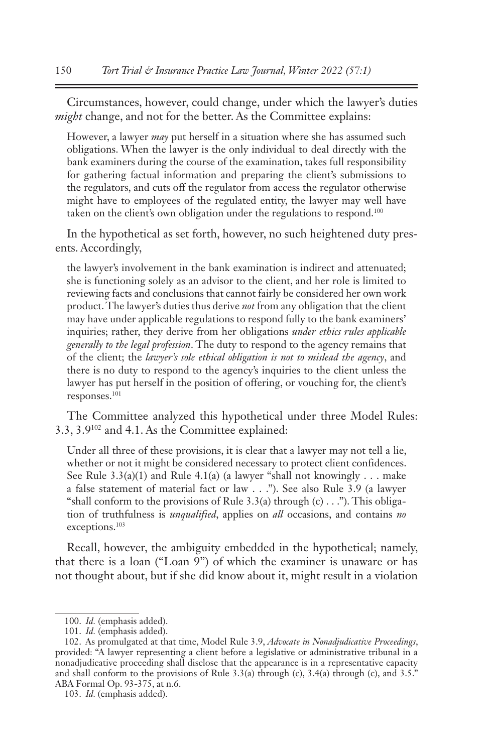Circumstances, however, could change, under which the lawyer's duties *might* change, and not for the better. As the Committee explains:

> However, a lawyer *may* put herself in a situation where she has assumed such obligations. When the lawyer is the only individual to deal directly with the bank examiners during the course of the examination, takes full responsibility for gathering factual information and preparing the client's submissions to the regulators, and cuts off the regulator from access the regulator otherwise might have to employees of the regulated entity, the lawyer may well have taken on the client's own obligation under the regulations to respond.[100]

In the hypothetical as set forth, however, no such heightened duty presents. Accordingly,

> the lawyer's involvement in the bank examination is indirect and attenuated; she is functioning solely as an advisor to the client, and her role is limited to reviewing facts and conclusions that cannot fairly be considered her own work product. The lawyer's duties thus derive *not* from any obligation that the client may have under applicable regulations to respond fully to the bank examiners' inquiries; rather, they derive from her obligations *under ethics rules applicable generally to the legal profession*. The duty to respond to the agency remains that of the client; the *lawyer's sole ethical obligation is not to mislead the agency*, and there is no duty to respond to the agency's inquiries to the client unless the lawyer has put herself in the position of offering, or vouching for, the client's responses.[101]

The Committee analyzed this hypothetical under three Model Rules: 3.3, 3.9[102] and 4.1. As the Committee explained:

> Under all three of these provisions, it is clear that a lawyer may not tell a lie, whether or not it might be considered necessary to protect client confidences. See Rule 3.3(a)(1) and Rule 4.1(a) (a lawyer "shall not knowingly . . . make a false statement of material fact or law . . ."). See also Rule 3.9 (a lawyer "shall conform to the provisions of Rule 3.3(a) through (c) . . ."). This obligation of truthfulness is *unqualified*, applies on *all* occasions, and contains *no* exceptions.[103]

Recall, however, the ambiguity embedded in the hypothetical; namely, that there is a loan ("Loan 9") of which the examiner is unaware or has not thought about, but if she did know about it, might result in a violation

---

100. *Id.* (emphasis added).

101. *Id.* (emphasis added).

102. As promulgated at that time, Model Rule 3.9, *Advocate in Nonadjudicative Proceedings*, provided: "A lawyer representing a client before a legislative or administrative tribunal in a nonadjudicative proceeding shall disclose that the appearance is in a representative capacity and shall conform to the provisions of Rule 3.3(a) through (c), 3.4(a) through (c), and 3.5." ABA Formal Op. 93-375, at n.6.

103. *Id.* (emphasis added).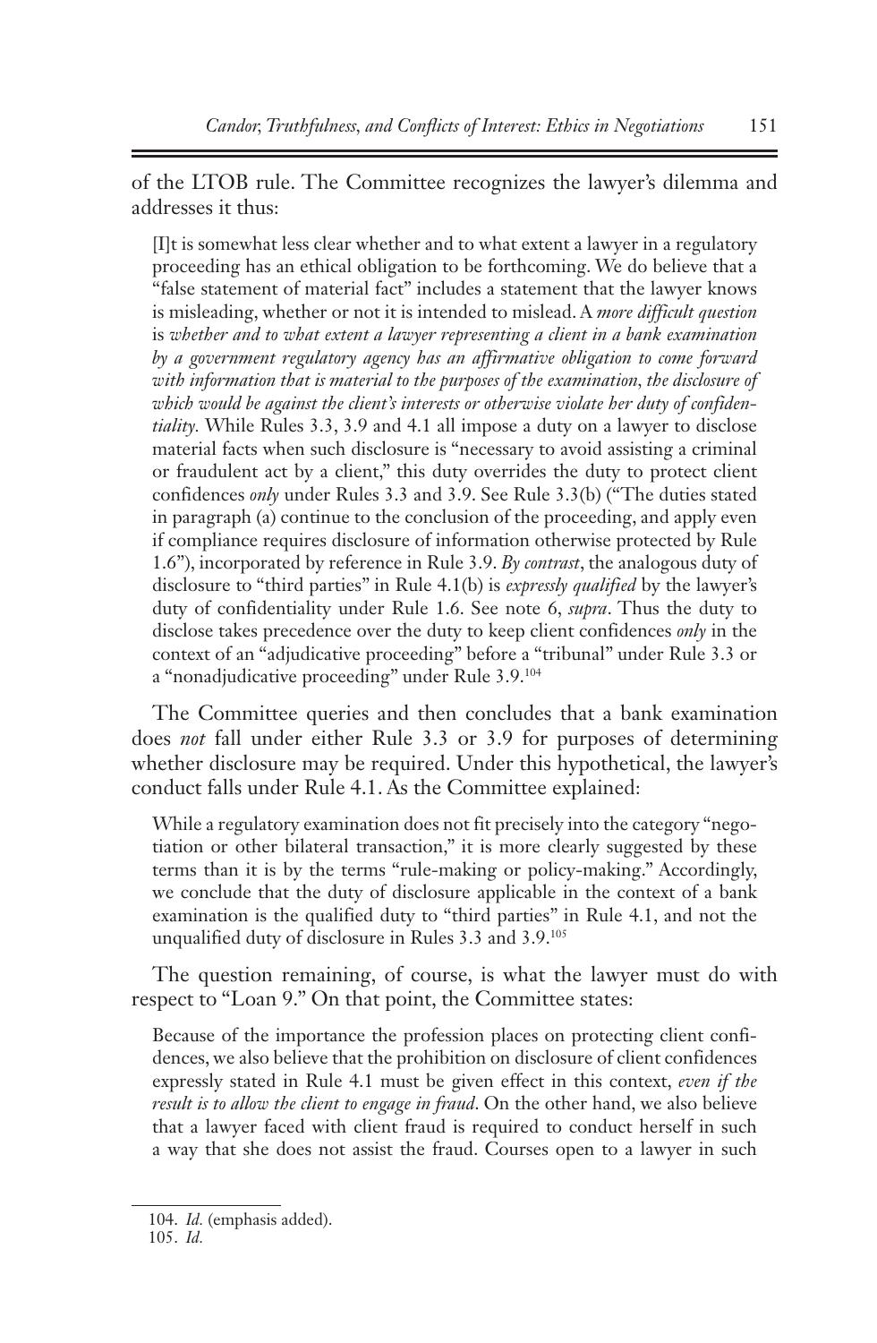of the LTOB rule. The Committee recognizes the lawyer's dilemma and addresses it thus:

> [I]t is somewhat less clear whether and to what extent a lawyer in a regulatory proceeding has an ethical obligation to be forthcoming. We do believe that a "false statement of material fact" includes a statement that the lawyer knows is misleading, whether or not it is intended to mislead. A *more difficult question* is *whether and to what extent a lawyer representing a client in a bank examination by a government regulatory agency has an affirmative obligation to come forward with information that is material to the purposes of the examination, the disclosure of which would be against the client's interests or otherwise violate her duty of confidentiality.* While Rules 3.3, 3.9 and 4.1 all impose a duty on a lawyer to disclose material facts when such disclosure is "necessary to avoid assisting a criminal or fraudulent act by a client," this duty overrides the duty to protect client confidences *only* under Rules 3.3 and 3.9. See Rule 3.3(b) ("The duties stated in paragraph (a) continue to the conclusion of the proceeding, and apply even if compliance requires disclosure of information otherwise protected by Rule 1.6"), incorporated by reference in Rule 3.9. *By contrast*, the analogous duty of disclosure to "third parties" in Rule 4.1(b) is *expressly qualified* by the lawyer's duty of confidentiality under Rule 1.6. See note 6, *supra*. Thus the duty to disclose takes precedence over the duty to keep client confidences *only* in the context of an "adjudicative proceeding" before a "tribunal" under Rule 3.3 or a "nonadjudicative proceeding" under Rule 3.9.[104]

The Committee queries and then concludes that a bank examination does *not* fall under either Rule 3.3 or 3.9 for purposes of determining whether disclosure may be required. Under this hypothetical, the lawyer's conduct falls under Rule 4.1. As the Committee explained:

> While a regulatory examination does not fit precisely into the category "negotiation or other bilateral transaction," it is more clearly suggested by these terms than it is by the terms "rule-making or policy-making." Accordingly, we conclude that the duty of disclosure applicable in the context of a bank examination is the qualified duty to "third parties" in Rule 4.1, and not the unqualified duty of disclosure in Rules 3.3 and 3.9.[105]

The question remaining, of course, is what the lawyer must do with respect to "Loan 9." On that point, the Committee states:

> Because of the importance the profession places on protecting client confidences, we also believe that the prohibition on disclosure of client confidences expressly stated in Rule 4.1 must be given effect in this context, *even if the result is to allow the client to engage in fraud*. On the other hand, we also believe that a lawyer faced with client fraud is required to conduct herself in such a way that she does not assist the fraud. Courses open to a lawyer in such

104. *Id.* (emphasis added).

105. *Id.*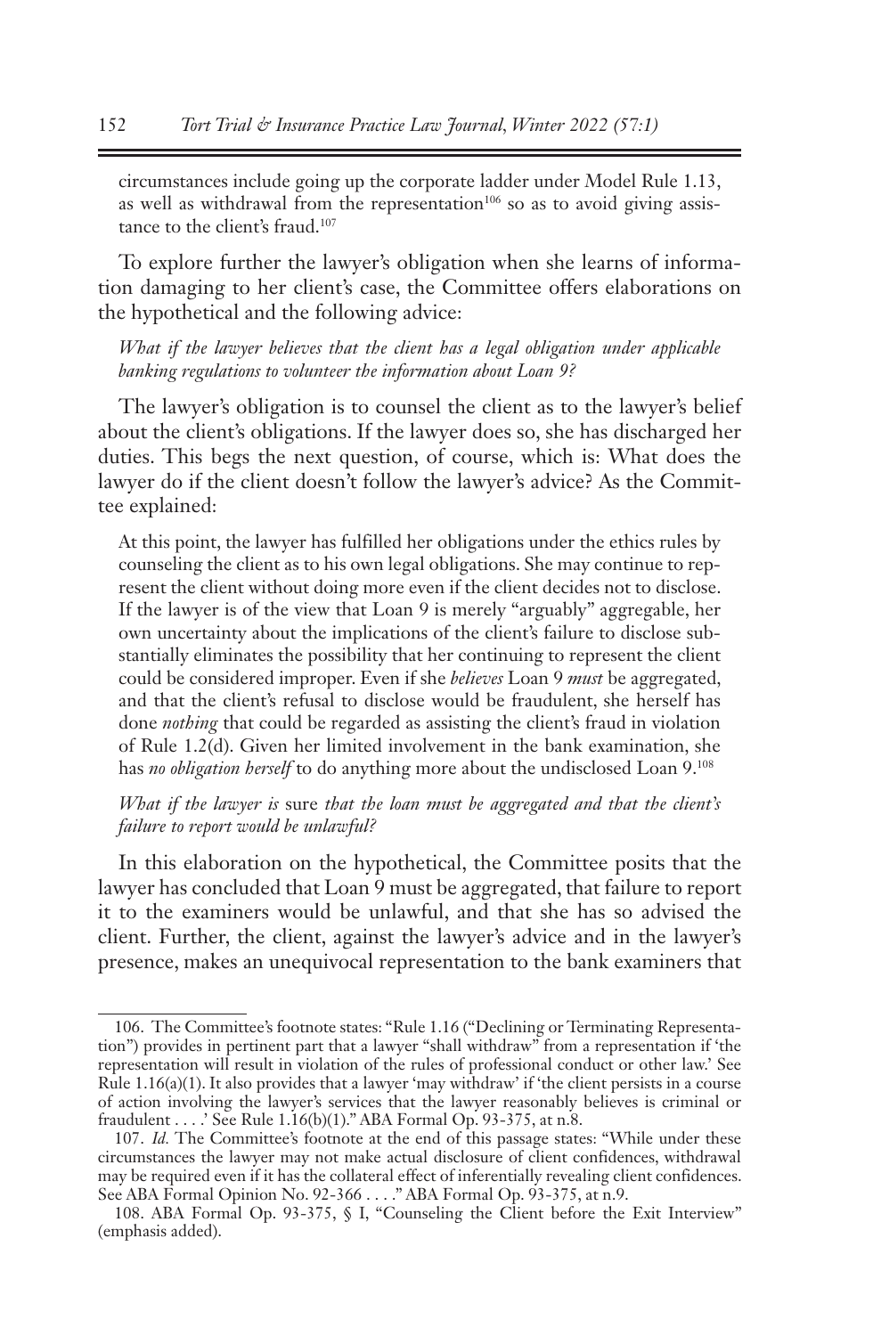circumstances include going up the corporate ladder under Model Rule 1.13, as well as withdrawal from the representation[106] so as to avoid giving assistance to the client's fraud.[107]

To explore further the lawyer's obligation when she learns of information damaging to her client's case, the Committee offers elaborations on the hypothetical and the following advice:

*What if the lawyer believes that the client has a legal obligation under applicable banking regulations to volunteer the information about Loan 9?*

The lawyer's obligation is to counsel the client as to the lawyer's belief about the client's obligations. If the lawyer does so, she has discharged her duties. This begs the next question, of course, which is: What does the lawyer do if the client doesn't follow the lawyer's advice? As the Committee explained:

> At this point, the lawyer has fulfilled her obligations under the ethics rules by counseling the client as to his own legal obligations. She may continue to represent the client without doing more even if the client decides not to disclose. If the lawyer is of the view that Loan 9 is merely "arguably" aggregable, her own uncertainty about the implications of the client's failure to disclose substantially eliminates the possibility that her continuing to represent the client could be considered improper. Even if she *believes* Loan 9 *must* be aggregated, and that the client's refusal to disclose would be fraudulent, she herself has done *nothing* that could be regarded as assisting the client's fraud in violation of Rule 1.2(d). Given her limited involvement in the bank examination, she has *no obligation herself* to do anything more about the undisclosed Loan 9.[108]

*What if the lawyer is* sure *that the loan must be aggregated and that the client's failure to report would be unlawful?*

In this elaboration on the hypothetical, the Committee posits that the lawyer has concluded that Loan 9 must be aggregated, that failure to report it to the examiners would be unlawful, and that she has so advised the client. Further, the client, against the lawyer's advice and in the lawyer's presence, makes an unequivocal representation to the bank examiners that

---

106. The Committee's footnote states: "Rule 1.16 ("Declining or Terminating Representation") provides in pertinent part that a lawyer "shall withdraw" from a representation if 'the representation will result in violation of the rules of professional conduct or other law.' See Rule 1.16(a)(1). It also provides that a lawyer 'may withdraw' if 'the client persists in a course of action involving the lawyer's services that the lawyer reasonably believes is criminal or fraudulent . . . .' See Rule 1.16(b)(1)." ABA Formal Op. 93-375, at n.8.

107. *Id.* The Committee's footnote at the end of this passage states: "While under these circumstances the lawyer may not make actual disclosure of client confidences, withdrawal may be required even if it has the collateral effect of inferentially revealing client confidences. See ABA Formal Opinion No. 92-366 . . . ." ABA Formal Op. 93-375, at n.9.

108. ABA Formal Op. 93-375, § I, "Counseling the Client before the Exit Interview" (emphasis added).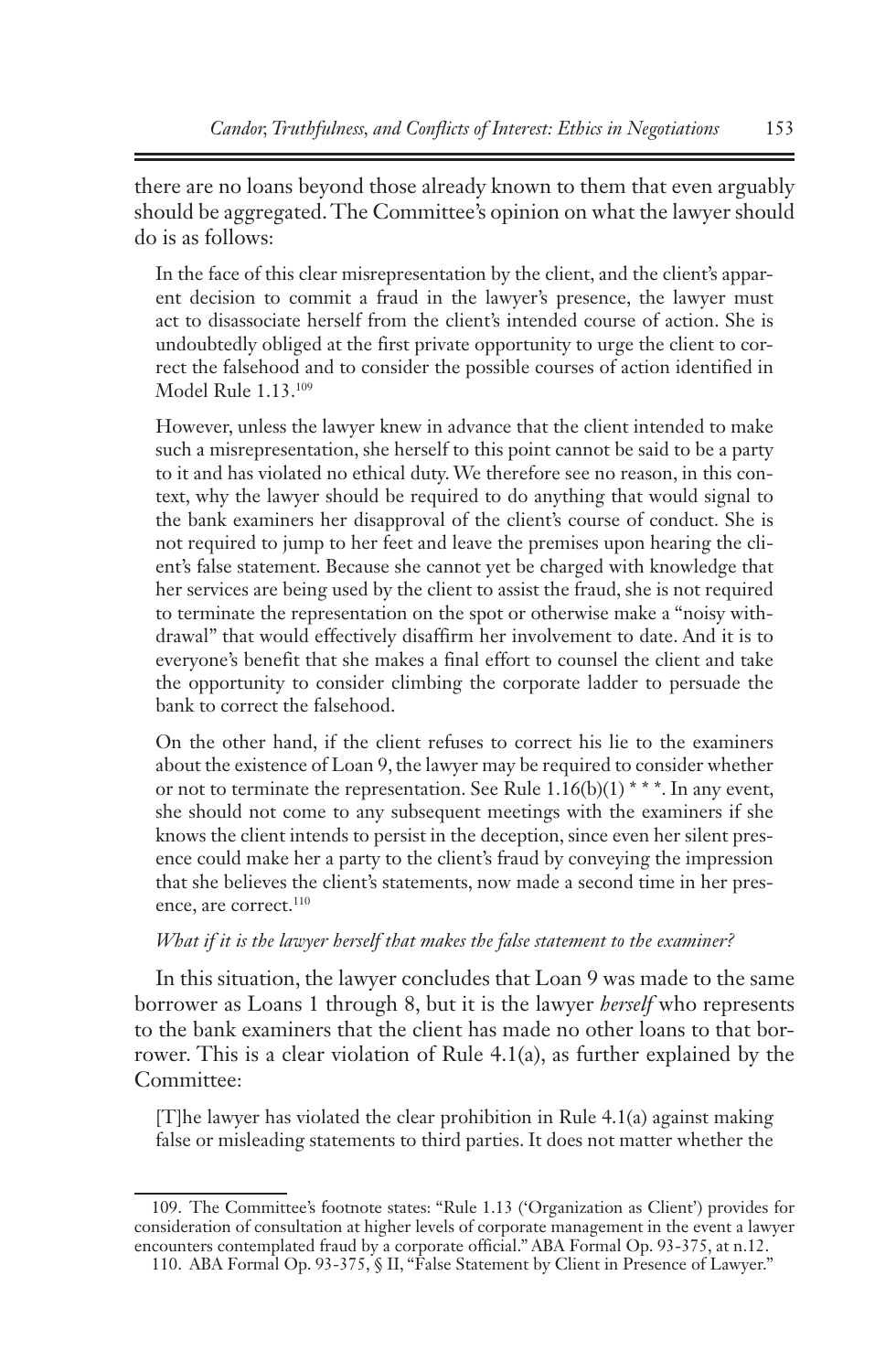there are no loans beyond those already known to them that even arguably should be aggregated. The Committee's opinion on what the lawyer should do is as follows:

> In the face of this clear misrepresentation by the client, and the client's apparent decision to commit a fraud in the lawyer's presence, the lawyer must act to disassociate herself from the client's intended course of action. She is undoubtedly obliged at the first private opportunity to urge the client to correct the falsehood and to consider the possible courses of action identified in Model Rule 1.13.[109]
>
> However, unless the lawyer knew in advance that the client intended to make such a misrepresentation, she herself to this point cannot be said to be a party to it and has violated no ethical duty. We therefore see no reason, in this context, why the lawyer should be required to do anything that would signal to the bank examiners her disapproval of the client's course of conduct. She is not required to jump to her feet and leave the premises upon hearing the client's false statement. Because she cannot yet be charged with knowledge that her services are being used by the client to assist the fraud, she is not required to terminate the representation on the spot or otherwise make a "noisy withdrawal" that would effectively disaffirm her involvement to date. And it is to everyone's benefit that she makes a final effort to counsel the client and take the opportunity to consider climbing the corporate ladder to persuade the bank to correct the falsehood.
>
> On the other hand, if the client refuses to correct his lie to the examiners about the existence of Loan 9, the lawyer may be required to consider whether or not to terminate the representation. See Rule 1.16(b)(1) * * *. In any event, she should not come to any subsequent meetings with the examiners if she knows the client intends to persist in the deception, since even her silent presence could make her a party to the client's fraud by conveying the impression that she believes the client's statements, now made a second time in her presence, are correct.[110]

*What if it is the lawyer herself that makes the false statement to the examiner?*

In this situation, the lawyer concludes that Loan 9 was made to the same borrower as Loans 1 through 8, but it is the lawyer *herself* who represents to the bank examiners that the client has made no other loans to that borrower. This is a clear violation of Rule 4.1(a), as further explained by the Committee:

> [T]he lawyer has violated the clear prohibition in Rule 4.1(a) against making false or misleading statements to third parties. It does not matter whether the

109. The Committee's footnote states: "Rule 1.13 ('Organization as Client') provides for consideration of consultation at higher levels of corporate management in the event a lawyer encounters contemplated fraud by a corporate official." ABA Formal Op. 93-375, at n.12.

110. ABA Formal Op. 93-375, § II, "False Statement by Client in Presence of Lawyer."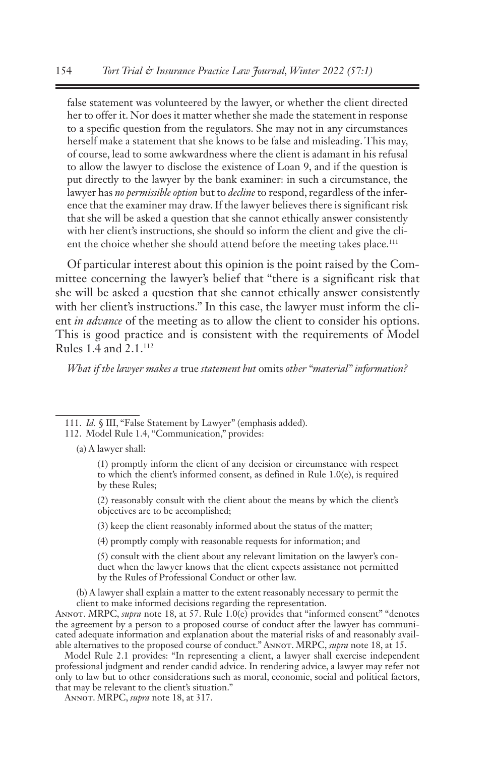false statement was volunteered by the lawyer, or whether the client directed her to offer it. Nor does it matter whether she made the statement in response to a specific question from the regulators. She may not in any circumstances herself make a statement that she knows to be false and misleading. This may, of course, lead to some awkwardness where the client is adamant in his refusal to allow the lawyer to disclose the existence of Loan 9, and if the question is put directly to the lawyer by the bank examiner: in such a circumstance, the lawyer has *no permissible option* but to *decline* to respond, regardless of the inference that the examiner may draw. If the lawyer believes there is significant risk that she will be asked a question that she cannot ethically answer consistently with her client's instructions, she should so inform the client and give the client the choice whether she should attend before the meeting takes place.[111]

Of particular interest about this opinion is the point raised by the Committee concerning the lawyer's belief that "there is a significant risk that she will be asked a question that she cannot ethically answer consistently with her client's instructions." In this case, the lawyer must inform the client *in advance* of the meeting as to allow the client to consider his options. This is good practice and is consistent with the requirements of Model Rules 1.4 and 2.1.[112]

*What if the lawyer makes a* true *statement but* omits *other "material" information?*

---

111. *Id.* § III, "False Statement by Lawyer" (emphasis added).

112. Model Rule 1.4, "Communication," provides:

> (a) A lawyer shall:
>
> > (1) promptly inform the client of any decision or circumstance with respect to which the client's informed consent, as defined in Rule 1.0(e), is required by these Rules;
> >
> > (2) reasonably consult with the client about the means by which the client's objectives are to be accomplished;
> >
> > (3) keep the client reasonably informed about the status of the matter;
> >
> > (4) promptly comply with reasonable requests for information; and
> >
> > (5) consult with the client about any relevant limitation on the lawyer's conduct when the lawyer knows that the client expects assistance not permitted by the Rules of Professional Conduct or other law.
>
> (b) A lawyer shall explain a matter to the extent reasonably necessary to permit the client to make informed decisions regarding the representation.

Annot. MRPC, *supra* note 18, at 57. Rule 1.0(e) provides that "informed consent" "denotes the agreement by a person to a proposed course of conduct after the lawyer has communicated adequate information and explanation about the material risks of and reasonably available alternatives to the proposed course of conduct." Annot. MRPC, *supra* note 18, at 15.

Model Rule 2.1 provides: "In representing a client, a lawyer shall exercise independent professional judgment and render candid advice. In rendering advice, a lawyer may refer not only to law but to other considerations such as moral, economic, social and political factors, that may be relevant to the client's situation."

Annot. MRPC, *supra* note 18, at 317.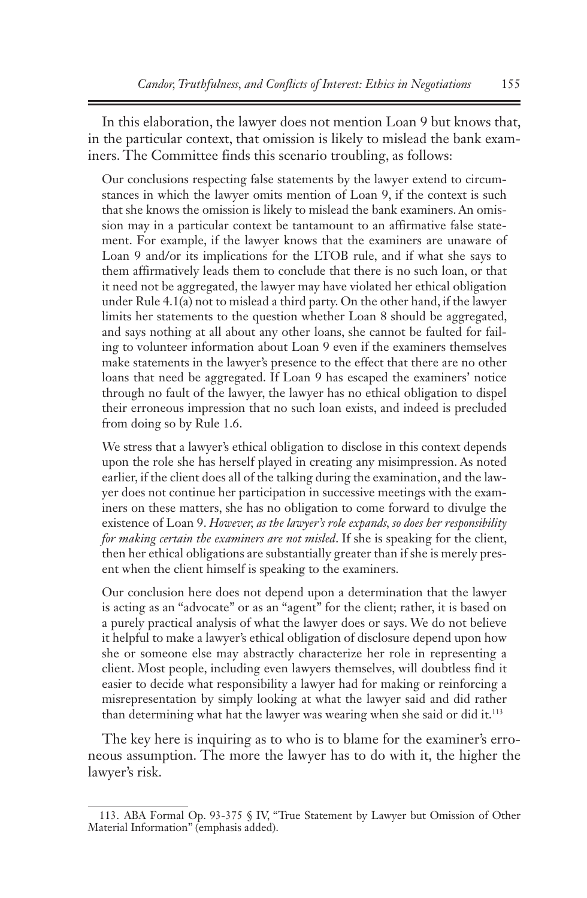In this elaboration, the lawyer does not mention Loan 9 but knows that, in the particular context, that omission is likely to mislead the bank examiners. The Committee finds this scenario troubling, as follows:

> Our conclusions respecting false statements by the lawyer extend to circumstances in which the lawyer omits mention of Loan 9, if the context is such that she knows the omission is likely to mislead the bank examiners. An omission may in a particular context be tantamount to an affirmative false statement. For example, if the lawyer knows that the examiners are unaware of Loan 9 and/or its implications for the LTOB rule, and if what she says to them affirmatively leads them to conclude that there is no such loan, or that it need not be aggregated, the lawyer may have violated her ethical obligation under Rule 4.1(a) not to mislead a third party. On the other hand, if the lawyer limits her statements to the question whether Loan 8 should be aggregated, and says nothing at all about any other loans, she cannot be faulted for failing to volunteer information about Loan 9 even if the examiners themselves make statements in the lawyer's presence to the effect that there are no other loans that need be aggregated. If Loan 9 has escaped the examiners' notice through no fault of the lawyer, the lawyer has no ethical obligation to dispel their erroneous impression that no such loan exists, and indeed is precluded from doing so by Rule 1.6.
>
> We stress that a lawyer's ethical obligation to disclose in this context depends upon the role she has herself played in creating any misimpression. As noted earlier, if the client does all of the talking during the examination, and the lawyer does not continue her participation in successive meetings with the examiners on these matters, she has no obligation to come forward to divulge the existence of Loan 9. *However, as the lawyer's role expands, so does her responsibility for making certain the examiners are not misled*. If she is speaking for the client, then her ethical obligations are substantially greater than if she is merely present when the client himself is speaking to the examiners.
>
> Our conclusion here does not depend upon a determination that the lawyer is acting as an "advocate" or as an "agent" for the client; rather, it is based on a purely practical analysis of what the lawyer does or says. We do not believe it helpful to make a lawyer's ethical obligation of disclosure depend upon how she or someone else may abstractly characterize her role in representing a client. Most people, including even lawyers themselves, will doubtless find it easier to decide what responsibility a lawyer had for making or reinforcing a misrepresentation by simply looking at what the lawyer said and did rather than determining what hat the lawyer was wearing when she said or did it.[113]

The key here is inquiring as to who is to blame for the examiner's erroneous assumption. The more the lawyer has to do with it, the higher the lawyer's risk.

---

113. ABA Formal Op. 93-375 § IV, "True Statement by Lawyer but Omission of Other Material Information" (emphasis added).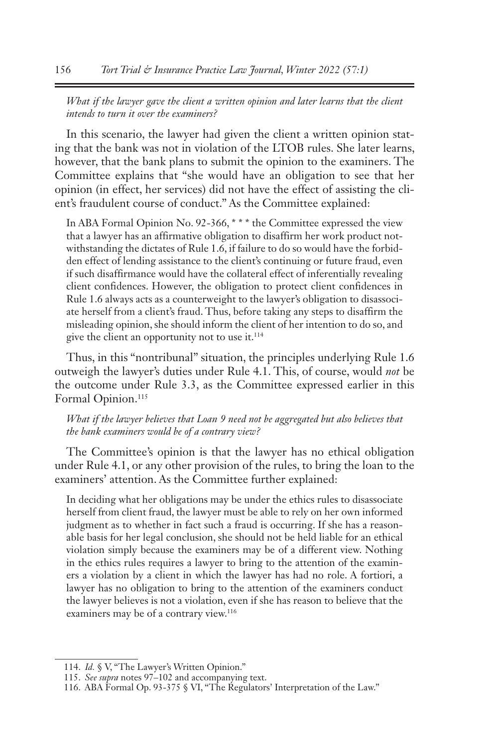*What if the lawyer gave the client a written opinion and later learns that the client intends to turn it over the examiners?*

In this scenario, the lawyer had given the client a written opinion stating that the bank was not in violation of the LTOB rules. She later learns, however, that the bank plans to submit the opinion to the examiners. The Committee explains that "she would have an obligation to see that her opinion (in effect, her services) did not have the effect of assisting the client's fraudulent course of conduct." As the Committee explained:

> In ABA Formal Opinion No. 92-366, * * * the Committee expressed the view that a lawyer has an affirmative obligation to disaffirm her work product notwithstanding the dictates of Rule 1.6, if failure to do so would have the forbidden effect of lending assistance to the client's continuing or future fraud, even if such disaffirmance would have the collateral effect of inferentially revealing client confidences. However, the obligation to protect client confidences in Rule 1.6 always acts as a counterweight to the lawyer's obligation to disassociate herself from a client's fraud. Thus, before taking any steps to disaffirm the misleading opinion, she should inform the client of her intention to do so, and give the client an opportunity not to use it.[114]

Thus, in this "nontribunal" situation, the principles underlying Rule 1.6 outweigh the lawyer's duties under Rule 4.1. This, of course, would *not* be the outcome under Rule 3.3, as the Committee expressed earlier in this Formal Opinion.[115]

*What if the lawyer believes that Loan 9 need not be aggregated but also believes that the bank examiners would be of a contrary view?*

The Committee's opinion is that the lawyer has no ethical obligation under Rule 4.1, or any other provision of the rules, to bring the loan to the examiners' attention. As the Committee further explained:

> In deciding what her obligations may be under the ethics rules to disassociate herself from client fraud, the lawyer must be able to rely on her own informed judgment as to whether in fact such a fraud is occurring. If she has a reasonable basis for her legal conclusion, she should not be held liable for an ethical violation simply because the examiners may be of a different view. Nothing in the ethics rules requires a lawyer to bring to the attention of the examiners a violation by a client in which the lawyer has had no role. A fortiori, a lawyer has no obligation to bring to the attention of the examiners conduct the lawyer believes is not a violation, even if she has reason to believe that the examiners may be of a contrary view.[116]

---

114. *Id.* § V, "The Lawyer's Written Opinion."

115. *See supra* notes 97–102 and accompanying text.

116. ABA Formal Op. 93-375 § VI, "The Regulators' Interpretation of the Law."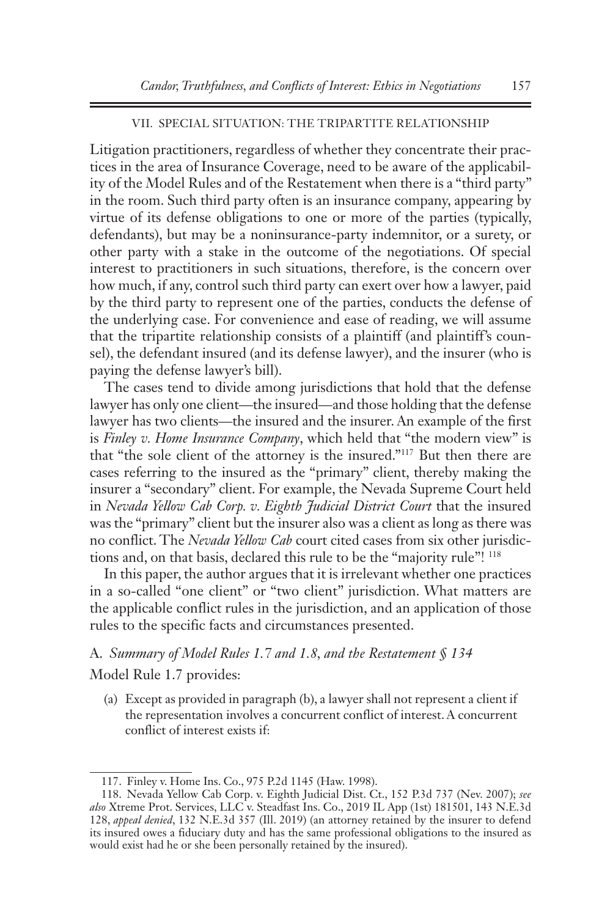## VII. SPECIAL SITUATION: THE TRIPARTITE RELATIONSHIP

Litigation practitioners, regardless of whether they concentrate their practices in the area of Insurance Coverage, need to be aware of the applicability of the Model Rules and of the Restatement when there is a "third party" in the room. Such third party often is an insurance company, appearing by virtue of its defense obligations to one or more of the parties (typically, defendants), but may be a noninsurance-party indemnitor, or a surety, or other party with a stake in the outcome of the negotiations. Of special interest to practitioners in such situations, therefore, is the concern over how much, if any, control such third party can exert over how a lawyer, paid by the third party to represent one of the parties, conducts the defense of the underlying case. For convenience and ease of reading, we will assume that the tripartite relationship consists of a plaintiff (and plaintiff's counsel), the defendant insured (and its defense lawyer), and the insurer (who is paying the defense lawyer's bill).

The cases tend to divide among jurisdictions that hold that the defense lawyer has only one client—the insured—and those holding that the defense lawyer has two clients—the insured and the insurer. An example of the first is *Finley v. Home Insurance Company*, which held that "the modern view" is that "the sole client of the attorney is the insured."[117] But then there are cases referring to the insured as the "primary" client, thereby making the insurer a "secondary" client. For example, the Nevada Supreme Court held in *Nevada Yellow Cab Corp. v. Eighth Judicial District Court* that the insured was the "primary" client but the insurer also was a client as long as there was no conflict. The *Nevada Yellow Cab* court cited cases from six other jurisdictions and, on that basis, declared this rule to be the "majority rule"! [118]

In this paper, the author argues that it is irrelevant whether one practices in a so-called "one client" or "two client" jurisdiction. What matters are the applicable conflict rules in the jurisdiction, and an application of those rules to the specific facts and circumstances presented.

### A. *Summary of Model Rules 1.7 and 1.8, and the Restatement § 134*

Model Rule 1.7 provides:

> (a) Except as provided in paragraph (b), a lawyer shall not represent a client if the representation involves a concurrent conflict of interest. A concurrent conflict of interest exists if:

---

117. Finley v. Home Ins. Co., 975 P.2d 1145 (Haw. 1998).

118. Nevada Yellow Cab Corp. v. Eighth Judicial Dist. Ct., 152 P.3d 737 (Nev. 2007); *see also* Xtreme Prot. Services, LLC v. Steadfast Ins. Co., 2019 IL App (1st) 181501, 143 N.E.3d 128, *appeal denied*, 132 N.E.3d 357 (Ill. 2019) (an attorney retained by the insurer to defend its insured owes a fiduciary duty and has the same professional obligations to the insured as would exist had he or she been personally retained by the insured).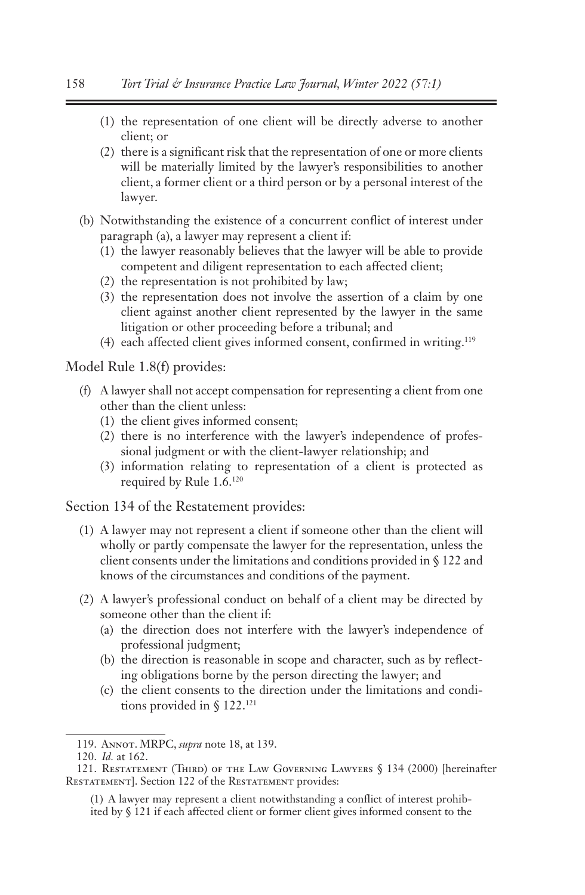> (1) the representation of one client will be directly adverse to another client; or
>
> (2) there is a significant risk that the representation of one or more clients will be materially limited by the lawyer's responsibilities to another client, a former client or a third person or by a personal interest of the lawyer.
>
> (b) Notwithstanding the existence of a concurrent conflict of interest under paragraph (a), a lawyer may represent a client if:
>
> (1) the lawyer reasonably believes that the lawyer will be able to provide competent and diligent representation to each affected client;
>
> (2) the representation is not prohibited by law;
>
> (3) the representation does not involve the assertion of a claim by one client against another client represented by the lawyer in the same litigation or other proceeding before a tribunal; and
>
> (4) each affected client gives informed consent, confirmed in writing.[119]

Model Rule 1.8(f) provides:

> (f) A lawyer shall not accept compensation for representing a client from one other than the client unless:
>
> (1) the client gives informed consent;
>
> (2) there is no interference with the lawyer's independence of professional judgment or with the client-lawyer relationship; and
>
> (3) information relating to representation of a client is protected as required by Rule 1.6.[120]

Section 134 of the Restatement provides:

> (1) A lawyer may not represent a client if someone other than the client will wholly or partly compensate the lawyer for the representation, unless the client consents under the limitations and conditions provided in § 122 and knows of the circumstances and conditions of the payment.
>
> (2) A lawyer's professional conduct on behalf of a client may be directed by someone other than the client if:
>
> (a) the direction does not interfere with the lawyer's independence of professional judgment;
>
> (b) the direction is reasonable in scope and character, such as by reflecting obligations borne by the person directing the lawyer; and
>
> (c) the client consents to the direction under the limitations and conditions provided in § 122.[121]

---

119. Annot. MRPC, *supra* note 18, at 139.

120. *Id.* at 162.

121. Restatement (Third) of the Law Governing Lawyers § 134 (2000) [hereinafter Restatement]. Section 122 of the Restatement provides:

> (1) A lawyer may represent a client notwithstanding a conflict of interest prohibited by § 121 if each affected client or former client gives informed consent to the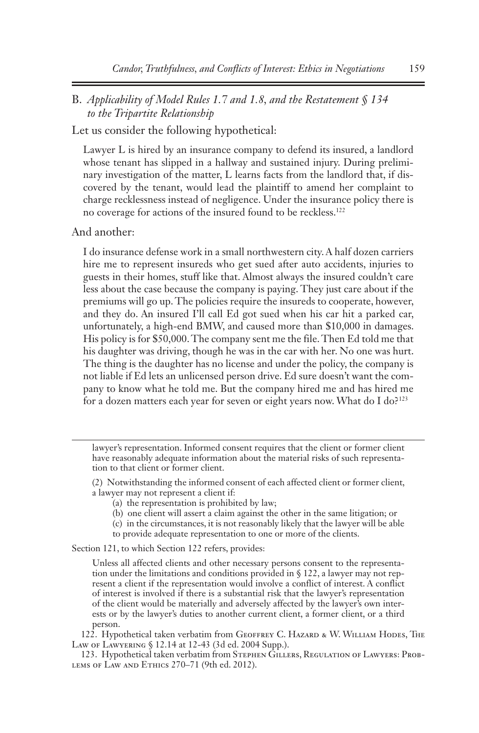### B. *Applicability of Model Rules 1.7 and 1.8, and the Restatement § 134 to the Tripartite Relationship*

Let us consider the following hypothetical:

> Lawyer L is hired by an insurance company to defend its insured, a landlord whose tenant has slipped in a hallway and sustained injury. During preliminary investigation of the matter, L learns facts from the landlord that, if discovered by the tenant, would lead the plaintiff to amend her complaint to charge recklessness instead of negligence. Under the insurance policy there is no coverage for actions of the insured found to be reckless.[122]

And another:

> I do insurance defense work in a small northwestern city. A half dozen carriers hire me to represent insureds who get sued after auto accidents, injuries to guests in their homes, stuff like that. Almost always the insured couldn't care less about the case because the company is paying. They just care about if the premiums will go up. The policies require the insureds to cooperate, however, and they do. An insured I'll call Ed got sued when his car hit a parked car, unfortunately, a high-end BMW, and caused more than $10,000 in damages. His policy is for $50,000. The company sent me the file. Then Ed told me that his daughter was driving, though he was in the car with her. No one was hurt. The thing is the daughter has no license and under the policy, the company is not liable if Ed lets an unlicensed person drive. Ed sure doesn't want the company to know what he told me. But the company hired me and has hired me for a dozen matters each year for seven or eight years now. What do I do?[123]

---

lawyer's representation. Informed consent requires that the client or former client have reasonably adequate information about the material risks of such representation to that client or former client.

(2) Notwithstanding the informed consent of each affected client or former client, a lawyer may not represent a client if:

(a) the representation is prohibited by law;

(b) one client will assert a claim against the other in the same litigation; or

(c) in the circumstances, it is not reasonably likely that the lawyer will be able to provide adequate representation to one or more of the clients.

Section 121, to which Section 122 refers, provides:

> Unless all affected clients and other necessary persons consent to the representation under the limitations and conditions provided in § 122, a lawyer may not represent a client if the representation would involve a conflict of interest. A conflict of interest is involved if there is a substantial risk that the lawyer's representation of the client would be materially and adversely affected by the lawyer's own interests or by the lawyer's duties to another current client, a former client, or a third person.

122. Hypothetical taken verbatim from Geoffrey C. Hazard & W. William Hodes, The Law of Lawyering § 12.14 at 12-43 (3d ed. 2004 Supp.).

123. Hypothetical taken verbatim from Stephen Gillers, Regulation of Lawyers: Problems of Law and Ethics 270–71 (9th ed. 2012).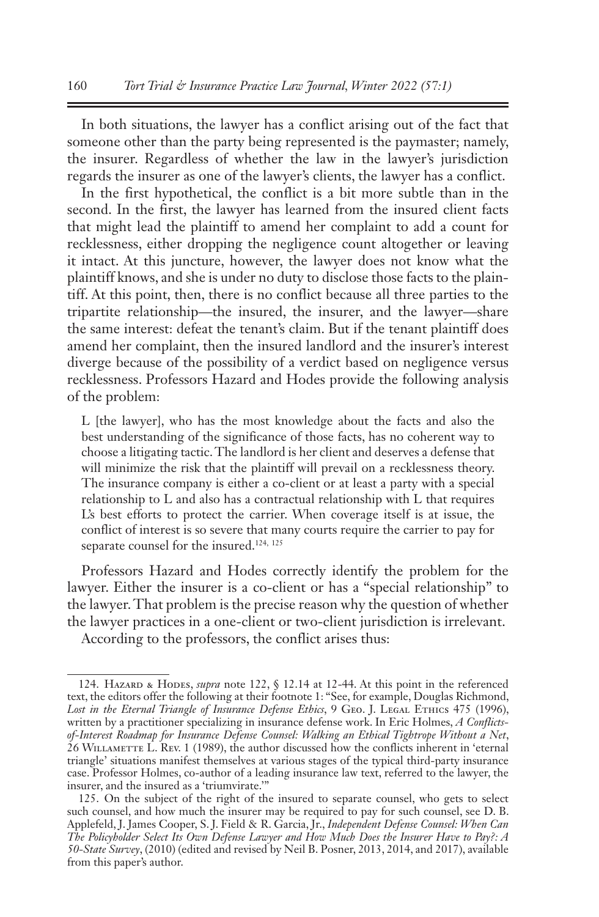In both situations, the lawyer has a conflict arising out of the fact that someone other than the party being represented is the paymaster; namely, the insurer. Regardless of whether the law in the lawyer's jurisdiction regards the insurer as one of the lawyer's clients, the lawyer has a conflict.

In the first hypothetical, the conflict is a bit more subtle than in the second. In the first, the lawyer has learned from the insured client facts that might lead the plaintiff to amend her complaint to add a count for recklessness, either dropping the negligence count altogether or leaving it intact. At this juncture, however, the lawyer does not know what the plaintiff knows, and she is under no duty to disclose those facts to the plaintiff. At this point, then, there is no conflict because all three parties to the tripartite relationship—the insured, the insurer, and the lawyer—share the same interest: defeat the tenant's claim. But if the tenant plaintiff does amend her complaint, then the insured landlord and the insurer's interest diverge because of the possibility of a verdict based on negligence versus recklessness. Professors Hazard and Hodes provide the following analysis of the problem:

> L [the lawyer], who has the most knowledge about the facts and also the best understanding of the significance of those facts, has no coherent way to choose a litigating tactic. The landlord is her client and deserves a defense that will minimize the risk that the plaintiff will prevail on a recklessness theory. The insurance company is either a co-client or at least a party with a special relationship to L and also has a contractual relationship with L that requires L's best efforts to protect the carrier. When coverage itself is at issue, the conflict of interest is so severe that many courts require the carrier to pay for separate counsel for the insured.[124, 125]

Professors Hazard and Hodes correctly identify the problem for the lawyer. Either the insurer is a co-client or has a "special relationship" to the lawyer. That problem is the precise reason why the question of whether the lawyer practices in a one-client or two-client jurisdiction is irrelevant.

According to the professors, the conflict arises thus:

---

124. Hazard & Hodes, *supra* note 122, § 12.14 at 12-44. At this point in the referenced text, the editors offer the following at their footnote 1: "See, for example, Douglas Richmond, *Lost in the Eternal Triangle of Insurance Defense Ethics*, 9 Geo. J. Legal Ethics 475 (1996), written by a practitioner specializing in insurance defense work. In Eric Holmes, *A Conflicts-of-Interest Roadmap for Insurance Defense Counsel: Walking an Ethical Tightrope Without a Net*, 26 Willamette L. Rev. 1 (1989), the author discussed how the conflicts inherent in 'eternal triangle' situations manifest themselves at various stages of the typical third-party insurance case. Professor Holmes, co-author of a leading insurance law text, referred to the lawyer, the insurer, and the insured as a 'triumvirate.'"

125. On the subject of the right of the insured to separate counsel, who gets to select such counsel, and how much the insurer may be required to pay for such counsel, see D. B. Applefeld, J. James Cooper, S. J. Field & R. Garcia, Jr., *Independent Defense Counsel: When Can The Policyholder Select Its Own Defense Lawyer and How Much Does the Insurer Have to Pay?: A 50-State Survey*, (2010) (edited and revised by Neil B. Posner, 2013, 2014, and 2017), available from this paper's author.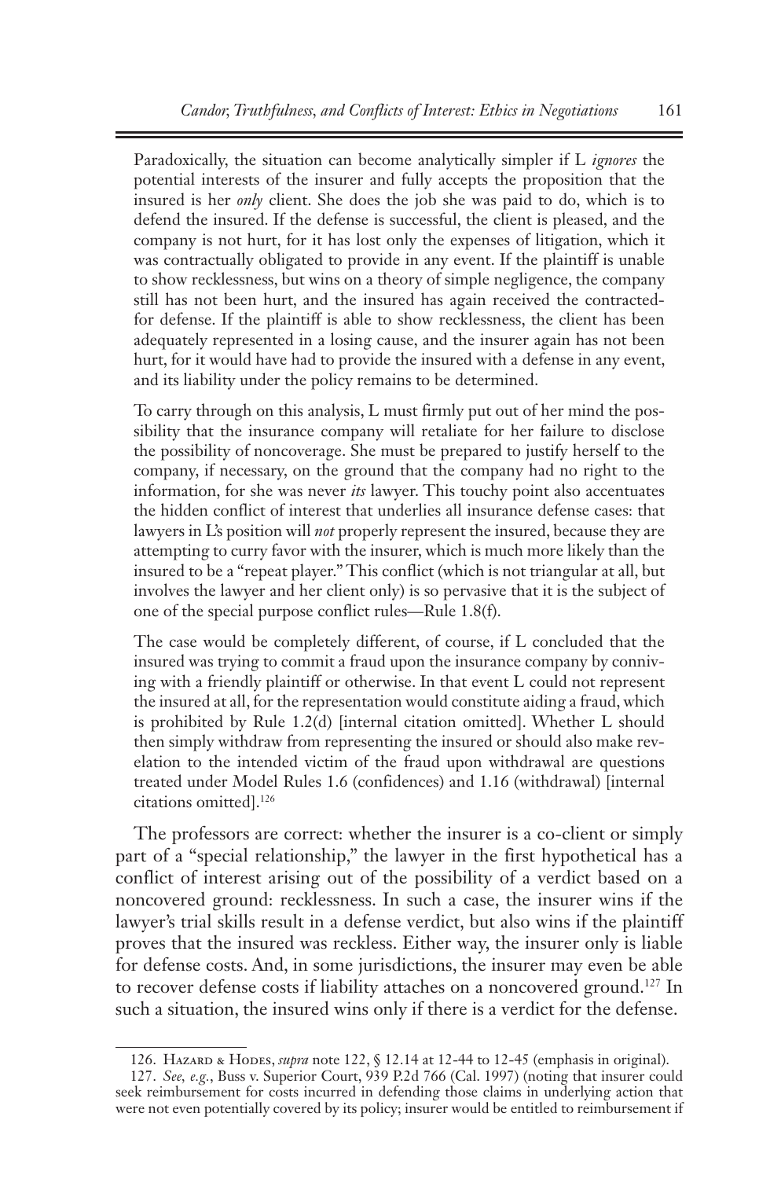> Paradoxically, the situation can become analytically simpler if L *ignores* the potential interests of the insurer and fully accepts the proposition that the insured is her *only* client. She does the job she was paid to do, which is to defend the insured. If the defense is successful, the client is pleased, and the company is not hurt, for it has lost only the expenses of litigation, which it was contractually obligated to provide in any event. If the plaintiff is unable to show recklessness, but wins on a theory of simple negligence, the company still has not been hurt, and the insured has again received the contracted-for defense. If the plaintiff is able to show recklessness, the client has been adequately represented in a losing cause, and the insurer again has not been hurt, for it would have had to provide the insured with a defense in any event, and its liability under the policy remains to be determined.
>
> To carry through on this analysis, L must firmly put out of her mind the possibility that the insurance company will retaliate for her failure to disclose the possibility of noncoverage. She must be prepared to justify herself to the company, if necessary, on the ground that the company had no right to the information, for she was never *its* lawyer. This touchy point also accentuates the hidden conflict of interest that underlies all insurance defense cases: that lawyers in L's position will *not* properly represent the insured, because they are attempting to curry favor with the insurer, which is much more likely than the insured to be a "repeat player." This conflict (which is not triangular at all, but involves the lawyer and her client only) is so pervasive that it is the subject of one of the special purpose conflict rules—Rule 1.8(f).
>
> The case would be completely different, of course, if L concluded that the insured was trying to commit a fraud upon the insurance company by conniving with a friendly plaintiff or otherwise. In that event L could not represent the insured at all, for the representation would constitute aiding a fraud, which is prohibited by Rule 1.2(d) [internal citation omitted]. Whether L should then simply withdraw from representing the insured or should also make revelation to the intended victim of the fraud upon withdrawal are questions treated under Model Rules 1.6 (confidences) and 1.16 (withdrawal) [internal citations omitted].[126]

The professors are correct: whether the insurer is a co-client or simply part of a "special relationship," the lawyer in the first hypothetical has a conflict of interest arising out of the possibility of a verdict based on a noncovered ground: recklessness. In such a case, the insurer wins if the lawyer's trial skills result in a defense verdict, but also wins if the plaintiff proves that the insured was reckless. Either way, the insurer only is liable for defense costs. And, in some jurisdictions, the insurer may even be able to recover defense costs if liability attaches on a noncovered ground.[127] In such a situation, the insured wins only if there is a verdict for the defense.

---

126. Hazard & Hodes, *supra* note 122, § 12.14 at 12-44 to 12-45 (emphasis in original).

127. *See, e.g.*, Buss v. Superior Court, 939 P.2d 766 (Cal. 1997) (noting that insurer could seek reimbursement for costs incurred in defending those claims in underlying action that were not even potentially covered by its policy; insurer would be entitled to reimbursement if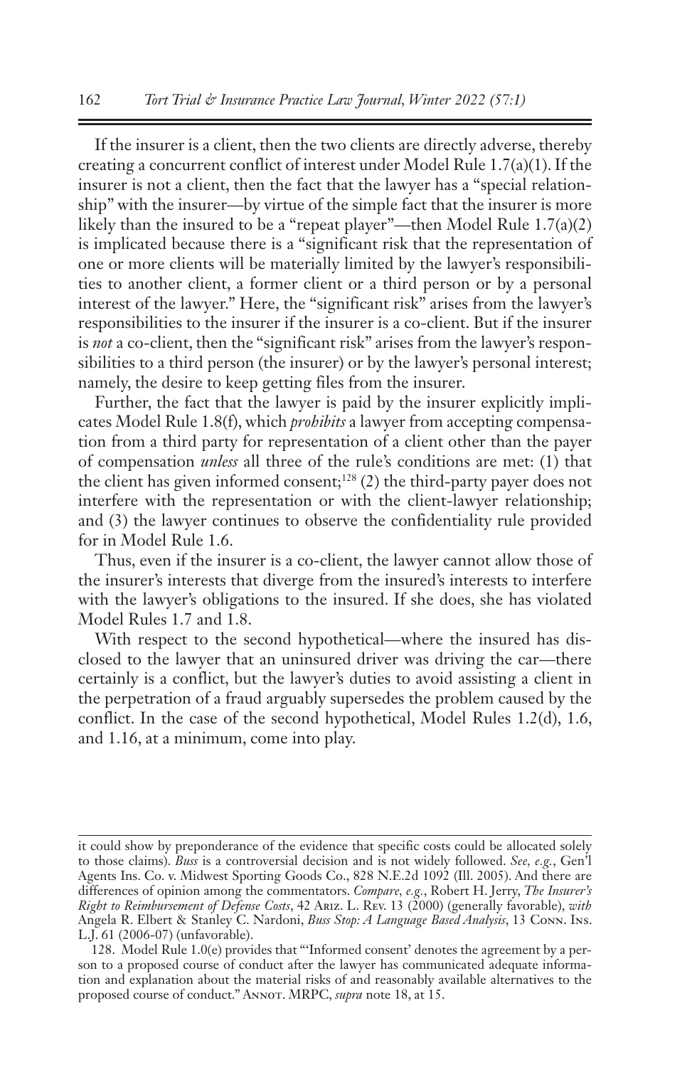If the insurer is a client, then the two clients are directly adverse, thereby creating a concurrent conflict of interest under Model Rule 1.7(a)(1). If the insurer is not a client, then the fact that the lawyer has a "special relationship" with the insurer—by virtue of the simple fact that the insurer is more likely than the insured to be a "repeat player"—then Model Rule 1.7(a)(2) is implicated because there is a "significant risk that the representation of one or more clients will be materially limited by the lawyer's responsibilities to another client, a former client or a third person or by a personal interest of the lawyer." Here, the "significant risk" arises from the lawyer's responsibilities to the insurer if the insurer is a co-client. But if the insurer is *not* a co-client, then the "significant risk" arises from the lawyer's responsibilities to a third person (the insurer) or by the lawyer's personal interest; namely, the desire to keep getting files from the insurer.

Further, the fact that the lawyer is paid by the insurer explicitly implicates Model Rule 1.8(f), which *prohibits* a lawyer from accepting compensation from a third party for representation of a client other than the payer of compensation *unless* all three of the rule's conditions are met: (1) that the client has given informed consent;[128] (2) the third-party payer does not interfere with the representation or with the client-lawyer relationship; and (3) the lawyer continues to observe the confidentiality rule provided for in Model Rule 1.6.

Thus, even if the insurer is a co-client, the lawyer cannot allow those of the insurer's interests that diverge from the insured's interests to interfere with the lawyer's obligations to the insured. If she does, she has violated Model Rules 1.7 and 1.8.

With respect to the second hypothetical—where the insured has disclosed to the lawyer that an uninsured driver was driving the car—there certainly is a conflict, but the lawyer's duties to avoid assisting a client in the perpetration of a fraud arguably supersedes the problem caused by the conflict. In the case of the second hypothetical, Model Rules 1.2(d), 1.6, and 1.16, at a minimum, come into play.

---

it could show by preponderance of the evidence that specific costs could be allocated solely to those claims). *Buss* is a controversial decision and is not widely followed. *See, e.g.*, Gen'l Agents Ins. Co. v. Midwest Sporting Goods Co., 828 N.E.2d 1092 (Ill. 2005). And there are differences of opinion among the commentators. *Compare, e.g.*, Robert H. Jerry, *The Insurer's Right to Reimbursement of Defense Costs*, 42 Ariz. L. Rev. 13 (2000) (generally favorable), *with* Angela R. Elbert & Stanley C. Nardoni, *Buss Stop: A Language Based Analysis*, 13 Conn. Ins. L.J. 61 (2006-07) (unfavorable).

128. Model Rule 1.0(e) provides that "'Informed consent' denotes the agreement by a person to a proposed course of conduct after the lawyer has communicated adequate information and explanation about the material risks of and reasonably available alternatives to the proposed course of conduct." Annot. MRPC, *supra* note 18, at 15.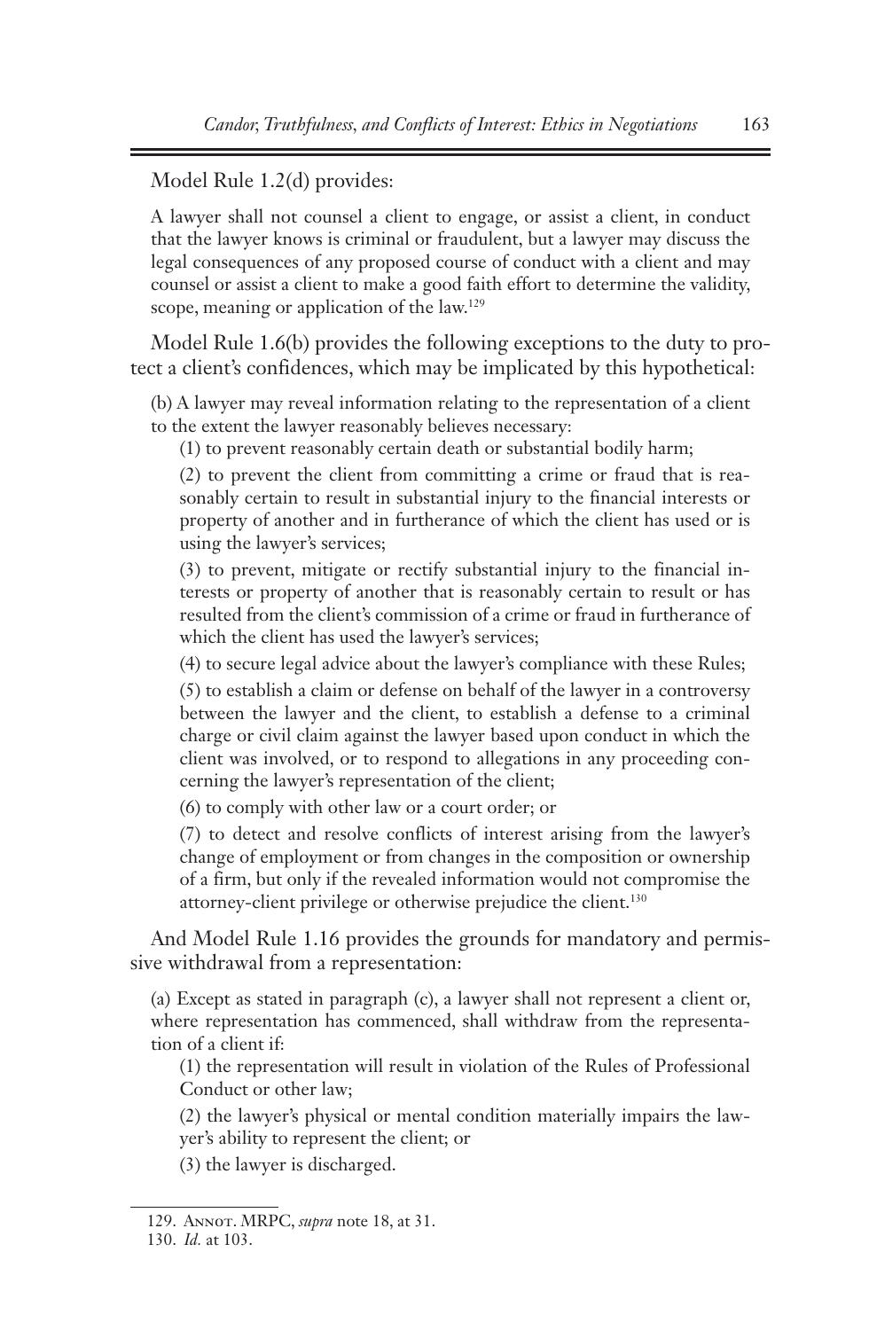Model Rule 1.2(d) provides:

> A lawyer shall not counsel a client to engage, or assist a client, in conduct that the lawyer knows is criminal or fraudulent, but a lawyer may discuss the legal consequences of any proposed course of conduct with a client and may counsel or assist a client to make a good faith effort to determine the validity, scope, meaning or application of the law.[129]

Model Rule 1.6(b) provides the following exceptions to the duty to protect a client's confidences, which may be implicated by this hypothetical:

> (b) A lawyer may reveal information relating to the representation of a client to the extent the lawyer reasonably believes necessary:
>
> (1) to prevent reasonably certain death or substantial bodily harm;
>
> (2) to prevent the client from committing a crime or fraud that is reasonably certain to result in substantial injury to the financial interests or property of another and in furtherance of which the client has used or is using the lawyer's services;
>
> (3) to prevent, mitigate or rectify substantial injury to the financial interests or property of another that is reasonably certain to result or has resulted from the client's commission of a crime or fraud in furtherance of which the client has used the lawyer's services;
>
> (4) to secure legal advice about the lawyer's compliance with these Rules;
>
> (5) to establish a claim or defense on behalf of the lawyer in a controversy between the lawyer and the client, to establish a defense to a criminal charge or civil claim against the lawyer based upon conduct in which the client was involved, or to respond to allegations in any proceeding concerning the lawyer's representation of the client;
>
> (6) to comply with other law or a court order; or
>
> (7) to detect and resolve conflicts of interest arising from the lawyer's change of employment or from changes in the composition or ownership of a firm, but only if the revealed information would not compromise the attorney-client privilege or otherwise prejudice the client.[130]

And Model Rule 1.16 provides the grounds for mandatory and permissive withdrawal from a representation:

> (a) Except as stated in paragraph (c), a lawyer shall not represent a client or, where representation has commenced, shall withdraw from the representation of a client if:
>
> (1) the representation will result in violation of the Rules of Professional Conduct or other law;
>
> (2) the lawyer's physical or mental condition materially impairs the lawyer's ability to represent the client; or
>
> (3) the lawyer is discharged.

---

129. Annot. MRPC, *supra* note 18, at 31.

130. *Id.* at 103.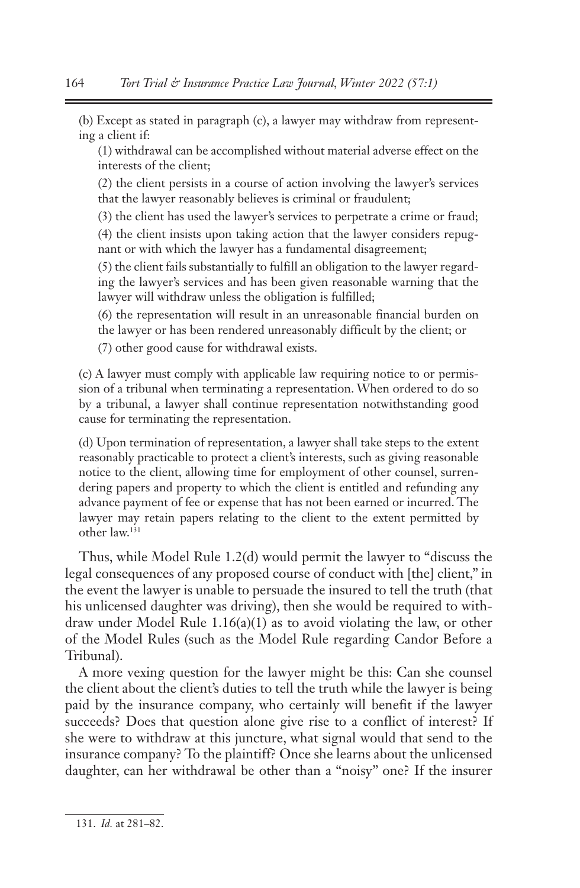(b) Except as stated in paragraph (c), a lawyer may withdraw from representing a client if:

(1) withdrawal can be accomplished without material adverse effect on the interests of the client;

(2) the client persists in a course of action involving the lawyer's services that the lawyer reasonably believes is criminal or fraudulent;

(3) the client has used the lawyer's services to perpetrate a crime or fraud;

(4) the client insists upon taking action that the lawyer considers repugnant or with which the lawyer has a fundamental disagreement;

(5) the client fails substantially to fulfill an obligation to the lawyer regarding the lawyer's services and has been given reasonable warning that the lawyer will withdraw unless the obligation is fulfilled;

(6) the representation will result in an unreasonable financial burden on the lawyer or has been rendered unreasonably difficult by the client; or

(7) other good cause for withdrawal exists.

(c) A lawyer must comply with applicable law requiring notice to or permission of a tribunal when terminating a representation. When ordered to do so by a tribunal, a lawyer shall continue representation notwithstanding good cause for terminating the representation.

(d) Upon termination of representation, a lawyer shall take steps to the extent reasonably practicable to protect a client's interests, such as giving reasonable notice to the client, allowing time for employment of other counsel, surrendering papers and property to which the client is entitled and refunding any advance payment of fee or expense that has not been earned or incurred. The lawyer may retain papers relating to the client to the extent permitted by other law.[131]

Thus, while Model Rule 1.2(d) would permit the lawyer to "discuss the legal consequences of any proposed course of conduct with [the] client," in the event the lawyer is unable to persuade the insured to tell the truth (that his unlicensed daughter was driving), then she would be required to withdraw under Model Rule 1.16(a)(1) as to avoid violating the law, or other of the Model Rules (such as the Model Rule regarding Candor Before a Tribunal).

A more vexing question for the lawyer might be this: Can she counsel the client about the client's duties to tell the truth while the lawyer is being paid by the insurance company, who certainly will benefit if the lawyer succeeds? Does that question alone give rise to a conflict of interest? If she were to withdraw at this juncture, what signal would that send to the insurance company? To the plaintiff? Once she learns about the unlicensed daughter, can her withdrawal be other than a "noisy" one? If the insurer

131. *Id.* at 281–82.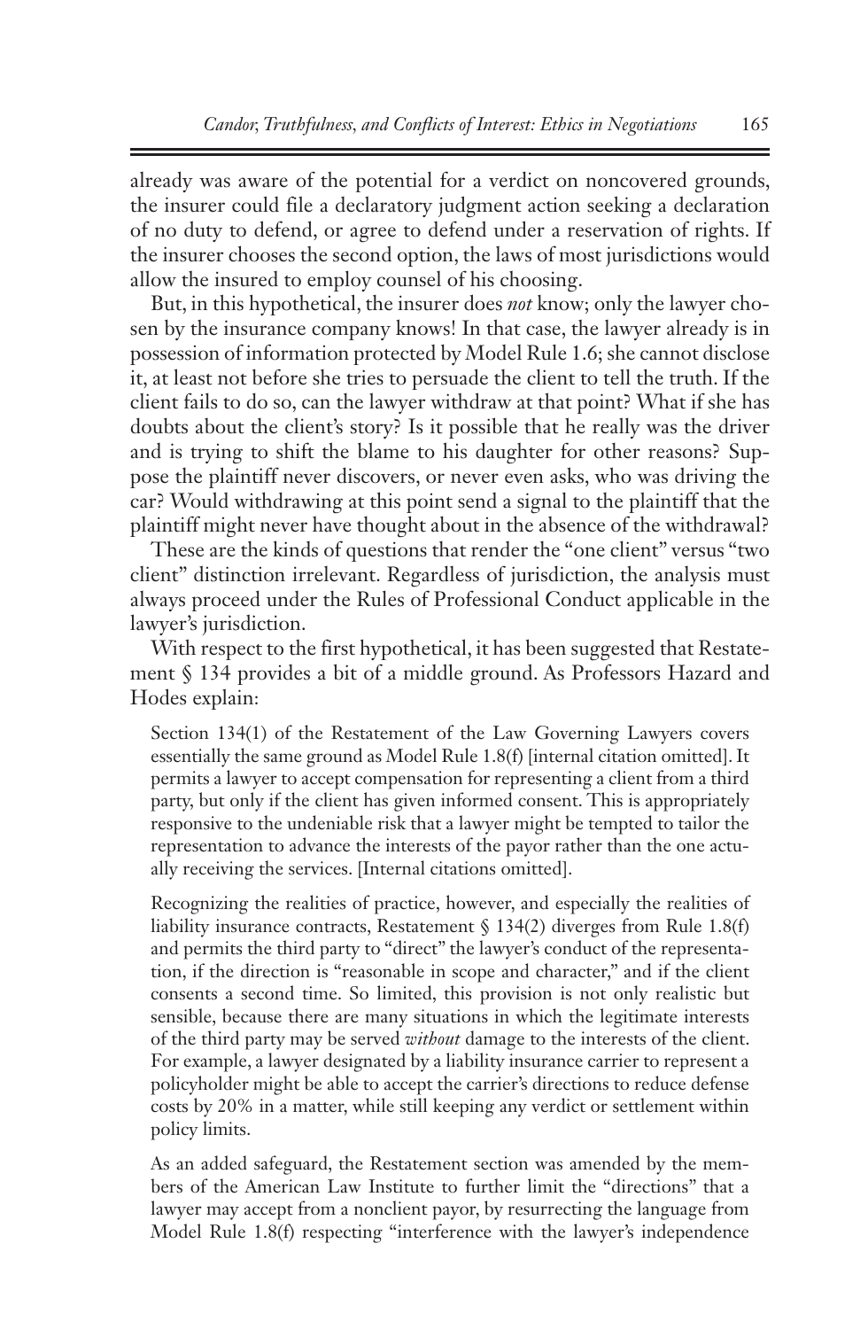already was aware of the potential for a verdict on noncovered grounds, the insurer could file a declaratory judgment action seeking a declaration of no duty to defend, or agree to defend under a reservation of rights. If the insurer chooses the second option, the laws of most jurisdictions would allow the insured to employ counsel of his choosing.

But, in this hypothetical, the insurer does *not* know; only the lawyer chosen by the insurance company knows! In that case, the lawyer already is in possession of information protected by Model Rule 1.6; she cannot disclose it, at least not before she tries to persuade the client to tell the truth. If the client fails to do so, can the lawyer withdraw at that point? What if she has doubts about the client's story? Is it possible that he really was the driver and is trying to shift the blame to his daughter for other reasons? Suppose the plaintiff never discovers, or never even asks, who was driving the car? Would withdrawing at this point send a signal to the plaintiff that the plaintiff might never have thought about in the absence of the withdrawal?

These are the kinds of questions that render the "one client" versus "two client" distinction irrelevant. Regardless of jurisdiction, the analysis must always proceed under the Rules of Professional Conduct applicable in the lawyer's jurisdiction.

With respect to the first hypothetical, it has been suggested that Restatement § 134 provides a bit of a middle ground. As Professors Hazard and Hodes explain:

> Section 134(1) of the Restatement of the Law Governing Lawyers covers essentially the same ground as Model Rule 1.8(f) [internal citation omitted]. It permits a lawyer to accept compensation for representing a client from a third party, but only if the client has given informed consent. This is appropriately responsive to the undeniable risk that a lawyer might be tempted to tailor the representation to advance the interests of the payor rather than the one actually receiving the services. [Internal citations omitted].
>
> Recognizing the realities of practice, however, and especially the realities of liability insurance contracts, Restatement § 134(2) diverges from Rule 1.8(f) and permits the third party to "direct" the lawyer's conduct of the representation, if the direction is "reasonable in scope and character," and if the client consents a second time. So limited, this provision is not only realistic but sensible, because there are many situations in which the legitimate interests of the third party may be served *without* damage to the interests of the client. For example, a lawyer designated by a liability insurance carrier to represent a policyholder might be able to accept the carrier's directions to reduce defense costs by 20% in a matter, while still keeping any verdict or settlement within policy limits.
>
> As an added safeguard, the Restatement section was amended by the members of the American Law Institute to further limit the "directions" that a lawyer may accept from a nonclient payor, by resurrecting the language from Model Rule 1.8(f) respecting "interference with the lawyer's independence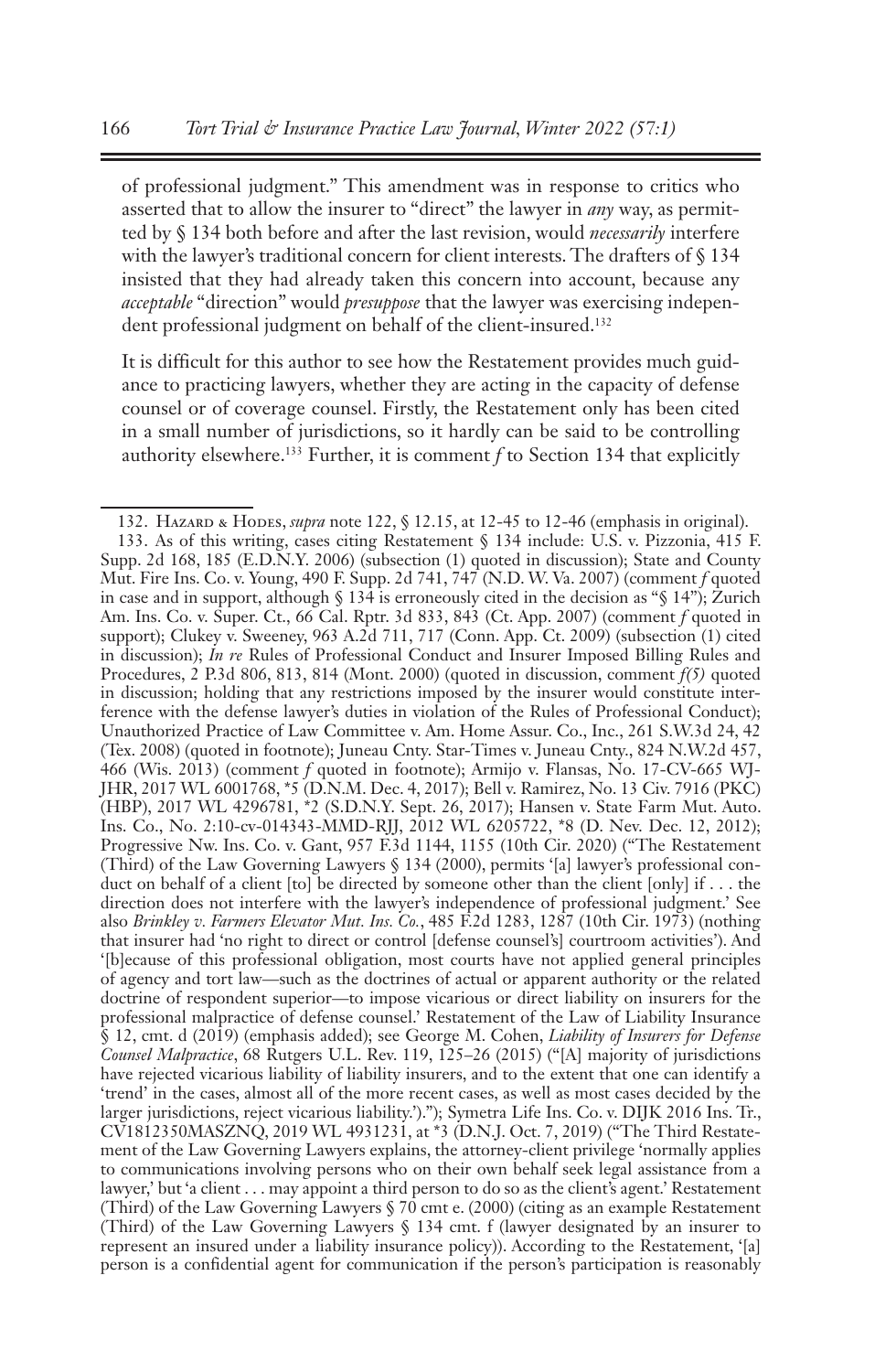of professional judgment." This amendment was in response to critics who asserted that to allow the insurer to "direct" the lawyer in *any* way, as permitted by § 134 both before and after the last revision, would *necessarily* interfere with the lawyer's traditional concern for client interests. The drafters of § 134 insisted that they had already taken this concern into account, because any *acceptable* "direction" would *presuppose* that the lawyer was exercising independent professional judgment on behalf of the client-insured.[132]

It is difficult for this author to see how the Restatement provides much guidance to practicing lawyers, whether they are acting in the capacity of defense counsel or of coverage counsel. Firstly, the Restatement only has been cited in a small number of jurisdictions, so it hardly can be said to be controlling authority elsewhere.[133] Further, it is comment *f* to Section 134 that explicitly

---

132. Hazard & Hodes, *supra* note 122, § 12.15, at 12-45 to 12-46 (emphasis in original).

133. As of this writing, cases citing Restatement § 134 include: U.S. v. Pizzonia, 415 F. Supp. 2d 168, 185 (E.D.N.Y. 2006) (subsection (1) quoted in discussion); State and County Mut. Fire Ins. Co. v. Young, 490 F. Supp. 2d 741, 747 (N.D. W. Va. 2007) (comment *f* quoted in case and in support, although § 134 is erroneously cited in the decision as "§ 14"); Zurich Am. Ins. Co. v. Super. Ct., 66 Cal. Rptr. 3d 833, 843 (Ct. App. 2007) (comment *f* quoted in support); Clukey v. Sweeney, 963 A.2d 711, 717 (Conn. App. Ct. 2009) (subsection (1) cited in discussion); *In re* Rules of Professional Conduct and Insurer Imposed Billing Rules and Procedures, 2 P.3d 806, 813, 814 (Mont. 2000) (quoted in discussion, comment *f(5)* quoted in discussion; holding that any restrictions imposed by the insurer would constitute interference with the defense lawyer's duties in violation of the Rules of Professional Conduct); Unauthorized Practice of Law Committee v. Am. Home Assur. Co., Inc., 261 S.W.3d 24, 42 (Tex. 2008) (quoted in footnote); Juneau Cnty. Star-Times v. Juneau Cnty., 824 N.W.2d 457, 466 (Wis. 2013) (comment *f* quoted in footnote); Armijo v. Flansas, No. 17-CV-665 WJ-JHR, 2017 WL 6001768, *5 (D.N.M. Dec. 4, 2017); Bell v. Ramirez, No. 13 Civ. 7916 (PKC) (HBP), 2017 WL 4296781, *2 (S.D.N.Y. Sept. 26, 2017); Hansen v. State Farm Mut. Auto. Ins. Co., No. 2:10-cv-014343-MMD-RJJ, 2012 WL 6205722, *8 (D. Nev. Dec. 12, 2012); Progressive Nw. Ins. Co. v. Gant, 957 F.3d 1144, 1155 (10th Cir. 2020) ("The Restatement (Third) of the Law Governing Lawyers § 134 (2000), permits '[a] lawyer's professional conduct on behalf of a client [to] be directed by someone other than the client [only] if . . . the direction does not interfere with the lawyer's independence of professional judgment.' See also *Brinkley v. Farmers Elevator Mut. Ins. Co.*, 485 F.2d 1283, 1287 (10th Cir. 1973) (nothing that insurer had 'no right to direct or control [defense counsel's] courtroom activities'). And '[b]ecause of this professional obligation, most courts have not applied general principles of agency and tort law—such as the doctrines of actual or apparent authority or the related doctrine of respondent superior—to impose vicarious or direct liability on insurers for the professional malpractice of defense counsel.' Restatement of the Law of Liability Insurance § 12, cmt. d (2019) (emphasis added); see George M. Cohen, *Liability of Insurers for Defense Counsel Malpractice*, 68 Rutgers U.L. Rev. 119, 125–26 (2015) ("[A] majority of jurisdictions have rejected vicarious liability of liability insurers, and to the extent that one can identify a 'trend' in the cases, almost all of the more recent cases, as well as most cases decided by the larger jurisdictions, reject vicarious liability.')."); Symetra Life Ins. Co. v. DIJK 2016 Ins. Tr., CV1812350MASZNQ, 2019 WL 4931231, at *3 (D.N.J. Oct. 7, 2019) ("The Third Restatement of the Law Governing Lawyers explains, the attorney-client privilege 'normally applies to communications involving persons who on their own behalf seek legal assistance from a lawyer,' but 'a client . . . may appoint a third person to do so as the client's agent.' Restatement (Third) of the Law Governing Lawyers § 70 cmt e. (2000) (citing as an example Restatement (Third) of the Law Governing Lawyers § 134 cmt. f (lawyer designated by an insurer to represent an insured under a liability insurance policy)). According to the Restatement, '[a] person is a confidential agent for communication if the person's participation is reasonably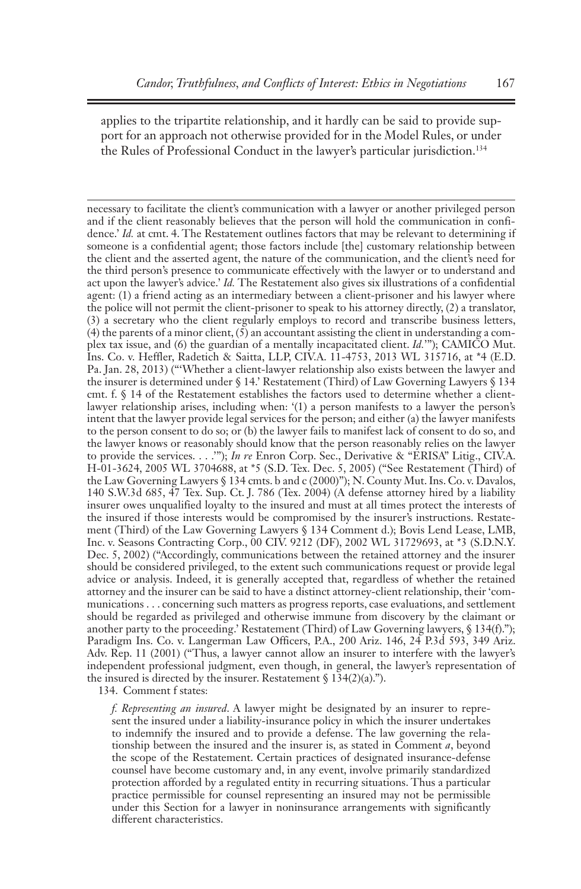applies to the tripartite relationship, and it hardly can be said to provide support for an approach not otherwise provided for in the Model Rules, or under the Rules of Professional Conduct in the lawyer's particular jurisdiction.[134]

---

necessary to facilitate the client's communication with a lawyer or another privileged person and if the client reasonably believes that the person will hold the communication in confidence.' *Id.* at cmt. 4. The Restatement outlines factors that may be relevant to determining if someone is a confidential agent; those factors include [the] customary relationship between the client and the asserted agent, the nature of the communication, and the client's need for the third person's presence to communicate effectively with the lawyer or to understand and act upon the lawyer's advice.' *Id.* The Restatement also gives six illustrations of a confidential agent: (1) a friend acting as an intermediary between a client-prisoner and his lawyer where the police will not permit the client-prisoner to speak to his attorney directly, (2) a translator, (3) a secretary who the client regularly employs to record and transcribe business letters, (4) the parents of a minor client, (5) an accountant assisting the client in understanding a complex tax issue, and (6) the guardian of a mentally incapacitated client. *Id.*'"); CAMICO Mut. Ins. Co. v. Heffler, Radetich & Saitta, LLP, CIV.A. 11-4753, 2013 WL 315716, at *4 (E.D. Pa. Jan. 28, 2013) ("'Whether a client-lawyer relationship also exists between the lawyer and the insurer is determined under § 14.' Restatement (Third) of Law Governing Lawyers § 134 cmt. f. § 14 of the Restatement establishes the factors used to determine whether a client-lawyer relationship arises, including when: '(1) a person manifests to a lawyer the person's intent that the lawyer provide legal services for the person; and either (a) the lawyer manifests to the person consent to do so; or (b) the lawyer fails to manifest lack of consent to do so, and the lawyer knows or reasonably should know that the person reasonably relies on the lawyer to provide the services. . . .'"); *In re* Enron Corp. Sec., Derivative & "ERISA" Litig., CIV.A. H-01-3624, 2005 WL 3704688, at *5 (S.D. Tex. Dec. 5, 2005) ("See Restatement (Third) of the Law Governing Lawyers § 134 cmts. b and c (2000)"); N. County Mut. Ins. Co. v. Davalos, 140 S.W.3d 685, 47 Tex. Sup. Ct. J. 786 (Tex. 2004) (A defense attorney hired by a liability insurer owes unqualified loyalty to the insured and must at all times protect the interests of the insured if those interests would be compromised by the insurer's instructions. Restatement (Third) of the Law Governing Lawyers § 134 Comment d.); Bovis Lend Lease, LMB, Inc. v. Seasons Contracting Corp., 00 CIV. 9212 (DF), 2002 WL 31729693, at *3 (S.D.N.Y. Dec. 5, 2002) ("Accordingly, communications between the retained attorney and the insurer should be considered privileged, to the extent such communications request or provide legal advice or analysis. Indeed, it is generally accepted that, regardless of whether the retained attorney and the insurer can be said to have a distinct attorney-client relationship, their 'communications . . . concerning such matters as progress reports, case evaluations, and settlement should be regarded as privileged and otherwise immune from discovery by the claimant or another party to the proceeding.' Restatement (Third) of Law Governing lawyers, § 134(f)."); Paradigm Ins. Co. v. Langerman Law Officers, P.A., 200 Ariz. 146, 24 P.3d 593, 349 Ariz. Adv. Rep. 11 (2001) ("Thus, a lawyer cannot allow an insurer to interfere with the lawyer's independent professional judgment, even though, in general, the lawyer's representation of the insured is directed by the insurer. Restatement § 134(2)(a).").

134. Comment f states:

> *f. Representing an insured*. A lawyer might be designated by an insurer to represent the insured under a liability-insurance policy in which the insurer undertakes to indemnify the insured and to provide a defense. The law governing the relationship between the insured and the insurer is, as stated in Comment *a*, beyond the scope of the Restatement. Certain practices of designated insurance-defense counsel have become customary and, in any event, involve primarily standardized protection afforded by a regulated entity in recurring situations. Thus a particular practice permissible for counsel representing an insured may not be permissible under this Section for a lawyer in noninsurance arrangements with significantly different characteristics.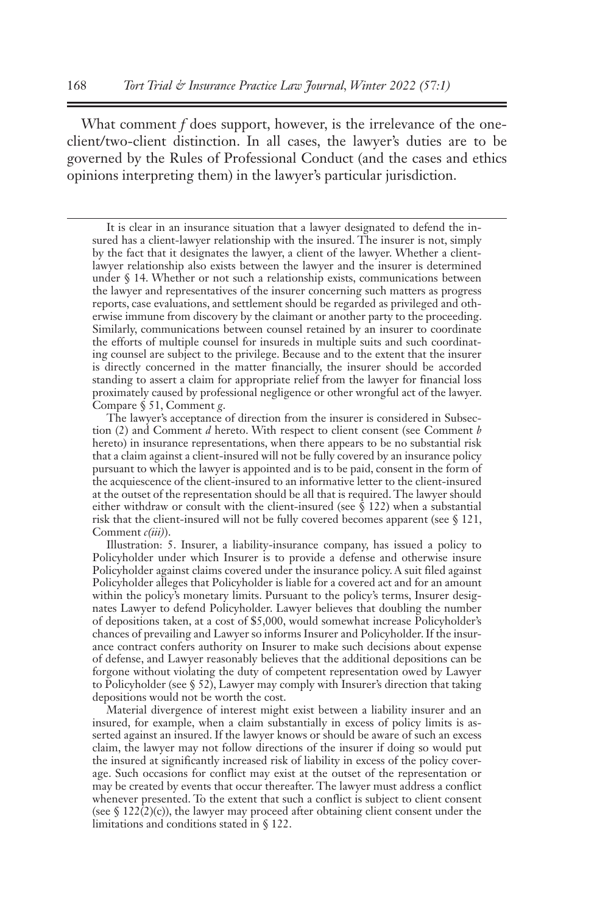What comment *f* does support, however, is the irrelevance of the one-client/two-client distinction. In all cases, the lawyer's duties are to be governed by the Rules of Professional Conduct (and the cases and ethics opinions interpreting them) in the lawyer's particular jurisdiction.

---

It is clear in an insurance situation that a lawyer designated to defend the insured has a client-lawyer relationship with the insured. The insurer is not, simply by the fact that it designates the lawyer, a client of the lawyer. Whether a client-lawyer relationship also exists between the lawyer and the insurer is determined under § 14. Whether or not such a relationship exists, communications between the lawyer and representatives of the insurer concerning such matters as progress reports, case evaluations, and settlement should be regarded as privileged and otherwise immune from discovery by the claimant or another party to the proceeding. Similarly, communications between counsel retained by an insurer to coordinate the efforts of multiple counsel for insureds in multiple suits and such coordinating counsel are subject to the privilege. Because and to the extent that the insurer is directly concerned in the matter financially, the insurer should be accorded standing to assert a claim for appropriate relief from the lawyer for financial loss proximately caused by professional negligence or other wrongful act of the lawyer. Compare § 51, Comment *g*.

The lawyer's acceptance of direction from the insurer is considered in Subsection (2) and Comment *d* hereto. With respect to client consent (see Comment *b* hereto) in insurance representations, when there appears to be no substantial risk that a claim against a client-insured will not be fully covered by an insurance policy pursuant to which the lawyer is appointed and is to be paid, consent in the form of the acquiescence of the client-insured to an informative letter to the client-insured at the outset of the representation should be all that is required. The lawyer should either withdraw or consult with the client-insured (see § 122) when a substantial risk that the client-insured will not be fully covered becomes apparent (see § 121, Comment *c(iii)*).

Illustration: 5. Insurer, a liability-insurance company, has issued a policy to Policyholder under which Insurer is to provide a defense and otherwise insure Policyholder against claims covered under the insurance policy. A suit filed against Policyholder alleges that Policyholder is liable for a covered act and for an amount within the policy's monetary limits. Pursuant to the policy's terms, Insurer designates Lawyer to defend Policyholder. Lawyer believes that doubling the number of depositions taken, at a cost of $5,000, would somewhat increase Policyholder's chances of prevailing and Lawyer so informs Insurer and Policyholder. If the insurance contract confers authority on Insurer to make such decisions about expense of defense, and Lawyer reasonably believes that the additional depositions can be forgone without violating the duty of competent representation owed by Lawyer to Policyholder (see § 52), Lawyer may comply with Insurer's direction that taking depositions would not be worth the cost.

Material divergence of interest might exist between a liability insurer and an insured, for example, when a claim substantially in excess of policy limits is asserted against an insured. If the lawyer knows or should be aware of such an excess claim, the lawyer may not follow directions of the insurer if doing so would put the insured at significantly increased risk of liability in excess of the policy coverage. Such occasions for conflict may exist at the outset of the representation or may be created by events that occur thereafter. The lawyer must address a conflict whenever presented. To the extent that such a conflict is subject to client consent (see § 122(2)(c)), the lawyer may proceed after obtaining client consent under the limitations and conditions stated in § 122.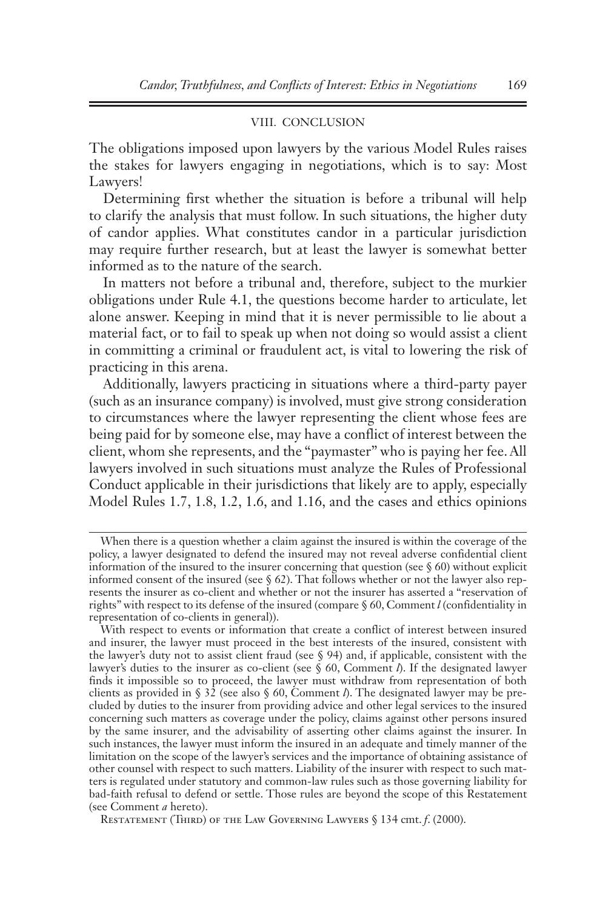## VIII. CONCLUSION

The obligations imposed upon lawyers by the various Model Rules raises the stakes for lawyers engaging in negotiations, which is to say: Most Lawyers!

Determining first whether the situation is before a tribunal will help to clarify the analysis that must follow. In such situations, the higher duty of candor applies. What constitutes candor in a particular jurisdiction may require further research, but at least the lawyer is somewhat better informed as to the nature of the search.

In matters not before a tribunal and, therefore, subject to the murkier obligations under Rule 4.1, the questions become harder to articulate, let alone answer. Keeping in mind that it is never permissible to lie about a material fact, or to fail to speak up when not doing so would assist a client in committing a criminal or fraudulent act, is vital to lowering the risk of practicing in this arena.

Additionally, lawyers practicing in situations where a third-party payer (such as an insurance company) is involved, must give strong consideration to circumstances where the lawyer representing the client whose fees are being paid for by someone else, may have a conflict of interest between the client, whom she represents, and the "paymaster" who is paying her fee. All lawyers involved in such situations must analyze the Rules of Professional Conduct applicable in their jurisdictions that likely are to apply, especially Model Rules 1.7, 1.8, 1.2, 1.6, and 1.16, and the cases and ethics opinions

---

When there is a question whether a claim against the insured is within the coverage of the policy, a lawyer designated to defend the insured may not reveal adverse confidential client information of the insured to the insurer concerning that question (see § 60) without explicit informed consent of the insured (see § 62). That follows whether or not the lawyer also represents the insurer as co-client and whether or not the insurer has asserted a "reservation of rights" with respect to its defense of the insured (compare § 60, Comment *l* (confidentiality in representation of co-clients in general)).

With respect to events or information that create a conflict of interest between insured and insurer, the lawyer must proceed in the best interests of the insured, consistent with the lawyer's duty not to assist client fraud (see § 94) and, if applicable, consistent with the lawyer's duties to the insurer as co-client (see § 60, Comment *l*). If the designated lawyer finds it impossible so to proceed, the lawyer must withdraw from representation of both clients as provided in § 32 (see also § 60, Comment *l*). The designated lawyer may be precluded by duties to the insurer from providing advice and other legal services to the insured concerning such matters as coverage under the policy, claims against other persons insured by the same insurer, and the advisability of asserting other claims against the insurer. In such instances, the lawyer must inform the insured in an adequate and timely manner of the limitation on the scope of the lawyer's services and the importance of obtaining assistance of other counsel with respect to such matters. Liability of the insurer with respect to such matters is regulated under statutory and common-law rules such as those governing liability for bad-faith refusal to defend or settle. Those rules are beyond the scope of this Restatement (see Comment *a* hereto).

Restatement (Third) of the Law Governing Lawyers § 134 cmt. *f*. (2000).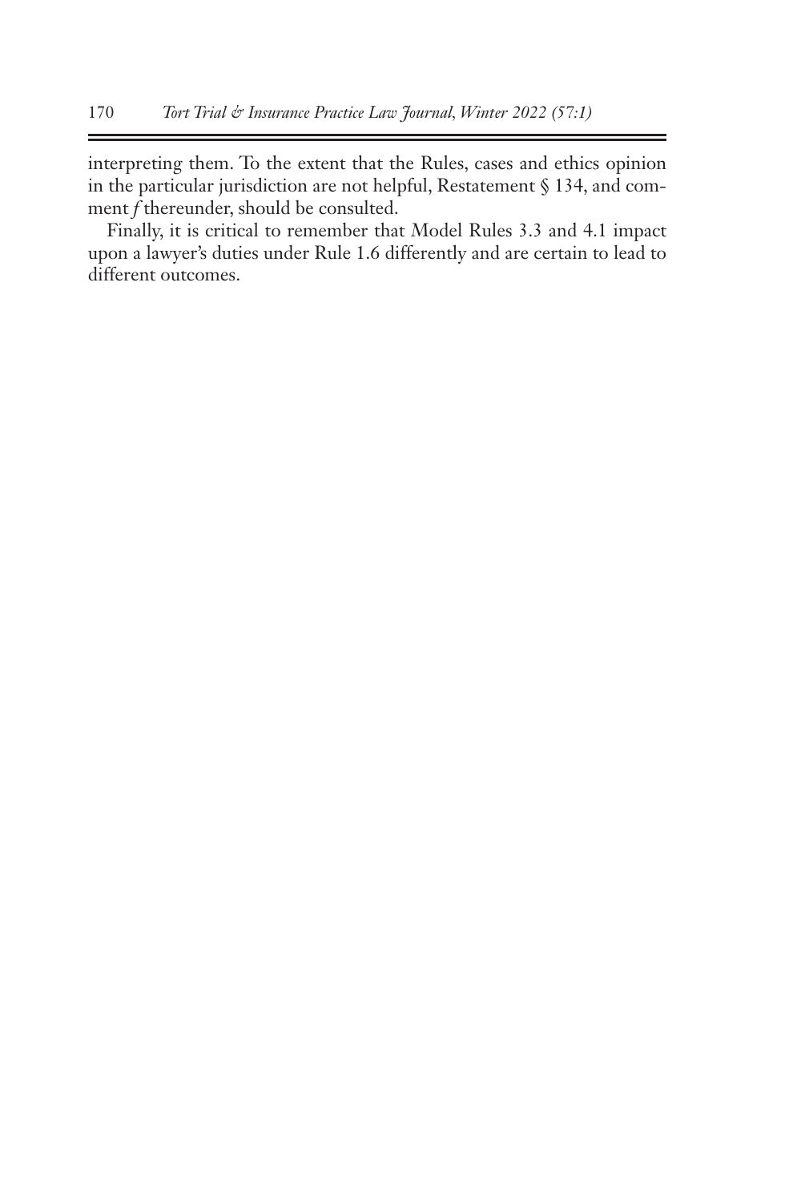interpreting them. To the extent that the Rules, cases and ethics opinion in the particular jurisdiction are not helpful, Restatement § 134, and comment *f* thereunder, should be consulted.

Finally, it is critical to remember that Model Rules 3.3 and 4.1 impact upon a lawyer's duties under Rule 1.6 differently and are certain to lead to different outcomes.